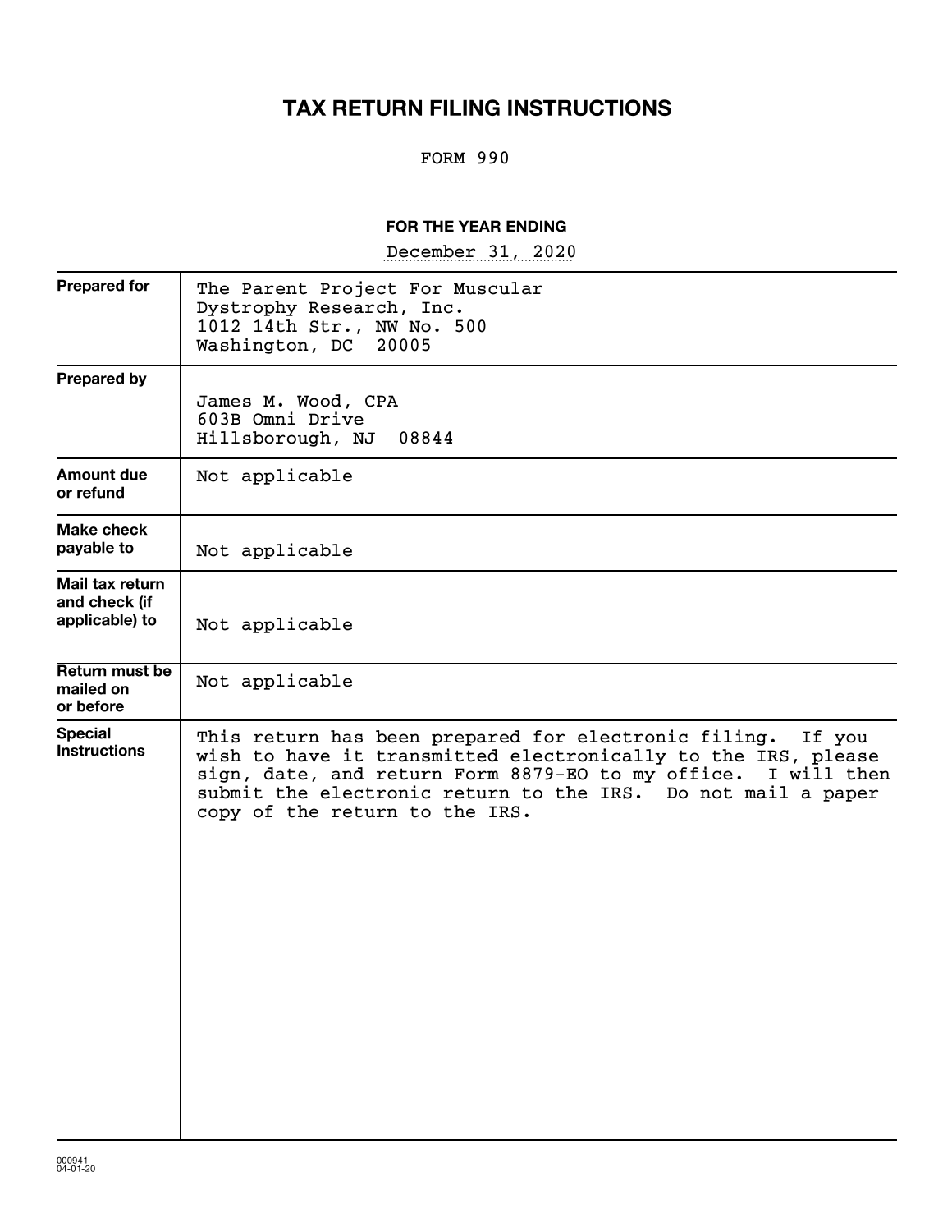# TAX RETURN FILING INSTRUCTIONS

FORM 990

**FOR THE YEAR ENDING**

December 31, 2020

| | |
|---|---|
| **Prepared for** | The Parent Project For Muscular Dystrophy Research, Inc.<br>1012 14th Str., NW No. 500<br>Washington, DC 20005 |
| **Prepared by** | James M. Wood, CPA<br>603B Omni Drive<br>Hillsborough, NJ 08844 |
| **Amount due or refund** | Not applicable |
| **Make check payable to** | Not applicable |
| **Mail tax return and check (if applicable) to** | Not applicable |
| **Return must be mailed on or before** | Not applicable |
| **Special Instructions** | This return has been prepared for electronic filing. If you wish to have it transmitted electronically to the IRS, please sign, date, and return Form 8879-EO to my office. I will then submit the electronic return to the IRS. Do not mail a paper copy of the return to the IRS. |

000941
04-01-20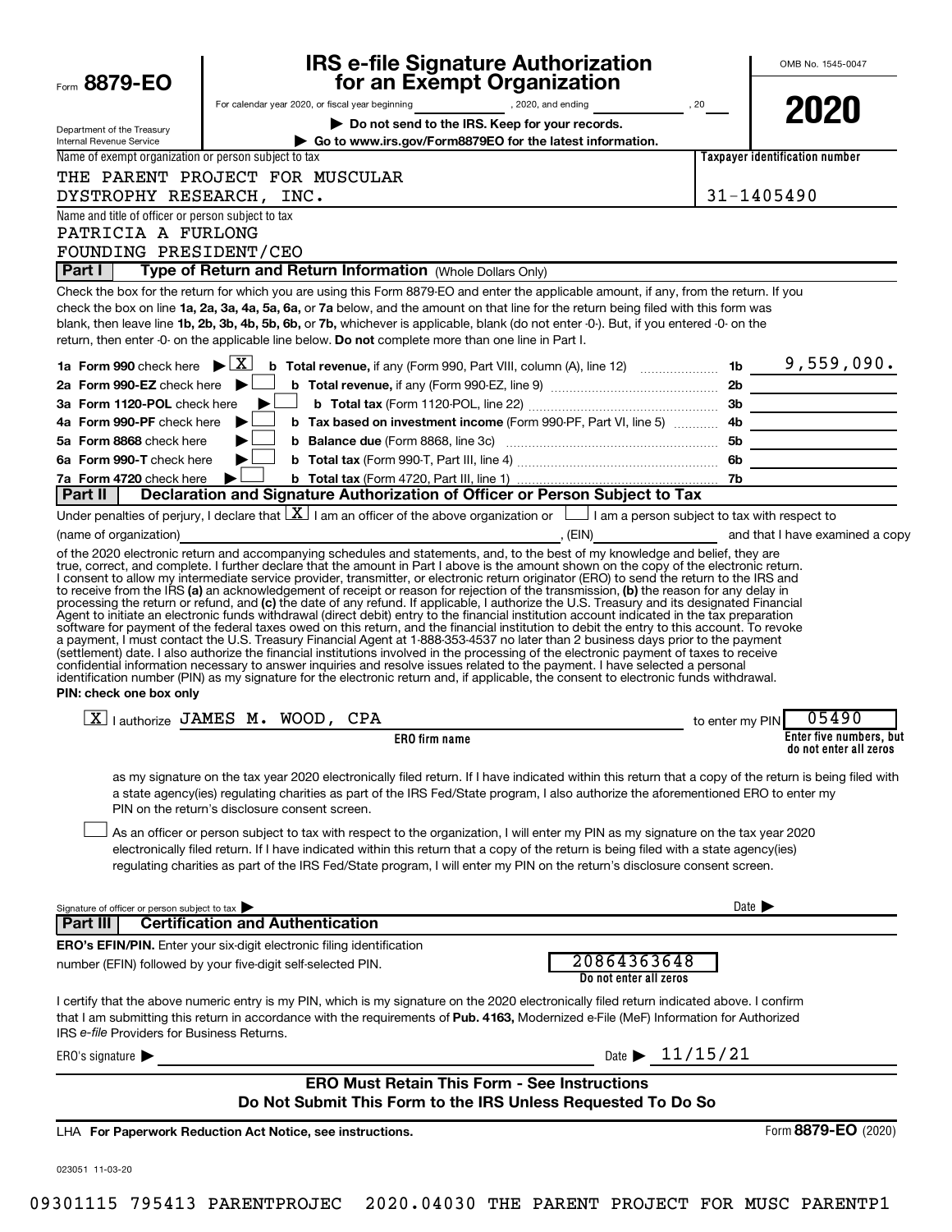Form **8879-EO**

Department of the Treasury
Internal Revenue Service

# IRS e-file Signature Authorization for an Exempt Organization

For calendar year 2020, or fiscal year beginning \_\_\_\_\_\_\_\_, 2020, and ending \_\_\_\_\_\_\_\_, 20\_\_

▶ **Do not send to the IRS. Keep for your records.**

▶ **Go to www.irs.gov/Form8879EO for the latest information.**

OMB No. 1545-0047

**2020**

Name of exempt organization or person subject to tax
THE PARENT PROJECT FOR MUSCULAR DYSTROPHY RESEARCH, INC.

**Taxpayer identification number**
31-1405490

Name and title of officer or person subject to tax
PATRICIA A FURLONG
FOUNDING PRESIDENT/CEO

## Part I — Type of Return and Return Information (Whole Dollars Only)

Check the box for the return for which you are using this Form 8879-EO and enter the applicable amount, if any, from the return. If you check the box on line **1a, 2a, 3a, 4a, 5a, 6a,** or **7a** below, and the amount on that line for the return being filed with this form was blank, then leave line **1b, 2b, 3b, 4b, 5b, 6b,** or **7b,** whichever is applicable, blank (do not enter -0-). But, if you entered -0- on the return, then enter -0- on the applicable line below. **Do not** complete more than one line in Part I.

| | | | |
|---|---|---|---|
| **1a Form 990** check here ▶ [X] | **b Total revenue,** if any (Form 990, Part VIII, column (A), line 12) | 1b | 9,559,090. |
| **2a Form 990-EZ** check here ▶ [ ] | **b Total revenue,** if any (Form 990-EZ, line 9) | 2b | |
| **3a Form 1120-POL** check here ▶ [ ] | **b Total tax** (Form 1120-POL, line 22) | 3b | |
| **4a Form 990-PF** check here ▶ [ ] | **b Tax based on investment income** (Form 990-PF, Part VI, line 5) | 4b | |
| **5a Form 8868** check here ▶ [ ] | **b Balance due** (Form 8868, line 3c) | 5b | |
| **6a Form 990-T** check here ▶ [ ] | **b Total tax** (Form 990-T, Part III, line 4) | 6b | |
| **7a Form 4720** check here ▶ [ ] | **b Total tax** (Form 4720, Part III, line 1) | 7b | |

## Part II — Declaration and Signature Authorization of Officer or Person Subject to Tax

Under penalties of perjury, I declare that [X] I am an officer of the above organization or [ ] I am a person subject to tax with respect to (name of organization) \_\_\_\_\_\_\_\_, (EIN) \_\_\_\_\_\_\_\_ and that I have examined a copy of the 2020 electronic return and accompanying schedules and statements, and, to the best of my knowledge and belief, they are true, correct, and complete. I further declare that the amount in Part I above is the amount shown on the copy of the electronic return. I consent to allow my intermediate service provider, transmitter, or electronic return originator (ERO) to send the return to the IRS and to receive from the IRS **(a)** an acknowledgement of receipt or reason for rejection of the transmission, **(b)** the reason for any delay in processing the return or refund, and **(c)** the date of any refund. If applicable, I authorize the U.S. Treasury and its designated Financial Agent to initiate an electronic funds withdrawal (direct debit) entry to the financial institution account indicated in the tax preparation software for payment of the federal taxes owed on this return, and the financial institution to debit the entry to this account. To revoke a payment, I must contact the U.S. Treasury Financial Agent at 1-888-353-4537 no later than 2 business days prior to the payment (settlement) date. I also authorize the financial institutions involved in the processing of the electronic payment of taxes to receive confidential information necessary to answer inquiries and resolve issues related to the payment. I have selected a personal identification number (PIN) as my signature for the electronic return and, if applicable, the consent to electronic funds withdrawal.

**PIN: check one box only**

[X] I authorize JAMES M. WOOD, CPA (**ERO firm name**) to enter my PIN 05490 (**Enter five numbers, but do not enter all zeros**)

as my signature on the tax year 2020 electronically filed return. If I have indicated within this return that a copy of the return is being filed with a state agency(ies) regulating charities as part of the IRS Fed/State program, I also authorize the aforementioned ERO to enter my PIN on the return's disclosure consent screen.

[ ] As an officer or person subject to tax with respect to the organization, I will enter my PIN as my signature on the tax year 2020 electronically filed return. If I have indicated within this return that a copy of the return is being filed with a state agency(ies) regulating charities as part of the IRS Fed/State program, I will enter my PIN on the return's disclosure consent screen.

Signature of officer or person subject to tax ▶ \_\_\_\_\_\_\_\_ Date ▶ \_\_\_\_\_\_\_\_

## Part III — Certification and Authentication

**ERO's EFIN/PIN.** Enter your six-digit electronic filing identification number (EFIN) followed by your five-digit self-selected PIN.

20864363648
**Do not enter all zeros**

I certify that the above numeric entry is my PIN, which is my signature on the 2020 electronically filed return indicated above. I confirm that I am submitting this return in accordance with the requirements of **Pub. 4163,** Modernized e-File (MeF) Information for Authorized IRS *e-file* Providers for Business Returns.

ERO's signature ▶ \_\_\_\_\_\_\_\_ Date ▶ 11/15/21

**ERO Must Retain This Form - See Instructions**
**Do Not Submit This Form to the IRS Unless Requested To Do So**

LHA **For Paperwork Reduction Act Notice, see instructions.**

Form **8879-EO** (2020)

023051 11-03-20

09301115 795413 PARENTPROJEC 2020.04030 THE PARENT PROJECT FOR MUSC PARENTP1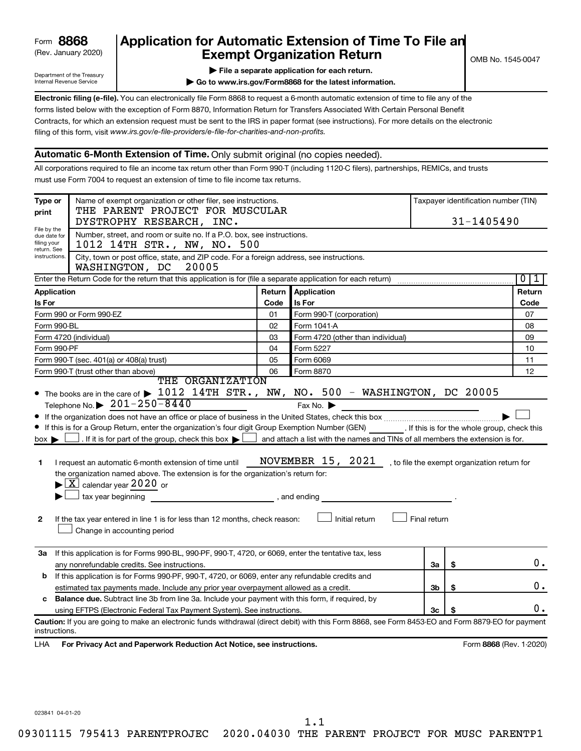Form **8868** (Rev. January 2020)

Department of the Treasury Internal Revenue Service

# Application for Automatic Extension of Time To File an Exempt Organization Return

OMB No. 1545-0047

▶ **File a separate application for each return.**

▶ **Go to www.irs.gov/Form8868 for the latest information.**

**Electronic filing (e-file).** You can electronically file Form 8868 to request a 6-month automatic extension of time to file any of the forms listed below with the exception of Form 8870, Information Return for Transfers Associated With Certain Personal Benefit Contracts, for which an extension request must be sent to the IRS in paper format (see instructions). For more details on the electronic filing of this form, visit *www.irs.gov/e-file-providers/e-file-for-charities-and-non-profits.*

## Automatic 6-Month Extension of Time. Only submit original (no copies needed).

All corporations required to file an income tax return other than Form 990-T (including 1120-C filers), partnerships, REMICs, and trusts must use Form 7004 to request an extension of time to file income tax returns.

| Type or print | Name of exempt organization or other filer, see instructions. THE PARENT PROJECT FOR MUSCULAR DYSTROPHY RESEARCH, INC. | Taxpayer identification number (TIN) 31-1405490 |
|---|---|---|
| File by the due date for filing your return. See instructions. | Number, street, and room or suite no. If a P.O. box, see instructions. 1012 14TH STR., NW, NO. 500 | |
| | City, town or post office, state, and ZIP code. For a foreign address, see instructions. WASHINGTON, DC 20005 | |

Enter the Return Code for the return that this application is for (file a separate application for each return) 01

| Application Is For | Return Code | Application Is For | Return Code |
|---|---|---|---|
| Form 990 or Form 990-EZ | 01 | Form 990-T (corporation) | 07 |
| Form 990-BL | 02 | Form 1041-A | 08 |
| Form 4720 (individual) | 03 | Form 4720 (other than individual) | 09 |
| Form 990-PF | 04 | Form 5227 | 10 |
| Form 990-T (sec. 401(a) or 408(a) trust) | 05 | Form 6069 | 11 |
| Form 990-T (trust other than above) | 06 | Form 8870 | 12 |

- The books are in the care of ▶ THE ORGANIZATION 1012 14TH STR., NW, NO. 500 - WASHINGTON, DC 20005

  Telephone No. ▶ 201-250-8440 Fax No. ▶
- If the organization does not have an office or place of business in the United States, check this box ▶ ☐
- If this is for a Group Return, enter the organization's four digit Group Exemption Number (GEN) ______. If this is for the whole group, check this box ▶ ☐. If it is for part of the group, check this box ▶ ☐ and attach a list with the names and TINs of all members the extension is for.

**1** I request an automatic 6-month extension of time until NOVEMBER 15, 2021, to file the exempt organization return for the organization named above. The extension is for the organization's return for:

▶ ☒ calendar year 2020 or

▶ ☐ tax year beginning ______, and ending ______.

**2** If the tax year entered in line 1 is for less than 12 months, check reason: ☐ Initial return ☐ Final return ☐ Change in accounting period

| | | | |
|---|---|---|---|
| **3a** | If this application is for Forms 990-BL, 990-PF, 990-T, 4720, or 6069, enter the tentative tax, less any nonrefundable credits. See instructions. | 3a | $ 0. |
| **b** | If this application is for Forms 990-PF, 990-T, 4720, or 6069, enter any refundable credits and estimated tax payments made. Include any prior year overpayment allowed as a credit. | 3b | $ 0. |
| **c** | **Balance due.** Subtract line 3b from line 3a. Include your payment with this form, if required, by using EFTPS (Electronic Federal Tax Payment System). See instructions. | 3c | $ 0. |

**Caution:** If you are going to make an electronic funds withdrawal (direct debit) with this Form 8868, see Form 8453-EO and Form 8879-EO for payment instructions.

LHA **For Privacy Act and Paperwork Reduction Act Notice, see instructions.** Form **8868** (Rev. 1-2020)

023841 04-01-20

1.1

09301115 795413 PARENTPROJEC 2020.04030 THE PARENT PROJECT FOR MUSC PARENTP1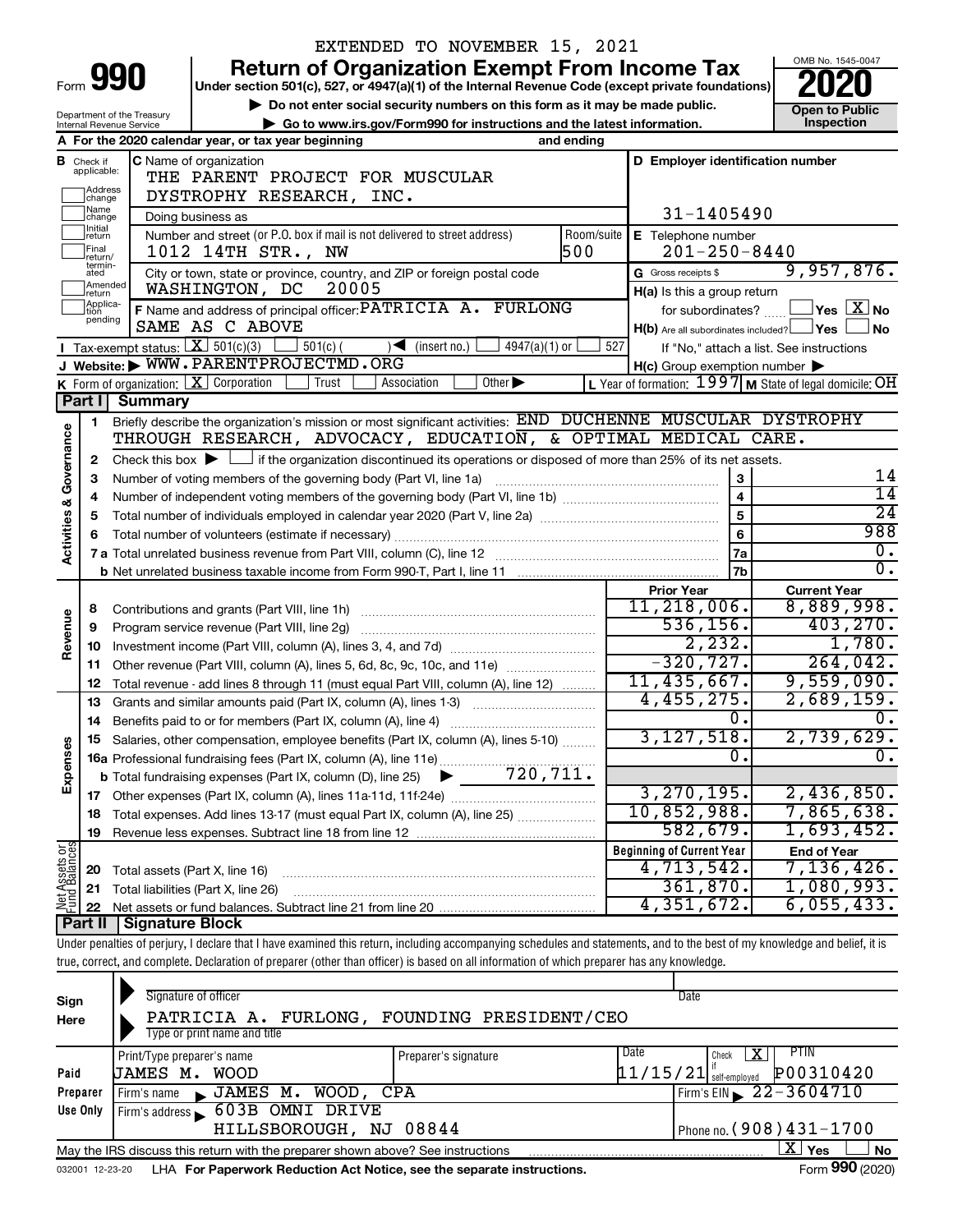EXTENDED TO NOVEMBER 15, 2021

# Form 990 — Return of Organization Exempt From Income Tax (2020)

Under section 501(c), 527, or 4947(a)(1) of the Internal Revenue Code (except private foundations)

▶ Do not enter social security numbers on this form as it may be made public.

▶ Go to www.irs.gov/Form990 for instructions and the latest information.

Department of the Treasury, Internal Revenue Service

OMB No. 1545-0047 — Open to Public Inspection

**A** For the 2020 calendar year, or tax year beginning and ending

**B** Check if applicable: Address change, Name change, Initial return, Final return/terminated, Amended return, Application pending

**C** Name of organization: THE PARENT PROJECT FOR MUSCULAR DYSTROPHY RESEARCH, INC.

Doing business as

Number and street (or P.O. box if mail is not delivered to street address): 1012 14TH STR., NW — Room/suite: 500

City or town, state or province, country, and ZIP or foreign postal code: WASHINGTON, DC 20005

**D** Employer identification number: 31-1405490

**E** Telephone number: 201-250-8440

**G** Gross receipts $ 9,957,876.

**F** Name and address of principal officer: PATRICIA A. FURLONG, SAME AS C ABOVE

**H(a)** Is this a group return for subordinates? ☐ Yes ☒ No

**H(b)** Are all subordinates included? ☐ Yes ☐ No — If "No," attach a list. See instructions

**H(c)** Group exemption number ▶

**I** Tax-exempt status: ☒ 501(c)(3) ☐ 501(c)( ) ◀ (insert no.) ☐ 4947(a)(1) or ☐ 527

**J** Website: ▶ WWW.PARENTPROJECTMD.ORG

**K** Form of organization: ☒ Corporation ☐ Trust ☐ Association ☐ Other ▶

**L** Year of formation: 1997 **M** State of legal domicile: OH

## Part I Summary

**Activities & Governance**

1. Briefly describe the organization's mission or most significant activities: END DUCHENNE MUSCULAR DYSTROPHY THROUGH RESEARCH, ADVOCACY, EDUCATION, & OPTIMAL MEDICAL CARE.
2. Check this box ▶ ☐ if the organization discontinued its operations or disposed of more than 25% of its net assets.

| Line | Description | | Value |
|---|---|---|---|
| 3 | Number of voting members of the governing body (Part VI, line 1a) | 3 | 14 |
| 4 | Number of independent voting members of the governing body (Part VI, line 1b) | 4 | 14 |
| 5 | Total number of individuals employed in calendar year 2020 (Part V, line 2a) | 5 | 24 |
| 6 | Total number of volunteers (estimate if necessary) | 6 | 988 |
| 7a | Total unrelated business revenue from Part VIII, column (C), line 12 | 7a | 0. |
| 7b | Net unrelated business taxable income from Form 990-T, Part I, line 11 | 7b | 0. |

| Section | Line | Description | Prior Year | Current Year |
|---|---|---|---|---|
| Revenue | 8 | Contributions and grants (Part VIII, line 1h) | 11,218,006. | 8,889,998. |
| | 9 | Program service revenue (Part VIII, line 2g) | 536,156. | 403,270. |
| | 10 | Investment income (Part VIII, column (A), lines 3, 4, and 7d) | 2,232. | 1,780. |
| | 11 | Other revenue (Part VIII, column (A), lines 5, 6d, 8c, 9c, 10c, and 11e) | -320,727. | 264,042. |
| | 12 | Total revenue - add lines 8 through 11 (must equal Part VIII, column (A), line 12) | 11,435,667. | 9,559,090. |
| Expenses | 13 | Grants and similar amounts paid (Part IX, column (A), lines 1-3) | 4,455,275. | 2,689,159. |
| | 14 | Benefits paid to or for members (Part IX, column (A), line 4) | 0. | 0. |
| | 15 | Salaries, other compensation, employee benefits (Part IX, column (A), lines 5-10) | 3,127,518. | 2,739,629. |
| | 16a | Professional fundraising fees (Part IX, column (A), line 11e) | 0. | 0. |
| | b | Total fundraising expenses (Part IX, column (D), line 25) ▶ 720,711. | | |
| | 17 | Other expenses (Part IX, column (A), lines 11a-11d, 11f-24e) | 3,270,195. | 2,436,850. |
| | 18 | Total expenses. Add lines 13-17 (must equal Part IX, column (A), line 25) | 10,852,988. | 7,865,638. |
| | 19 | Revenue less expenses. Subtract line 18 from line 12 | 582,679. | 1,693,452. |

| Section | Line | Description | Beginning of Current Year | End of Year |
|---|---|---|---|---|
| Net Assets or Fund Balances | 20 | Total assets (Part X, line 16) | 4,713,542. | 7,136,426. |
| | 21 | Total liabilities (Part X, line 26) | 361,870. | 1,080,993. |
| | 22 | Net assets or fund balances. Subtract line 21 from line 20 | 4,351,672. | 6,055,433. |

## Part II Signature Block

Under penalties of perjury, I declare that I have examined this return, including accompanying schedules and statements, and to the best of my knowledge and belief, it is true, correct, and complete. Declaration of preparer (other than officer) is based on all information of which preparer has any knowledge.

**Sign Here**

Signature of officer — Date

PATRICIA A. FURLONG, FOUNDING PRESIDENT/CEO

Type or print name and title

**Paid Preparer Use Only**

| Print/Type preparer's name | Preparer's signature | Date | Check ☒ if self-employed | PTIN |
|---|---|---|---|---|
| JAMES M. WOOD | | 11/15/21 | X | P00310420 |

Firm's name ▶ JAMES M. WOOD, CPA — Firm's EIN ▶ 22-3604710

Firm's address ▶ 603B OMNI DRIVE, HILLSBOROUGH, NJ 08844 — Phone no. (908)431-1700

May the IRS discuss this return with the preparer shown above? See instructions ☒ Yes ☐ No

032001 12-23-20 LHA For Paperwork Reduction Act Notice, see the separate instructions. Form **990** (2020)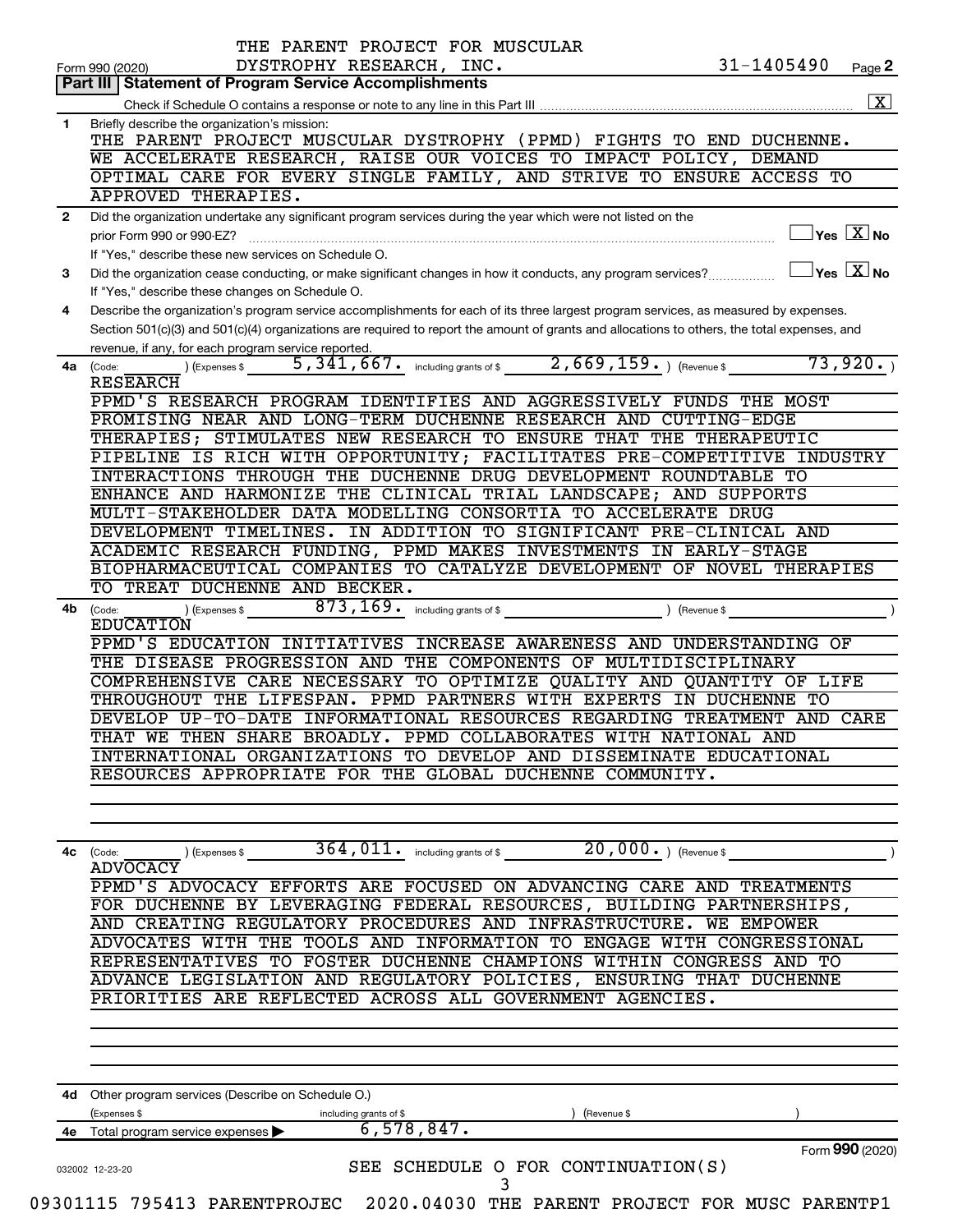THE PARENT PROJECT FOR MUSCULAR DYSTROPHY RESEARCH, INC. 31-1405490

Form 990 (2020)

## Part III Statement of Program Service Accomplishments

Check if Schedule O contains a response or note to any line in this Part III [X]

**1** Briefly describe the organization's mission:

THE PARENT PROJECT MUSCULAR DYSTROPHY (PPMD) FIGHTS TO END DUCHENNE. WE ACCELERATE RESEARCH, RAISE OUR VOICES TO IMPACT POLICY, DEMAND OPTIMAL CARE FOR EVERY SINGLE FAMILY, AND STRIVE TO ENSURE ACCESS TO APPROVED THERAPIES.

**2** Did the organization undertake any significant program services during the year which were not listed on the prior Form 990 or 990-EZ? [ ] Yes [X] No

If "Yes," describe these new services on Schedule O.

**3** Did the organization cease conducting, or make significant changes in how it conducts, any program services? [ ] Yes [X] No

If "Yes," describe these changes on Schedule O.

**4** Describe the organization's program service accomplishments for each of its three largest program services, as measured by expenses. Section 501(c)(3) and 501(c)(4) organizations are required to report the amount of grants and allocations to others, the total expenses, and revenue, if any, for each program service reported.

**4a** (Code: ) (Expenses $ 5,341,667. including grants of $ 2,669,159. ) (Revenue $ 73,920. )

RESEARCH

PPMD'S RESEARCH PROGRAM IDENTIFIES AND AGGRESSIVELY FUNDS THE MOST PROMISING NEAR AND LONG-TERM DUCHENNE RESEARCH AND CUTTING-EDGE THERAPIES; STIMULATES NEW RESEARCH TO ENSURE THAT THE THERAPEUTIC PIPELINE IS RICH WITH OPPORTUNITY; FACILITATES PRE-COMPETITIVE INDUSTRY INTERACTIONS THROUGH THE DUCHENNE DRUG DEVELOPMENT ROUNDTABLE TO ENHANCE AND HARMONIZE THE CLINICAL TRIAL LANDSCAPE; AND SUPPORTS MULTI-STAKEHOLDER DATA MODELLING CONSORTIA TO ACCELERATE DRUG DEVELOPMENT TIMELINES. IN ADDITION TO SIGNIFICANT PRE-CLINICAL AND ACADEMIC RESEARCH FUNDING, PPMD MAKES INVESTMENTS IN EARLY-STAGE BIOPHARMACEUTICAL COMPANIES TO CATALYZE DEVELOPMENT OF NOVEL THERAPIES TO TREAT DUCHENNE AND BECKER.

**4b** (Code: ) (Expenses $ 873,169. including grants of $ ) (Revenue $ )

EDUCATION

PPMD'S EDUCATION INITIATIVES INCREASE AWARENESS AND UNDERSTANDING OF THE DISEASE PROGRESSION AND THE COMPONENTS OF MULTIDISCIPLINARY COMPREHENSIVE CARE NECESSARY TO OPTIMIZE QUALITY AND QUANTITY OF LIFE THROUGHOUT THE LIFESPAN. PPMD PARTNERS WITH EXPERTS IN DUCHENNE TO DEVELOP UP-TO-DATE INFORMATIONAL RESOURCES REGARDING TREATMENT AND CARE THAT WE THEN SHARE BROADLY. PPMD COLLABORATES WITH NATIONAL AND INTERNATIONAL ORGANIZATIONS TO DEVELOP AND DISSEMINATE EDUCATIONAL RESOURCES APPROPRIATE FOR THE GLOBAL DUCHENNE COMMUNITY.

**4c** (Code: ) (Expenses $ 364,011. including grants of $ 20,000. ) (Revenue $ )

ADVOCACY

PPMD'S ADVOCACY EFFORTS ARE FOCUSED ON ADVANCING CARE AND TREATMENTS FOR DUCHENNE BY LEVERAGING FEDERAL RESOURCES, BUILDING PARTNERSHIPS, AND CREATING REGULATORY PROCEDURES AND INFRASTRUCTURE. WE EMPOWER ADVOCATES WITH THE TOOLS AND INFORMATION TO ENGAGE WITH CONGRESSIONAL REPRESENTATIVES TO FOSTER DUCHENNE CHAMPIONS WITHIN CONGRESS AND TO ADVANCE LEGISLATION AND REGULATORY POLICIES, ENSURING THAT DUCHENNE PRIORITIES ARE REFLECTED ACROSS ALL GOVERNMENT AGENCIES.

**4d** Other program services (Describe on Schedule O.)

(Expenses $ including grants of $ ) (Revenue $ )

**4e** Total program service expenses 6,578,847.

SEE SCHEDULE O FOR CONTINUATION(S)

Form 990 (2020)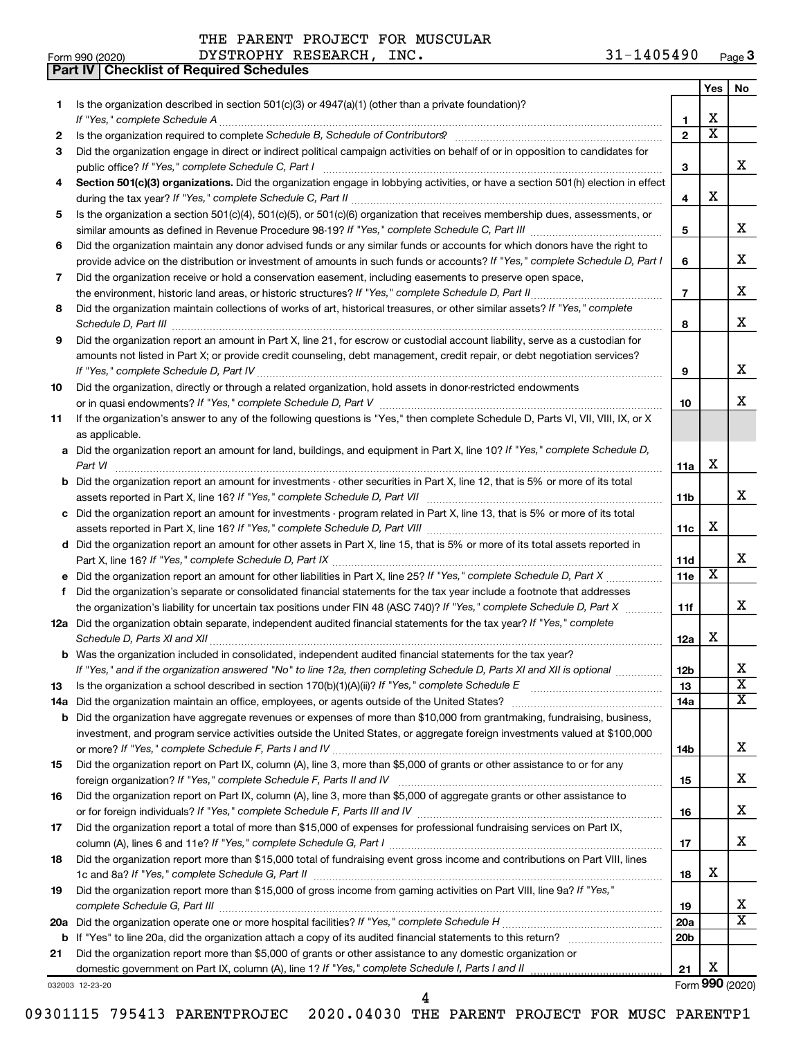THE PARENT PROJECT FOR MUSCULAR DYSTROPHY RESEARCH, INC. 31-1405490

Form 990 (2020) Page 3

## Part IV | Checklist of Required Schedules

| | | | Yes | No |
|---|---|---|---|---|
| 1 | Is the organization described in section 501(c)(3) or 4947(a)(1) (other than a private foundation)? *If "Yes," complete Schedule A* | 1 | X | |
| 2 | Is the organization required to complete *Schedule B, Schedule of Contributors*? | 2 | X | |
| 3 | Did the organization engage in direct or indirect political campaign activities on behalf of or in opposition to candidates for public office? *If "Yes," complete Schedule C, Part I* | 3 | | X |
| 4 | **Section 501(c)(3) organizations.** Did the organization engage in lobbying activities, or have a section 501(h) election in effect during the tax year? *If "Yes," complete Schedule C, Part II* | 4 | X | |
| 5 | Is the organization a section 501(c)(4), 501(c)(5), or 501(c)(6) organization that receives membership dues, assessments, or similar amounts as defined in Revenue Procedure 98-19? *If "Yes," complete Schedule C, Part III* | 5 | | X |
| 6 | Did the organization maintain any donor advised funds or any similar funds or accounts for which donors have the right to provide advice on the distribution or investment of amounts in such funds or accounts? *If "Yes," complete Schedule D, Part I* | 6 | | X |
| 7 | Did the organization receive or hold a conservation easement, including easements to preserve open space, the environment, historic land areas, or historic structures? *If "Yes," complete Schedule D, Part II* | 7 | | X |
| 8 | Did the organization maintain collections of works of art, historical treasures, or other similar assets? *If "Yes," complete Schedule D, Part III* | 8 | | X |
| 9 | Did the organization report an amount in Part X, line 21, for escrow or custodial account liability, serve as a custodian for amounts not listed in Part X; or provide credit counseling, debt management, credit repair, or debt negotiation services? *If "Yes," complete Schedule D, Part IV* | 9 | | X |
| 10 | Did the organization, directly or through a related organization, hold assets in donor-restricted endowments or in quasi endowments? *If "Yes," complete Schedule D, Part V* | 10 | | X |
| 11 | If the organization's answer to any of the following questions is "Yes," then complete Schedule D, Parts VI, VII, VIII, IX, or X as applicable. | | | |
| a | Did the organization report an amount for land, buildings, and equipment in Part X, line 10? *If "Yes," complete Schedule D, Part VI* | 11a | X | |
| b | Did the organization report an amount for investments - other securities in Part X, line 12, that is 5% or more of its total assets reported in Part X, line 16? *If "Yes," complete Schedule D, Part VII* | 11b | | X |
| c | Did the organization report an amount for investments - program related in Part X, line 13, that is 5% or more of its total assets reported in Part X, line 16? *If "Yes," complete Schedule D, Part VIII* | 11c | X | |
| d | Did the organization report an amount for other assets in Part X, line 15, that is 5% or more of its total assets reported in Part X, line 16? *If "Yes," complete Schedule D, Part IX* | 11d | | X |
| e | Did the organization report an amount for other liabilities in Part X, line 25? *If "Yes," complete Schedule D, Part X* | 11e | X | |
| f | Did the organization's separate or consolidated financial statements for the tax year include a footnote that addresses the organization's liability for uncertain tax positions under FIN 48 (ASC 740)? *If "Yes," complete Schedule D, Part X* | 11f | | X |
| 12a | Did the organization obtain separate, independent audited financial statements for the tax year? *If "Yes," complete Schedule D, Parts XI and XII* | 12a | X | |
| b | Was the organization included in consolidated, independent audited financial statements for the tax year? *If "Yes," and if the organization answered "No" to line 12a, then completing Schedule D, Parts XI and XII is optional* | 12b | | X |
| 13 | Is the organization a school described in section 170(b)(1)(A)(ii)? *If "Yes," complete Schedule E* | 13 | | X |
| 14a | Did the organization maintain an office, employees, or agents outside of the United States? | 14a | | X |
| b | Did the organization have aggregate revenues or expenses of more than $10,000 from grantmaking, fundraising, business, investment, and program service activities outside the United States, or aggregate foreign investments valued at $100,000 or more? *If "Yes," complete Schedule F, Parts I and IV* | 14b | | X |
| 15 | Did the organization report on Part IX, column (A), line 3, more than $5,000 of grants or other assistance to or for any foreign organization? *If "Yes," complete Schedule F, Parts II and IV* | 15 | | X |
| 16 | Did the organization report on Part IX, column (A), line 3, more than $5,000 of aggregate grants or other assistance to or for foreign individuals? *If "Yes," complete Schedule F, Parts III and IV* | 16 | | X |
| 17 | Did the organization report a total of more than $15,000 of expenses for professional fundraising services on Part IX, column (A), lines 6 and 11e? *If "Yes," complete Schedule G, Part I* | 17 | | X |
| 18 | Did the organization report more than $15,000 total of fundraising event gross income and contributions on Part VIII, lines 1c and 8a? *If "Yes," complete Schedule G, Part II* | 18 | X | |
| 19 | Did the organization report more than $15,000 of gross income from gaming activities on Part VIII, line 9a? *If "Yes," complete Schedule G, Part III* | 19 | | X |
| 20a | Did the organization operate one or more hospital facilities? *If "Yes," complete Schedule H* | 20a | | X |
| b | If "Yes" to line 20a, did the organization attach a copy of its audited financial statements to this return? | 20b | | |
| 21 | Did the organization report more than $5,000 of grants or other assistance to any domestic organization or domestic government on Part IX, column (A), line 1? *If "Yes," complete Schedule I, Parts I and II* | 21 | X | |

032003 12-23-20 Form **990** (2020)

09301115 795413 PARENTPROJEC 2020.04030 THE PARENT PROJECT FOR MUSC PARENTP1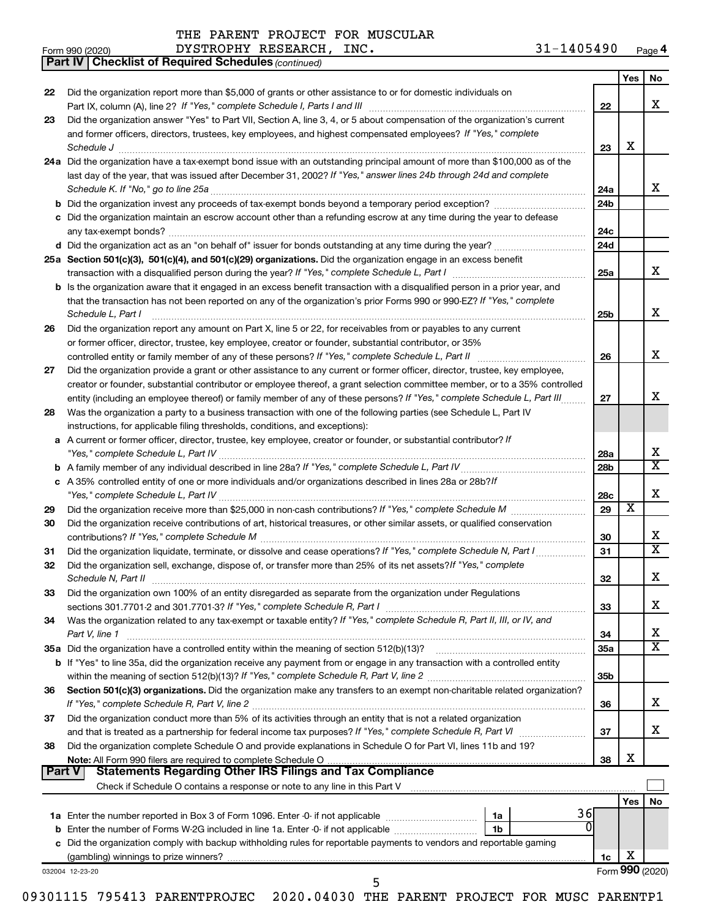THE PARENT PROJECT FOR MUSCULAR DYSTROPHY RESEARCH, INC. 31-1405490

Form 990 (2020)

**Part IV | Checklist of Required Schedules** *(continued)*

| | | | Yes | No |
|---|---|---|---|---|
| 22 | Did the organization report more than $5,000 of grants or other assistance to or for domestic individuals on Part IX, column (A), line 2? *If "Yes," complete Schedule I, Parts I and III* | 22 | | X |
| 23 | Did the organization answer "Yes" to Part VII, Section A, line 3, 4, or 5 about compensation of the organization's current and former officers, directors, trustees, key employees, and highest compensated employees? *If "Yes," complete Schedule J* | 23 | X | |
| 24a | Did the organization have a tax-exempt bond issue with an outstanding principal amount of more than $100,000 as of the last day of the year, that was issued after December 31, 2002? *If "Yes," answer lines 24b through 24d and complete Schedule K. If "No," go to line 25a* | 24a | | X |
| b | Did the organization invest any proceeds of tax-exempt bonds beyond a temporary period exception? | 24b | | |
| c | Did the organization maintain an escrow account other than a refunding escrow at any time during the year to defease any tax-exempt bonds? | 24c | | |
| d | Did the organization act as an "on behalf of" issuer for bonds outstanding at any time during the year? | 24d | | |
| 25a | **Section 501(c)(3), 501(c)(4), and 501(c)(29) organizations.** Did the organization engage in an excess benefit transaction with a disqualified person during the year? *If "Yes," complete Schedule L, Part I* | 25a | | X |
| b | Is the organization aware that it engaged in an excess benefit transaction with a disqualified person in a prior year, and that the transaction has not been reported on any of the organization's prior Forms 990 or 990-EZ? *If "Yes," complete Schedule L, Part I* | 25b | | X |
| 26 | Did the organization report any amount on Part X, line 5 or 22, for receivables from or payables to any current or former officer, director, trustee, key employee, creator or founder, substantial contributor, or 35% controlled entity or family member of any of these persons? *If "Yes," complete Schedule L, Part II* | 26 | | X |
| 27 | Did the organization provide a grant or other assistance to any current or former officer, director, trustee, key employee, creator or founder, substantial contributor or employee thereof, a grant selection committee member, or to a 35% controlled entity (including an employee thereof) or family member of any of these persons? *If "Yes," complete Schedule L, Part III* | 27 | | X |
| 28 | Was the organization a party to a business transaction with one of the following parties (see Schedule L, Part IV instructions, for applicable filing thresholds, conditions, and exceptions): | | | |
| a | A current or former officer, director, trustee, key employee, creator or founder, or substantial contributor? *If "Yes," complete Schedule L, Part IV* | 28a | | X |
| b | A family member of any individual described in line 28a? *If "Yes," complete Schedule L, Part IV* | 28b | | X |
| c | A 35% controlled entity of one or more individuals and/or organizations described in lines 28a or 28b? *If "Yes," complete Schedule L, Part IV* | 28c | | X |
| 29 | Did the organization receive more than $25,000 in non-cash contributions? *If "Yes," complete Schedule M* | 29 | X | |
| 30 | Did the organization receive contributions of art, historical treasures, or other similar assets, or qualified conservation contributions? *If "Yes," complete Schedule M* | 30 | | X |
| 31 | Did the organization liquidate, terminate, or dissolve and cease operations? *If "Yes," complete Schedule N, Part I* | 31 | | X |
| 32 | Did the organization sell, exchange, dispose of, or transfer more than 25% of its net assets? *If "Yes," complete Schedule N, Part II* | 32 | | X |
| 33 | Did the organization own 100% of an entity disregarded as separate from the organization under Regulations sections 301.7701-2 and 301.7701-3? *If "Yes," complete Schedule R, Part I* | 33 | | X |
| 34 | Was the organization related to any tax-exempt or taxable entity? *If "Yes," complete Schedule R, Part II, III, or IV, and Part V, line 1* | 34 | | X |
| 35a | Did the organization have a controlled entity within the meaning of section 512(b)(13)? | 35a | | X |
| b | If "Yes" to line 35a, did the organization receive any payment from or engage in any transaction with a controlled entity within the meaning of section 512(b)(13)? *If "Yes," complete Schedule R, Part V, line 2* | 35b | | |
| 36 | **Section 501(c)(3) organizations.** Did the organization make any transfers to an exempt non-charitable related organization? *If "Yes," complete Schedule R, Part V, line 2* | 36 | | X |
| 37 | Did the organization conduct more than 5% of its activities through an entity that is not a related organization and that is treated as a partnership for federal income tax purposes? *If "Yes," complete Schedule R, Part VI* | 37 | | X |
| 38 | Did the organization complete Schedule O and provide explanations in Schedule O for Part VI, lines 11b and 19? **Note:** All Form 990 filers are required to complete Schedule O | 38 | X | |

**Part V | Statements Regarding Other IRS Filings and Tax Compliance**

Check if Schedule O contains a response or note to any line in this Part V

| | | | | | Yes | No |
|---|---|---|---|---|---|---|
| 1a | Enter the number reported in Box 3 of Form 1096. Enter -0- if not applicable | 1a | 36 | | | |
| b | Enter the number of Forms W-2G included in line 1a. Enter -0- if not applicable | 1b | 0 | | | |
| c | Did the organization comply with backup withholding rules for reportable payments to vendors and reportable gaming (gambling) winnings to prize winners? | | | 1c | X | |

032004 12-23-20

Form **990** (2020)

09301115 795413 PARENTPROJEC 2020.04030 THE PARENT PROJECT FOR MUSC PARENTP1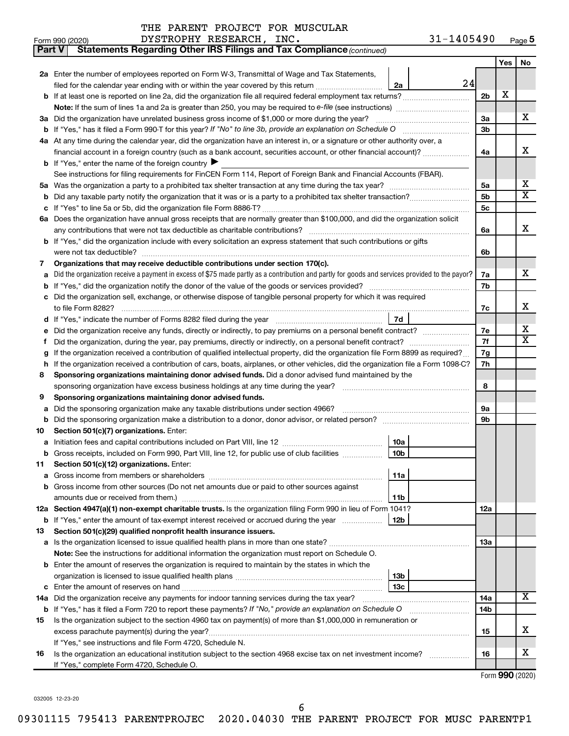THE PARENT PROJECT FOR MUSCULAR DYSTROPHY RESEARCH, INC. 31-1405490

Form 990 (2020) Page 5

**Part V Statements Regarding Other IRS Filings and Tax Compliance** *(continued)*

| | | | | | Yes | No |
|---|---|---|---|---|---|---|
| **2a** | Enter the number of employees reported on Form W-3, Transmittal of Wage and Tax Statements, filed for the calendar year ending with or within the year covered by this return | 2a | 24 | | | |
| **b** | If at least one is reported on line 2a, did the organization file all required federal employment tax returns? | | | 2b | X | |
| | **Note:** If the sum of lines 1a and 2a is greater than 250, you may be required to *e-file* (see instructions) | | | | | |
| **3a** | Did the organization have unrelated business gross income of $1,000 or more during the year? | | | 3a | | X |
| **b** | If "Yes," has it filed a Form 990-T for this year? *If "No" to line 3b, provide an explanation on Schedule O* | | | 3b | | |
| **4a** | At any time during the calendar year, did the organization have an interest in, or a signature or other authority over, a financial account in a foreign country (such as a bank account, securities account, or other financial account)? | | | 4a | | X |
| **b** | If "Yes," enter the name of the foreign country ▶ | | | | | |
| | See instructions for filing requirements for FinCEN Form 114, Report of Foreign Bank and Financial Accounts (FBAR). | | | | | |
| **5a** | Was the organization a party to a prohibited tax shelter transaction at any time during the tax year? | | | 5a | | X |
| **b** | Did any taxable party notify the organization that it was or is a party to a prohibited tax shelter transaction? | | | 5b | | X |
| **c** | If "Yes" to line 5a or 5b, did the organization file Form 8886-T? | | | 5c | | |
| **6a** | Does the organization have annual gross receipts that are normally greater than $100,000, and did the organization solicit any contributions that were not tax deductible as charitable contributions? | | | 6a | | X |
| **b** | If "Yes," did the organization include with every solicitation an express statement that such contributions or gifts were not tax deductible? | | | 6b | | |
| **7** | **Organizations that may receive deductible contributions under section 170(c).** | | | | | |
| **a** | Did the organization receive a payment in excess of $75 made partly as a contribution and partly for goods and services provided to the payor? | | | 7a | | X |
| **b** | If "Yes," did the organization notify the donor of the value of the goods or services provided? | | | 7b | | |
| **c** | Did the organization sell, exchange, or otherwise dispose of tangible personal property for which it was required to file Form 8282? | | | 7c | | X |
| **d** | If "Yes," indicate the number of Forms 8282 filed during the year | 7d | | | | |
| **e** | Did the organization receive any funds, directly or indirectly, to pay premiums on a personal benefit contract? | | | 7e | | X |
| **f** | Did the organization, during the year, pay premiums, directly or indirectly, on a personal benefit contract? | | | 7f | | X |
| **g** | If the organization received a contribution of qualified intellectual property, did the organization file Form 8899 as required? | | | 7g | | |
| **h** | If the organization received a contribution of cars, boats, airplanes, or other vehicles, did the organization file a Form 1098-C? | | | 7h | | |
| **8** | **Sponsoring organizations maintaining donor advised funds.** Did a donor advised fund maintained by the sponsoring organization have excess business holdings at any time during the year? | | | 8 | | |
| **9** | **Sponsoring organizations maintaining donor advised funds.** | | | | | |
| **a** | Did the sponsoring organization make any taxable distributions under section 4966? | | | 9a | | |
| **b** | Did the sponsoring organization make a distribution to a donor, donor advisor, or related person? | | | 9b | | |
| **10** | **Section 501(c)(7) organizations.** Enter: | | | | | |
| **a** | Initiation fees and capital contributions included on Part VIII, line 12 | 10a | | | | |
| **b** | Gross receipts, included on Form 990, Part VIII, line 12, for public use of club facilities | 10b | | | | |
| **11** | **Section 501(c)(12) organizations.** Enter: | | | | | |
| **a** | Gross income from members or shareholders | 11a | | | | |
| **b** | Gross income from other sources (Do not net amounts due or paid to other sources against amounts due or received from them.) | 11b | | | | |
| **12a** | **Section 4947(a)(1) non-exempt charitable trusts.** Is the organization filing Form 990 in lieu of Form 1041? | | | 12a | | |
| **b** | If "Yes," enter the amount of tax-exempt interest received or accrued during the year | 12b | | | | |
| **13** | **Section 501(c)(29) qualified nonprofit health insurance issuers.** | | | | | |
| **a** | Is the organization licensed to issue qualified health plans in more than one state? | | | 13a | | |
| | **Note:** See the instructions for additional information the organization must report on Schedule O. | | | | | |
| **b** | Enter the amount of reserves the organization is required to maintain by the states in which the organization is licensed to issue qualified health plans | 13b | | | | |
| **c** | Enter the amount of reserves on hand | 13c | | | | |
| **14a** | Did the organization receive any payments for indoor tanning services during the tax year? | | | 14a | | X |
| **b** | If "Yes," has it filed a Form 720 to report these payments? *If "No," provide an explanation on Schedule O* | | | 14b | | |
| **15** | Is the organization subject to the section 4960 tax on payment(s) of more than $1,000,000 in remuneration or excess parachute payment(s) during the year? | | | 15 | | X |
| | If "Yes," see instructions and file Form 4720, Schedule N. | | | | | |
| **16** | Is the organization an educational institution subject to the section 4968 excise tax on net investment income? | | | 16 | | X |
| | If "Yes," complete Form 4720, Schedule O. | | | | | |

Form **990** (2020)

032005 12-23-20

09301115 795413 PARENTPROJEC 2020.04030 THE PARENT PROJECT FOR MUSC PARENTP1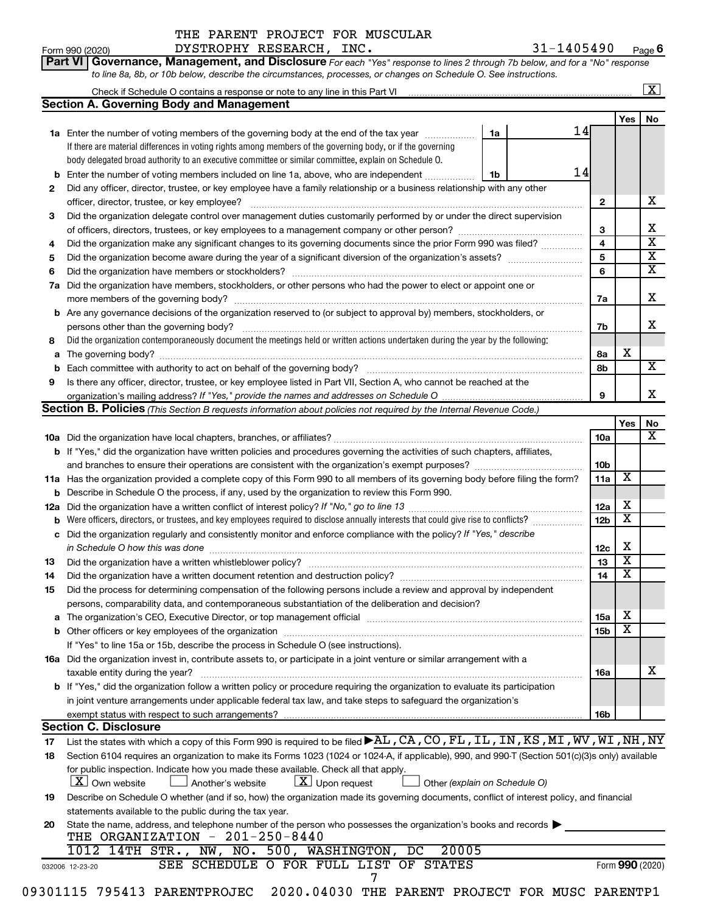THE PARENT PROJECT FOR MUSCULAR DYSTROPHY RESEARCH, INC. 31-1405490

Form 990 (2020) Page 6

**Part VI Governance, Management, and Disclosure** *For each "Yes" response to lines 2 through 7b below, and for a "No" response to line 8a, 8b, or 10b below, describe the circumstances, processes, or changes on Schedule O. See instructions.*

Check if Schedule O contains a response or note to any line in this Part VI ..... [X]

## Section A. Governing Body and Management

| | | | | Yes | No |
|---|---|---|---|---|---|
| **1a** | Enter the number of voting members of the governing body at the end of the tax year ..... **1a** 14 | | | | |
| | If there are material differences in voting rights among members of the governing body, or if the governing body delegated broad authority to an executive committee or similar committee, explain on Schedule O. | | | | |
| **b** | Enter the number of voting members included on line 1a, above, who are independent ..... **1b** 14 | | | | |
| **2** | Did any officer, director, trustee, or key employee have a family relationship or a business relationship with any other officer, director, trustee, or key employee? | **2** | | | X |
| **3** | Did the organization delegate control over management duties customarily performed by or under the direct supervision of officers, directors, trustees, or key employees to a management company or other person? | **3** | | | X |
| **4** | Did the organization make any significant changes to its governing documents since the prior Form 990 was filed? | **4** | | | X |
| **5** | Did the organization become aware during the year of a significant diversion of the organization's assets? | **5** | | | X |
| **6** | Did the organization have members or stockholders? | **6** | | | X |
| **7a** | Did the organization have members, stockholders, or other persons who had the power to elect or appoint one or more members of the governing body? | **7a** | | | X |
| **b** | Are any governance decisions of the organization reserved to (or subject to approval by) members, stockholders, or persons other than the governing body? | **7b** | | | X |
| **8** | Did the organization contemporaneously document the meetings held or written actions undertaken during the year by the following: | | | | |
| **a** | The governing body? | **8a** | | X | |
| **b** | Each committee with authority to act on behalf of the governing body? | **8b** | | | X |
| **9** | Is there any officer, director, trustee, or key employee listed in Part VII, Section A, who cannot be reached at the organization's mailing address? *If "Yes," provide the names and addresses on Schedule O* | **9** | | | X |

## Section B. Policies *(This Section B requests information about policies not required by the Internal Revenue Code.)*

| | | | Yes | No |
|---|---|---|---|---|
| **10a** | Did the organization have local chapters, branches, or affiliates? | **10a** | | X |
| **b** | If "Yes," did the organization have written policies and procedures governing the activities of such chapters, affiliates, and branches to ensure their operations are consistent with the organization's exempt purposes? | **10b** | | |
| **11a** | Has the organization provided a complete copy of this Form 990 to all members of its governing body before filing the form? | **11a** | X | |
| **b** | Describe in Schedule O the process, if any, used by the organization to review this Form 990. | | | |
| **12a** | Did the organization have a written conflict of interest policy? *If "No," go to line 13* | **12a** | X | |
| **b** | Were officers, directors, or trustees, and key employees required to disclose annually interests that could give rise to conflicts? | **12b** | X | |
| **c** | Did the organization regularly and consistently monitor and enforce compliance with the policy? *If "Yes," describe in Schedule O how this was done* | **12c** | X | |
| **13** | Did the organization have a written whistleblower policy? | **13** | X | |
| **14** | Did the organization have a written document retention and destruction policy? | **14** | X | |
| **15** | Did the process for determining compensation of the following persons include a review and approval by independent persons, comparability data, and contemporaneous substantiation of the deliberation and decision? | | | |
| **a** | The organization's CEO, Executive Director, or top management official | **15a** | X | |
| **b** | Other officers or key employees of the organization | **15b** | X | |
| | If "Yes" to line 15a or 15b, describe the process in Schedule O (see instructions). | | | |
| **16a** | Did the organization invest in, contribute assets to, or participate in a joint venture or similar arrangement with a taxable entity during the year? | **16a** | | X |
| **b** | If "Yes," did the organization follow a written policy or procedure requiring the organization to evaluate its participation in joint venture arrangements under applicable federal tax law, and take steps to safeguard the organization's exempt status with respect to such arrangements? | **16b** | | |

## Section C. Disclosure

**17** List the states with which a copy of this Form 990 is required to be filed ▶ AL,CA,CO,FL,IL,IN,KS,MI,WV,WI,NH,NY

**18** Section 6104 requires an organization to make its Forms 1023 (1024 or 1024-A, if applicable), 990, and 990-T (Section 501(c)(3)s only) available for public inspection. Indicate how you made these available. Check all that apply.

[X] Own website [ ] Another's website [X] Upon request [ ] Other *(explain on Schedule O)*

**19** Describe on Schedule O whether (and if so, how) the organization made its governing documents, conflict of interest policy, and financial statements available to the public during the tax year.

**20** State the name, address, and telephone number of the person who possesses the organization's books and records ▶

THE ORGANIZATION - 201-250-8440

1012 14TH STR., NW, NO. 500, WASHINGTON, DC 20005

SEE SCHEDULE O FOR FULL LIST OF STATES

032006 12-23-20 Form **990** (2020)

09301115 795413 PARENTPROJEC 2020.04030 THE PARENT PROJECT FOR MUSC PARENTP1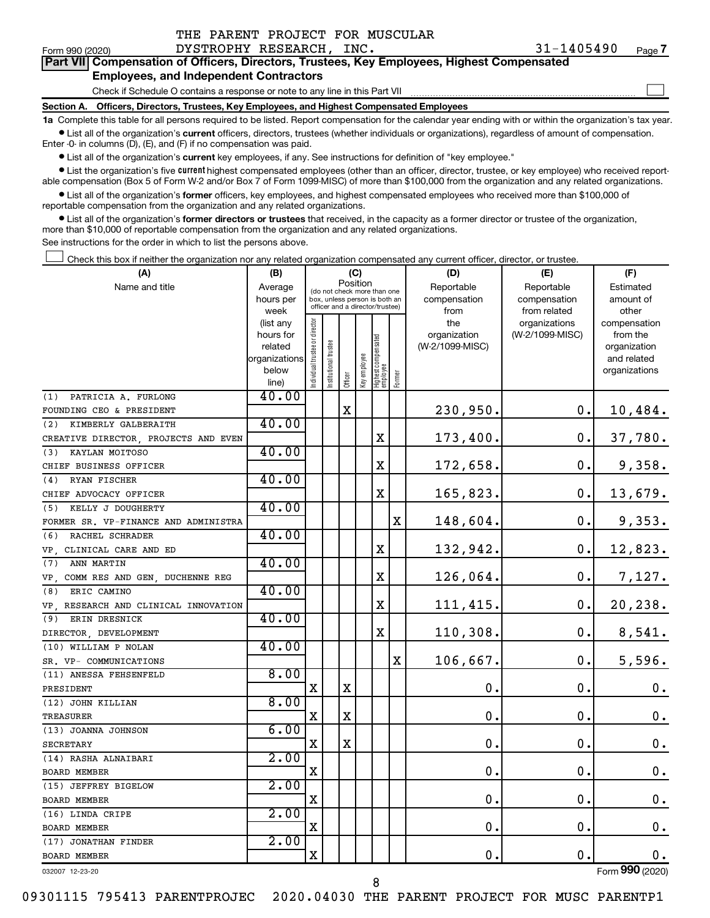THE PARENT PROJECT FOR MUSCULAR DYSTROPHY RESEARCH, INC. 31-1405490

Form 990 (2020) Page 7

## Part VII Compensation of Officers, Directors, Trustees, Key Employees, Highest Compensated Employees, and Independent Contractors

Check if Schedule O contains a response or note to any line in this Part VII

### Section A. Officers, Directors, Trustees, Key Employees, and Highest Compensated Employees

**1a** Complete this table for all persons required to be listed. Report compensation for the calendar year ending with or within the organization's tax year.

- List all of the organization's **current** officers, directors, trustees (whether individuals or organizations), regardless of amount of compensation. Enter -0- in columns (D), (E), and (F) if no compensation was paid.
- List all of the organization's **current** key employees, if any. See instructions for definition of "key employee."
- List the organization's five **current** highest compensated employees (other than an officer, director, trustee, or key employee) who received reportable compensation (Box 5 of Form W-2 and/or Box 7 of Form 1099-MISC) of more than $100,000 from the organization and any related organizations.
- List all of the organization's **former** officers, key employees, and highest compensated employees who received more than $100,000 of reportable compensation from the organization and any related organizations.
- List all of the organization's **former directors or trustees** that received, in the capacity as a former director or trustee of the organization, more than $10,000 of reportable compensation from the organization and any related organizations.

See instructions for the order in which to list the persons above.

Check this box if neither the organization nor any related organization compensated any current officer, director, or trustee.

| (A) Name and title | (B) Average hours per week (list any hours for related organizations below line) | (C) Position: Individual trustee or director | Institutional trustee | Officer | Key employee | Highest compensated employee | Former | (D) Reportable compensation from the organization (W-2/1099-MISC) | (E) Reportable compensation from related organizations (W-2/1099-MISC) | (F) Estimated amount of other compensation from the organization and related organizations |
|---|---|---|---|---|---|---|---|---|---|---|
| (1) PATRICIA A. FURLONG<br>FOUNDING CEO & PRESIDENT | 40.00 | | | X | | | | 230,950. | 0. | 10,484. |
| (2) KIMBERLY GALBERAITH<br>CREATIVE DIRECTOR, PROJECTS AND EVEN | 40.00 | | | | | X | | 173,400. | 0. | 37,780. |
| (3) KAYLAN MOITOSO<br>CHIEF BUSINESS OFFICER | 40.00 | | | | | X | | 172,658. | 0. | 9,358. |
| (4) RYAN FISCHER<br>CHIEF ADVOCACY OFFICER | 40.00 | | | | | X | | 165,823. | 0. | 13,679. |
| (5) KELLY J DOUGHERTY<br>FORMER SR. VP-FINANCE AND ADMINISTRA | 40.00 | | | | | | X | 148,604. | 0. | 9,353. |
| (6) RACHEL SCHRADER<br>VP, CLINICAL CARE AND ED | 40.00 | | | | | X | | 132,942. | 0. | 12,823. |
| (7) ANN MARTIN<br>VP, COMM RES AND GEN, DUCHENNE REG | 40.00 | | | | | X | | 126,064. | 0. | 7,127. |
| (8) ERIC CAMINO<br>VP, RESEARCH AND CLINICAL INNOVATION | 40.00 | | | | | X | | 111,415. | 0. | 20,238. |
| (9) ERIN DRESNICK<br>DIRECTOR, DEVELOPMENT | 40.00 | | | | | X | | 110,308. | 0. | 8,541. |
| (10) WILLIAM P NOLAN<br>SR. VP- COMMUNICATIONS | 40.00 | | | | | | X | 106,667. | 0. | 5,596. |
| (11) ANESSA FEHSENFELD<br>PRESIDENT | 8.00 | X | | X | | | | 0. | 0. | 0. |
| (12) JOHN KILLIAN<br>TREASURER | 8.00 | X | | X | | | | 0. | 0. | 0. |
| (13) JOANNA JOHNSON<br>SECRETARY | 6.00 | X | | X | | | | 0. | 0. | 0. |
| (14) RASHA ALNAIBARI<br>BOARD MEMBER | 2.00 | X | | | | | | 0. | 0. | 0. |
| (15) JEFFREY BIGELOW<br>BOARD MEMBER | 2.00 | X | | | | | | 0. | 0. | 0. |
| (16) LINDA CRIPE<br>BOARD MEMBER | 2.00 | X | | | | | | 0. | 0. | 0. |
| (17) JONATHAN FINDER<br>BOARD MEMBER | 2.00 | X | | | | | | 0. | 0. | 0. |

032007 12-23-20 Form 990 (2020)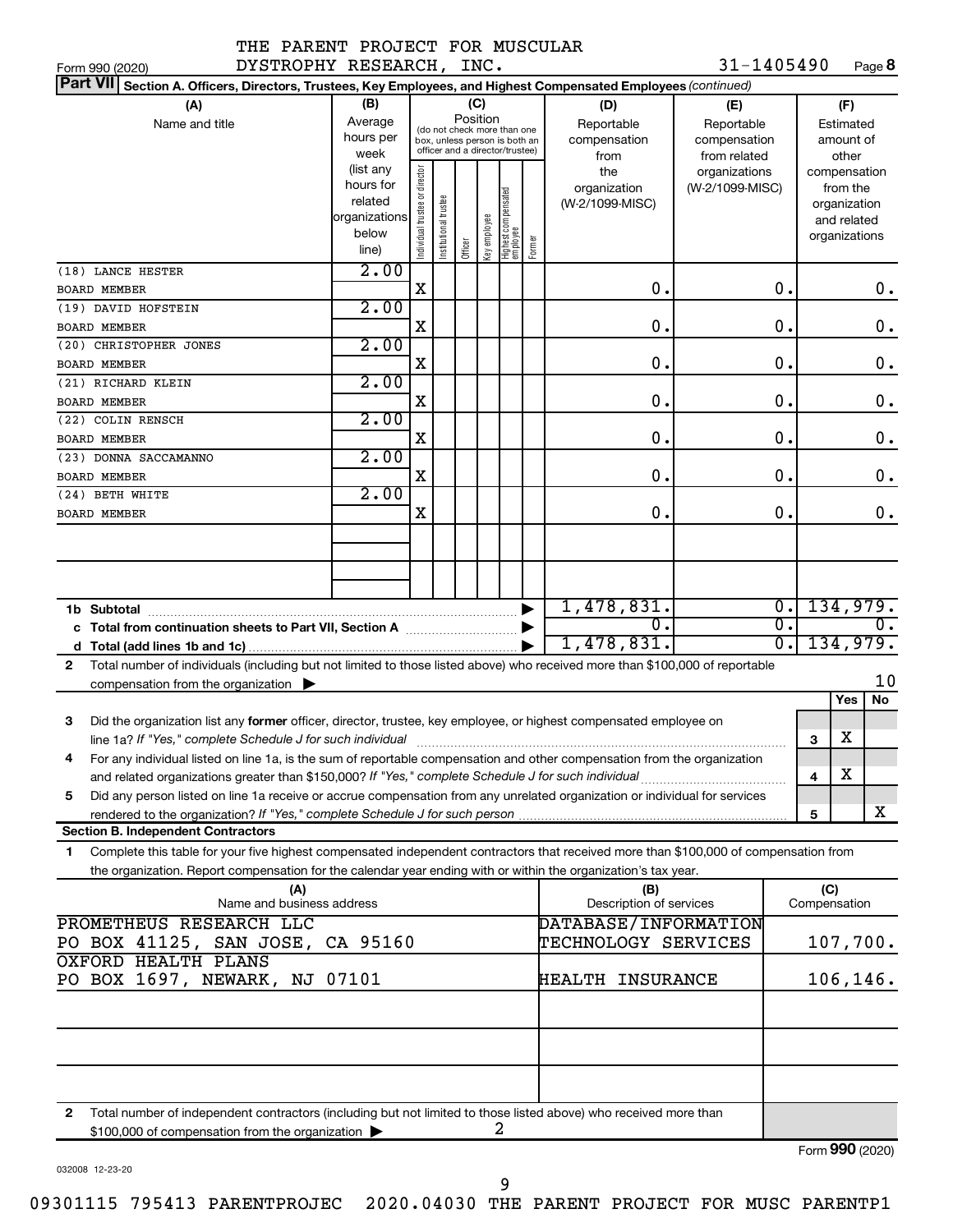THE PARENT PROJECT FOR MUSCULAR DYSTROPHY RESEARCH, INC. 31-1405490

Form 990 (2020) Page 8

**Part VII Section A. Officers, Directors, Trustees, Key Employees, and Highest Compensated Employees** *(continued)*

| (A) Name and title | (B) Average hours per week (list any hours for related organizations below line) | (C) Position: Individual trustee or director | Institutional trustee | Officer | Key employee | Highest compensated employee | Former | (D) Reportable compensation from the organization (W-2/1099-MISC) | (E) Reportable compensation from related organizations (W-2/1099-MISC) | (F) Estimated amount of other compensation from the organization and related organizations |
|---|---|---|---|---|---|---|---|---|---|---|
| (18) LANCE HESTER<br>BOARD MEMBER | 2.00 | X | | | | | | 0. | 0. | 0. |
| (19) DAVID HOFSTEIN<br>BOARD MEMBER | 2.00 | X | | | | | | 0. | 0. | 0. |
| (20) CHRISTOPHER JONES<br>BOARD MEMBER | 2.00 | X | | | | | | 0. | 0. | 0. |
| (21) RICHARD KLEIN<br>BOARD MEMBER | 2.00 | X | | | | | | 0. | 0. | 0. |
| (22) COLIN RENSCH<br>BOARD MEMBER | 2.00 | X | | | | | | 0. | 0. | 0. |
| (23) DONNA SACCAMANNO<br>BOARD MEMBER | 2.00 | X | | | | | | 0. | 0. | 0. |
| (24) BETH WHITE<br>BOARD MEMBER | 2.00 | X | | | | | | 0. | 0. | 0. |
| 1b Subtotal | | | | | | | | 1,478,831. | 0. | 134,979. |
| c Total from continuation sheets to Part VII, Section A | | | | | | | | 0. | 0. | 0. |
| d Total (add lines 1b and 1c) | | | | | | | | 1,478,831. | 0. | 134,979. |

2 Total number of individuals (including but not limited to those listed above) who received more than $100,000 of reportable compensation from the organization ▶ 10

| | | Yes | No |
|---|---|---|---|
| 3 Did the organization list any **former** officer, director, trustee, key employee, or highest compensated employee on line 1a? *If "Yes," complete Schedule J for such individual* | 3 | X | |
| 4 For any individual listed on line 1a, is the sum of reportable compensation and other compensation from the organization and related organizations greater than $150,000? *If "Yes," complete Schedule J for such individual* | 4 | X | |
| 5 Did any person listed on line 1a receive or accrue compensation from any unrelated organization or individual for services rendered to the organization? *If "Yes," complete Schedule J for such person* | 5 | | X |

**Section B. Independent Contractors**

1 Complete this table for your five highest compensated independent contractors that received more than $100,000 of compensation from the organization. Report compensation for the calendar year ending with or within the organization's tax year.

| (A) Name and business address | (B) Description of services | (C) Compensation |
|---|---|---|
| PROMETHEUS RESEARCH LLC<br>PO BOX 41125, SAN JOSE, CA 95160 | DATABASE/INFORMATION TECHNOLOGY SERVICES | 107,700. |
| OXFORD HEALTH PLANS<br>PO BOX 1697, NEWARK, NJ 07101 | HEALTH INSURANCE | 106,146. |

2 Total number of independent contractors (including but not limited to those listed above) who received more than $100,000 of compensation from the organization ▶ 2

Form **990** (2020)

032008 12-23-20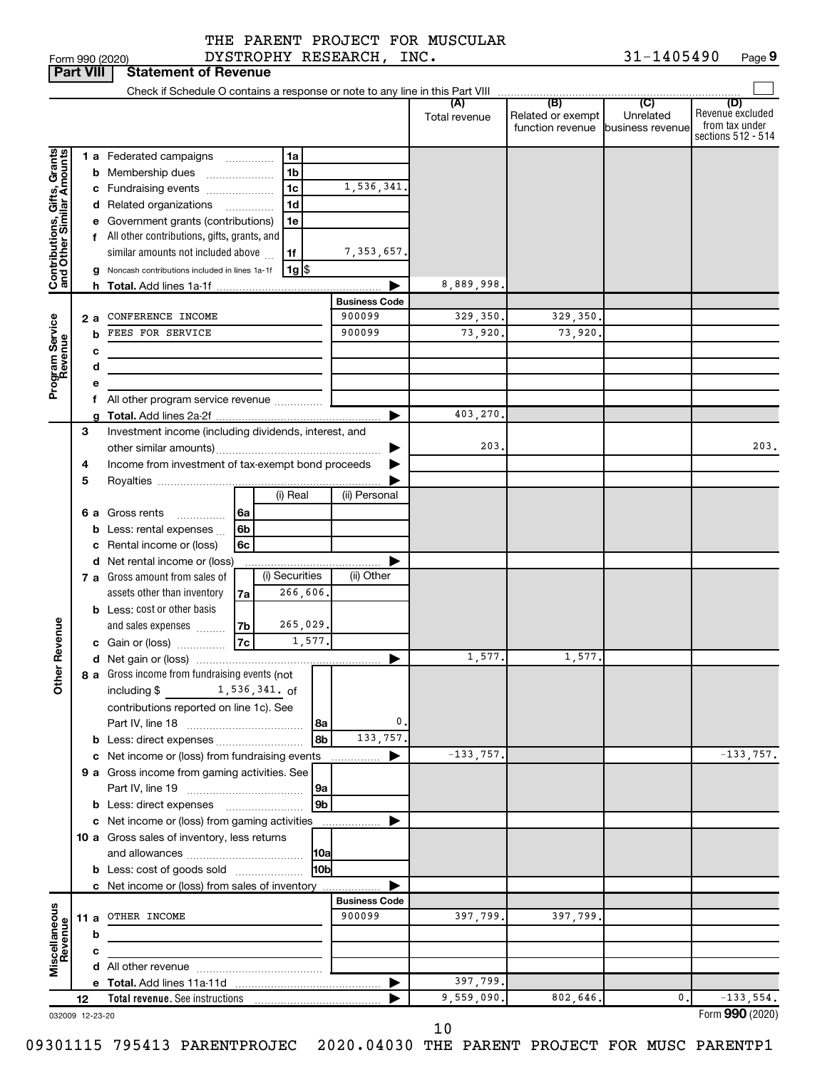THE PARENT PROJECT FOR MUSCULAR DYSTROPHY RESEARCH, INC. 31-1405490

Form 990 (2020)

## Part VIII Statement of Revenue

Check if Schedule O contains a response or note to any line in this Part VIII

| | | | | (A) Total revenue | (B) Related or exempt function revenue | (C) Unrelated business revenue | (D) Revenue excluded from tax under sections 512 - 514 |
|---|---|---|---|---|---|---|---|
| **Contributions, Gifts, Grants and Other Similar Amounts** | 1 a | Federated campaigns | 1a | | | | |
| | b | Membership dues | 1b | | | | |
| | c | Fundraising events | 1c 1,536,341. | | | | |
| | d | Related organizations | 1d | | | | |
| | e | Government grants (contributions) | 1e | | | | |
| | f | All other contributions, gifts, grants, and similar amounts not included above | 1f 7,353,657. | | | | |
| | g | Noncash contributions included in lines 1a-1f | 1g $ | | | | |
| | h | **Total.** Add lines 1a-1f | ▶ | 8,889,998. | | | |
| **Program Service Revenue** | | | **Business Code** | | | | |
| | 2 a | CONFERENCE INCOME | 900099 | 329,350. | 329,350. | | |
| | b | FEES FOR SERVICE | 900099 | 73,920. | 73,920. | | |
| | c | | | | | | |
| | d | | | | | | |
| | e | | | | | | |
| | f | All other program service revenue | | | | | |
| | g | **Total.** Add lines 2a-2f | ▶ | 403,270. | | | |
| **Other Revenue** | 3 | Investment income (including dividends, interest, and other similar amounts) | ▶ | 203. | | | 203. |
| | 4 | Income from investment of tax-exempt bond proceeds | ▶ | | | | |
| | 5 | Royalties | ▶ | | | | |
| | 6 a | Gross rents — 6a (i) Real / (ii) Personal | | | | | |
| | b | Less: rental expenses — 6b | | | | | |
| | c | Rental income or (loss) — 6c | | | | | |
| | d | Net rental income or (loss) | ▶ | | | | |
| | 7 a | Gross amount from sales of assets other than inventory — 7a (i) Securities 266,606. (ii) Other | | | | | |
| | b | Less: cost or other basis and sales expenses — 7b (i) Securities 265,029. | | | | | |
| | c | Gain or (loss) — 7c (i) Securities 1,577. | | | | | |
| | d | Net gain or (loss) | ▶ | 1,577. | 1,577. | | |
| | 8 a | Gross income from fundraising events (not including $ 1,536,341. of contributions reported on line 1c). See Part IV, line 18 | 8a 0. | | | | |
| | b | Less: direct expenses | 8b 133,757. | | | | |
| | c | Net income or (loss) from fundraising events | ▶ | -133,757. | | | -133,757. |
| | 9 a | Gross income from gaming activities. See Part IV, line 19 | 9a | | | | |
| | b | Less: direct expenses | 9b | | | | |
| | c | Net income or (loss) from gaming activities | ▶ | | | | |
| | 10 a | Gross sales of inventory, less returns and allowances | 10a | | | | |
| | b | Less: cost of goods sold | 10b | | | | |
| | c | Net income or (loss) from sales of inventory | ▶ | | | | |
| **Miscellaneous Revenue** | | | **Business Code** | | | | |
| | 11 a | OTHER INCOME | 900099 | 397,799. | 397,799. | | |
| | b | | | | | | |
| | c | | | | | | |
| | d | All other revenue | | | | | |
| | e | **Total.** Add lines 11a-11d | ▶ | 397,799. | | | |
| | 12 | **Total revenue.** See instructions | ▶ | 9,559,090. | 802,646. | 0. | -133,554. |

032009 12-23-20

Form **990** (2020)

09301115 795413 PARENTPROJEC 2020.04030 THE PARENT PROJECT FOR MUSC PARENTP1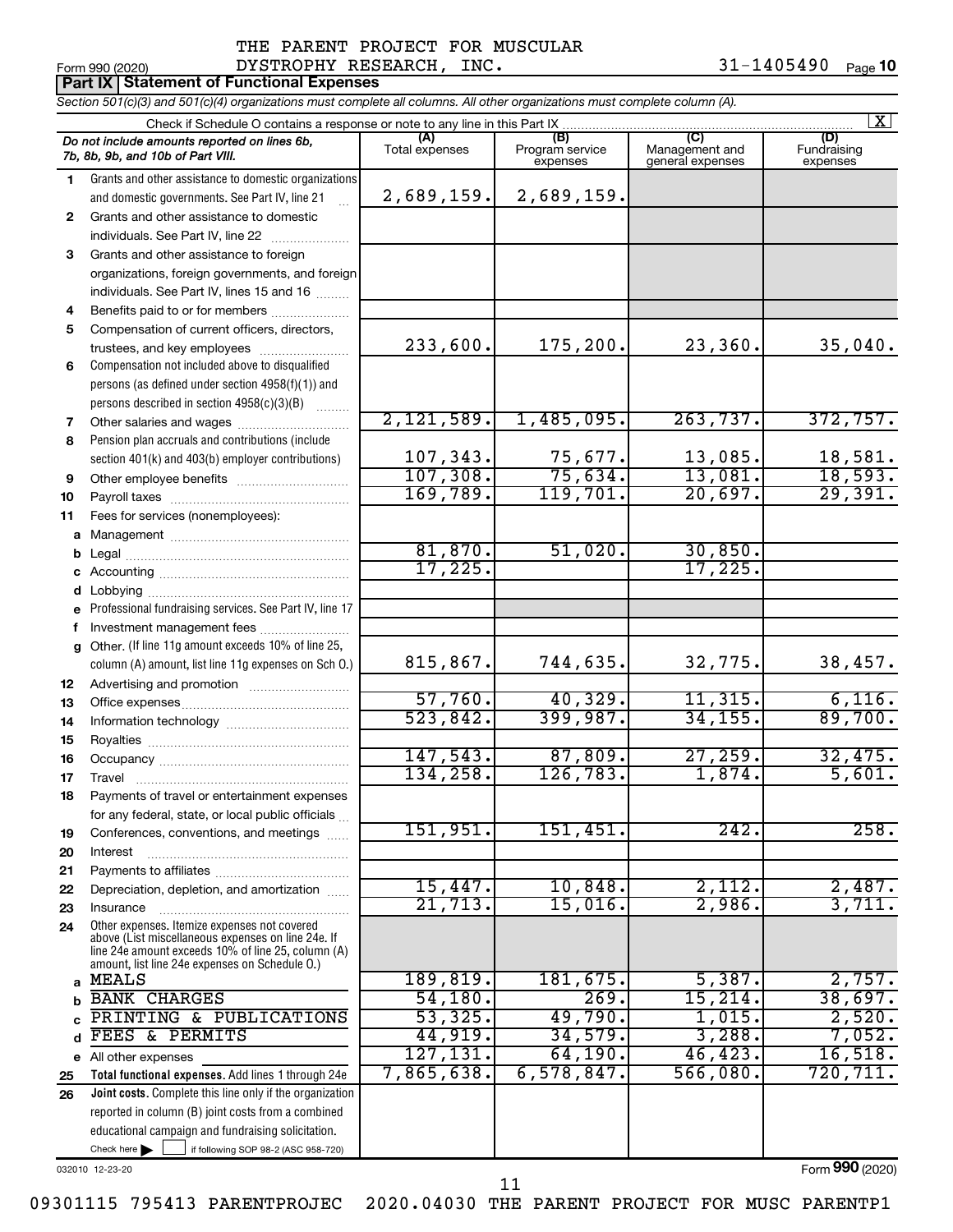THE PARENT PROJECT FOR MUSCULAR DYSTROPHY RESEARCH, INC. 31-1405490

Form 990 (2020)

**Part IX | Statement of Functional Expenses**

*Section 501(c)(3) and 501(c)(4) organizations must complete all columns. All other organizations must complete column (A).*

Check if Schedule O contains a response or note to any line in this Part IX [X]

| | *Do not include amounts reported on lines 6b, 7b, 8b, 9b, and 10b of Part VIII.* | (A) Total expenses | (B) Program service expenses | (C) Management and general expenses | (D) Fundraising expenses |
|---|---|---|---|---|---|
| 1 | Grants and other assistance to domestic organizations and domestic governments. See Part IV, line 21 | 2,689,159. | 2,689,159. | | |
| 2 | Grants and other assistance to domestic individuals. See Part IV, line 22 | | | | |
| 3 | Grants and other assistance to foreign organizations, foreign governments, and foreign individuals. See Part IV, lines 15 and 16 | | | | |
| 4 | Benefits paid to or for members | | | | |
| 5 | Compensation of current officers, directors, trustees, and key employees | 233,600. | 175,200. | 23,360. | 35,040. |
| 6 | Compensation not included above to disqualified persons (as defined under section 4958(f)(1)) and persons described in section 4958(c)(3)(B) | | | | |
| 7 | Other salaries and wages | 2,121,589. | 1,485,095. | 263,737. | 372,757. |
| 8 | Pension plan accruals and contributions (include section 401(k) and 403(b) employer contributions) | 107,343. | 75,677. | 13,085. | 18,581. |
| 9 | Other employee benefits | 107,308. | 75,634. | 13,081. | 18,593. |
| 10 | Payroll taxes | 169,789. | 119,701. | 20,697. | 29,391. |
| 11 | Fees for services (nonemployees): | | | | |
| a | Management | | | | |
| b | Legal | 81,870. | 51,020. | 30,850. | |
| c | Accounting | 17,225. | | 17,225. | |
| d | Lobbying | | | | |
| e | Professional fundraising services. See Part IV, line 17 | | | | |
| f | Investment management fees | | | | |
| g | Other. (If line 11g amount exceeds 10% of line 25, column (A) amount, list line 11g expenses on Sch O.) | 815,867. | 744,635. | 32,775. | 38,457. |
| 12 | Advertising and promotion | | | | |
| 13 | Office expenses | 57,760. | 40,329. | 11,315. | 6,116. |
| 14 | Information technology | 523,842. | 399,987. | 34,155. | 89,700. |
| 15 | Royalties | | | | |
| 16 | Occupancy | 147,543. | 87,809. | 27,259. | 32,475. |
| 17 | Travel | 134,258. | 126,783. | 1,874. | 5,601. |
| 18 | Payments of travel or entertainment expenses for any federal, state, or local public officials | | | | |
| 19 | Conferences, conventions, and meetings | 151,951. | 151,451. | 242. | 258. |
| 20 | Interest | | | | |
| 21 | Payments to affiliates | | | | |
| 22 | Depreciation, depletion, and amortization | 15,447. | 10,848. | 2,112. | 2,487. |
| 23 | Insurance | 21,713. | 15,016. | 2,986. | 3,711. |
| 24 | Other expenses. Itemize expenses not covered above (List miscellaneous expenses on line 24e. If line 24e amount exceeds 10% of line 25, column (A) amount, list line 24e expenses on Schedule O.) | | | | |
| a | MEALS | 189,819. | 181,675. | 5,387. | 2,757. |
| b | BANK CHARGES | 54,180. | 269. | 15,214. | 38,697. |
| c | PRINTING & PUBLICATIONS | 53,325. | 49,790. | 1,015. | 2,520. |
| d | FEES & PERMITS | 44,919. | 34,579. | 3,288. | 7,052. |
| e | All other expenses | 127,131. | 64,190. | 46,423. | 16,518. |
| 25 | **Total functional expenses.** Add lines 1 through 24e | 7,865,638. | 6,578,847. | 566,080. | 720,711. |
| 26 | **Joint costs.** Complete this line only if the organization reported in column (B) joint costs from a combined educational campaign and fundraising solicitation. Check here [ ] if following SOP 98-2 (ASC 958-720) | | | | |

032010 12-23-20

Form **990** (2020)

09301115 795413 PARENTPROJEC 2020.04030 THE PARENT PROJECT FOR MUSC PARENTP1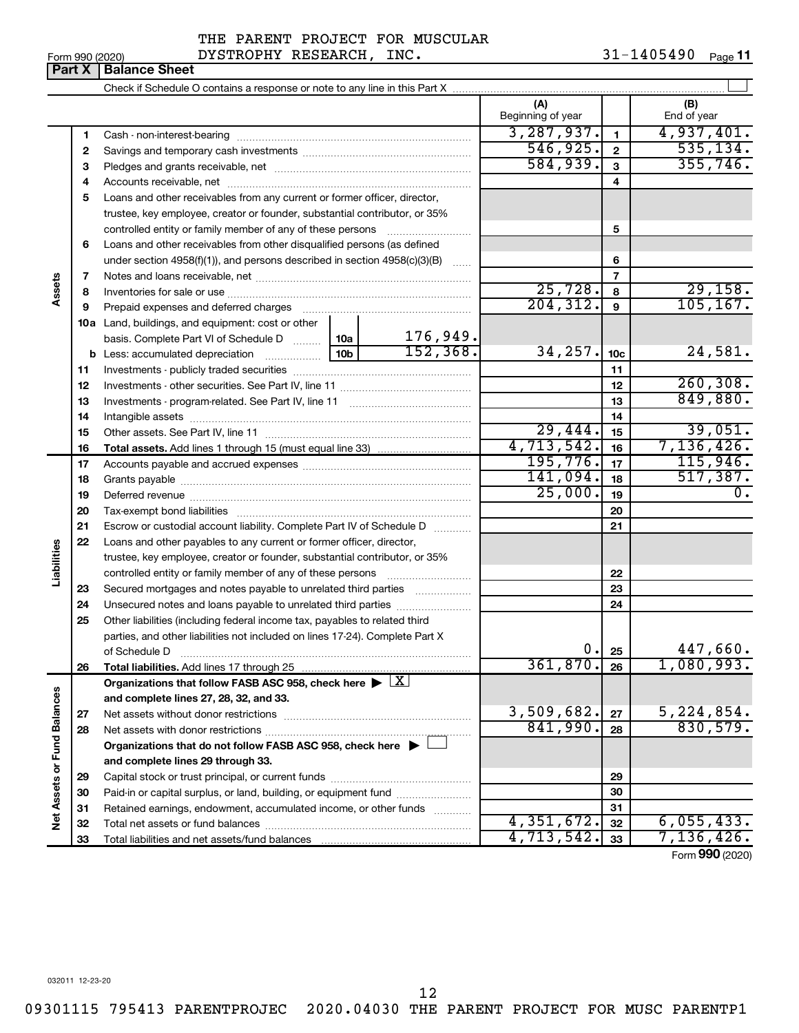THE PARENT PROJECT FOR MUSCULAR DYSTROPHY RESEARCH, INC. 31-1405490

Form 990 (2020)

## Part X Balance Sheet

Check if Schedule O contains a response or note to any line in this Part X

| Section | Line | Description | | | (A) Beginning of year | | (B) End of year |
|---|---|---|---|---|---|---|---|
| Assets | 1 | Cash - non-interest-bearing | | | 3,287,937. | 1 | 4,937,401. |
| | 2 | Savings and temporary cash investments | | | 546,925. | 2 | 535,134. |
| | 3 | Pledges and grants receivable, net | | | 584,939. | 3 | 355,746. |
| | 4 | Accounts receivable, net | | | | 4 | |
| | 5 | Loans and other receivables from any current or former officer, director, trustee, key employee, creator or founder, substantial contributor, or 35% controlled entity or family member of any of these persons | | | | 5 | |
| | 6 | Loans and other receivables from other disqualified persons (as defined under section 4958(f)(1)), and persons described in section 4958(c)(3)(B) | | | | 6 | |
| | 7 | Notes and loans receivable, net | | | | 7 | |
| | 8 | Inventories for sale or use | | | 25,728. | 8 | 29,158. |
| | 9 | Prepaid expenses and deferred charges | | | 204,312. | 9 | 105,167. |
| | 10a | Land, buildings, and equipment: cost or other basis. Complete Part VI of Schedule D | 10a | 176,949. | | | |
| | b | Less: accumulated depreciation | 10b | 152,368. | 34,257. | 10c | 24,581. |
| | 11 | Investments - publicly traded securities | | | | 11 | |
| | 12 | Investments - other securities. See Part IV, line 11 | | | | 12 | 260,308. |
| | 13 | Investments - program-related. See Part IV, line 11 | | | | 13 | 849,880. |
| | 14 | Intangible assets | | | | 14 | |
| | 15 | Other assets. See Part IV, line 11 | | | 29,444. | 15 | 39,051. |
| | 16 | **Total assets.** Add lines 1 through 15 (must equal line 33) | | | 4,713,542. | 16 | 7,136,426. |
| Liabilities | 17 | Accounts payable and accrued expenses | | | 195,776. | 17 | 115,946. |
| | 18 | Grants payable | | | 141,094. | 18 | 517,387. |
| | 19 | Deferred revenue | | | 25,000. | 19 | 0. |
| | 20 | Tax-exempt bond liabilities | | | | 20 | |
| | 21 | Escrow or custodial account liability. Complete Part IV of Schedule D | | | | 21 | |
| | 22 | Loans and other payables to any current or former officer, director, trustee, key employee, creator or founder, substantial contributor, or 35% controlled entity or family member of any of these persons | | | | 22 | |
| | 23 | Secured mortgages and notes payable to unrelated third parties | | | | 23 | |
| | 24 | Unsecured notes and loans payable to unrelated third parties | | | | 24 | |
| | 25 | Other liabilities (including federal income tax, payables to related third parties, and other liabilities not included on lines 17-24). Complete Part X of Schedule D | | | 0. | 25 | 447,660. |
| | 26 | **Total liabilities.** Add lines 17 through 25 | | | 361,870. | 26 | 1,080,993. |
| Net Assets or Fund Balances | | **Organizations that follow FASB ASC 958, check here** ▶ [X] **and complete lines 27, 28, 32, and 33.** | | | | | |
| | 27 | Net assets without donor restrictions | | | 3,509,682. | 27 | 5,224,854. |
| | 28 | Net assets with donor restrictions | | | 841,990. | 28 | 830,579. |
| | | **Organizations that do not follow FASB ASC 958, check here** ▶ [ ] **and complete lines 29 through 33.** | | | | | |
| | 29 | Capital stock or trust principal, or current funds | | | | 29 | |
| | 30 | Paid-in or capital surplus, or land, building, or equipment fund | | | | 30 | |
| | 31 | Retained earnings, endowment, accumulated income, or other funds | | | | 31 | |
| | 32 | Total net assets or fund balances | | | 4,351,672. | 32 | 6,055,433. |
| | 33 | Total liabilities and net assets/fund balances | | | 4,713,542. | 33 | 7,136,426. |

Form **990** (2020)

032011 12-23-20

09301115 795413 PARENTPROJEC 2020.04030 THE PARENT PROJECT FOR MUSC PARENTP1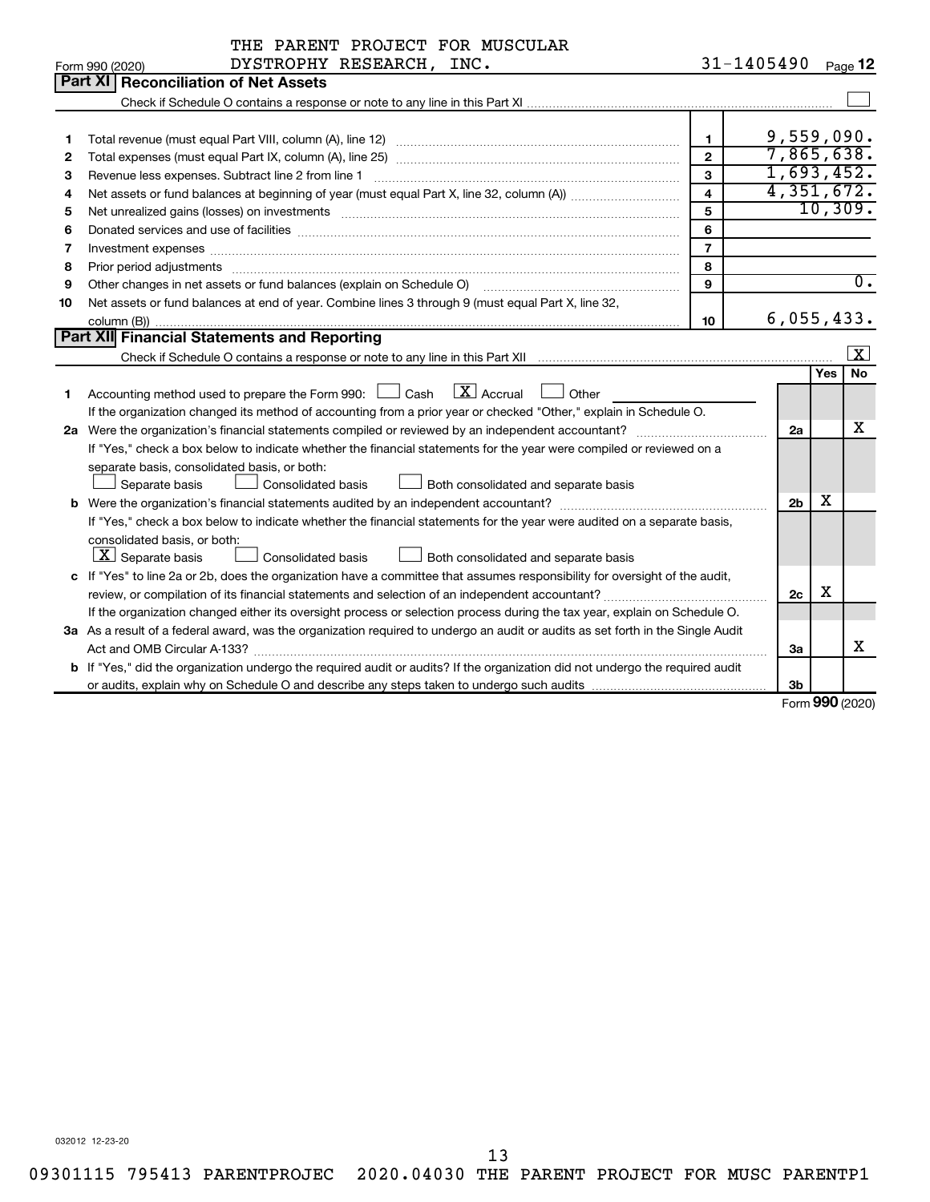THE PARENT PROJECT FOR MUSCULAR DYSTROPHY RESEARCH, INC. 31-1405490

Form 990 (2020)

## Part XI Reconciliation of Net Assets

Check if Schedule O contains a response or note to any line in this Part XI [ ]

| | | | |
|---|---|---|---|
| 1 | Total revenue (must equal Part VIII, column (A), line 12) | 1 | 9,559,090. |
| 2 | Total expenses (must equal Part IX, column (A), line 25) | 2 | 7,865,638. |
| 3 | Revenue less expenses. Subtract line 2 from line 1 | 3 | 1,693,452. |
| 4 | Net assets or fund balances at beginning of year (must equal Part X, line 32, column (A)) | 4 | 4,351,672. |
| 5 | Net unrealized gains (losses) on investments | 5 | 10,309. |
| 6 | Donated services and use of facilities | 6 | |
| 7 | Investment expenses | 7 | |
| 8 | Prior period adjustments | 8 | |
| 9 | Other changes in net assets or fund balances (explain on Schedule O) | 9 | 0. |
| 10 | Net assets or fund balances at end of year. Combine lines 3 through 9 (must equal Part X, line 32, column (B)) | 10 | 6,055,433. |

## Part XII Financial Statements and Reporting

Check if Schedule O contains a response or note to any line in this Part XII [X]

| | | | Yes | No |
|---|---|---|---|---|
| 1 | Accounting method used to prepare the Form 990: [ ] Cash [X] Accrual [ ] Other<br>If the organization changed its method of accounting from a prior year or checked "Other," explain in Schedule O. | | | |
| 2a | Were the organization's financial statements compiled or reviewed by an independent accountant?<br>If "Yes," check a box below to indicate whether the financial statements for the year were compiled or reviewed on a separate basis, consolidated basis, or both:<br>[ ] Separate basis [ ] Consolidated basis [ ] Both consolidated and separate basis | 2a | | X |
| b | Were the organization's financial statements audited by an independent accountant?<br>If "Yes," check a box below to indicate whether the financial statements for the year were audited on a separate basis, consolidated basis, or both:<br>[X] Separate basis [ ] Consolidated basis [ ] Both consolidated and separate basis | 2b | X | |
| c | If "Yes" to line 2a or 2b, does the organization have a committee that assumes responsibility for oversight of the audit, review, or compilation of its financial statements and selection of an independent accountant?<br>If the organization changed either its oversight process or selection process during the tax year, explain on Schedule O. | 2c | X | |
| 3a | As a result of a federal award, was the organization required to undergo an audit or audits as set forth in the Single Audit Act and OMB Circular A-133? | 3a | | X |
| b | If "Yes," did the organization undergo the required audit or audits? If the organization did not undergo the required audit or audits, explain why on Schedule O and describe any steps taken to undergo such audits | 3b | | |

Form 990 (2020)

032012 12-23-20

09301115 795413 PARENTPROJEC 2020.04030 THE PARENT PROJECT FOR MUSC PARENTP1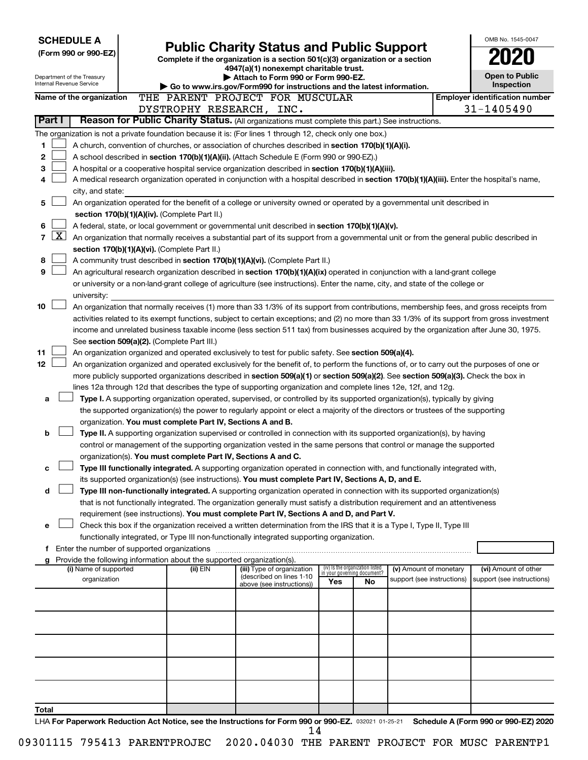**SCHEDULE A**
**(Form 990 or 990-EZ)**

Department of the Treasury
Internal Revenue Service

# Public Charity Status and Public Support

**Complete if the organization is a section 501(c)(3) organization or a section 4947(a)(1) nonexempt charitable trust.**
**▶ Attach to Form 990 or Form 990-EZ.**
**▶ Go to www.irs.gov/Form990 for instructions and the latest information.**

OMB No. 1545-0047

**2020**

**Open to Public Inspection**

**Name of the organization** THE PARENT PROJECT FOR MUSCULAR DYSTROPHY RESEARCH, INC.

**Employer identification number** 31-1405490

**Part I** **Reason for Public Charity Status.** (All organizations must complete this part.) See instructions.

The organization is not a private foundation because it is: (For lines 1 through 12, check only one box.)

1 ☐ A church, convention of churches, or association of churches described in **section 170(b)(1)(A)(i).**

2 ☐ A school described in **section 170(b)(1)(A)(ii).** (Attach Schedule E (Form 990 or 990-EZ).)

3 ☐ A hospital or a cooperative hospital service organization described in **section 170(b)(1)(A)(iii).**

4 ☐ A medical research organization operated in conjunction with a hospital described in **section 170(b)(1)(A)(iii).** Enter the hospital's name, city, and state:

5 ☐ An organization operated for the benefit of a college or university owned or operated by a governmental unit described in **section 170(b)(1)(A)(iv).** (Complete Part II.)

6 ☐ A federal, state, or local government or governmental unit described in **section 170(b)(1)(A)(v).**

7 ☒ An organization that normally receives a substantial part of its support from a governmental unit or from the general public described in **section 170(b)(1)(A)(vi).** (Complete Part II.)

8 ☐ A community trust described in **section 170(b)(1)(A)(vi).** (Complete Part II.)

9 ☐ An agricultural research organization described in **section 170(b)(1)(A)(ix)** operated in conjunction with a land-grant college or university or a non-land-grant college of agriculture (see instructions). Enter the name, city, and state of the college or university:

10 ☐ An organization that normally receives (1) more than 33 1/3% of its support from contributions, membership fees, and gross receipts from activities related to its exempt functions, subject to certain exceptions; and (2) no more than 33 1/3% of its support from gross investment income and unrelated business taxable income (less section 511 tax) from businesses acquired by the organization after June 30, 1975. See **section 509(a)(2).** (Complete Part III.)

11 ☐ An organization organized and operated exclusively to test for public safety. See **section 509(a)(4).**

12 ☐ An organization organized and operated exclusively for the benefit of, to perform the functions of, or to carry out the purposes of one or more publicly supported organizations described in **section 509(a)(1)** or **section 509(a)(2)**. See **section 509(a)(3).** Check the box in lines 12a through 12d that describes the type of supporting organization and complete lines 12e, 12f, and 12g.

**a** ☐ **Type I.** A supporting organization operated, supervised, or controlled by its supported organization(s), typically by giving the supported organization(s) the power to regularly appoint or elect a majority of the directors or trustees of the supporting organization. **You must complete Part IV, Sections A and B.**

**b** ☐ **Type II.** A supporting organization supervised or controlled in connection with its supported organization(s), by having control or management of the supporting organization vested in the same persons that control or manage the supported organization(s). **You must complete Part IV, Sections A and C.**

**c** ☐ **Type III functionally integrated.** A supporting organization operated in connection with, and functionally integrated with, its supported organization(s) (see instructions). **You must complete Part IV, Sections A, D, and E.**

**d** ☐ **Type III non-functionally integrated.** A supporting organization operated in connection with its supported organization(s) that is not functionally integrated. The organization generally must satisfy a distribution requirement and an attentiveness requirement (see instructions). **You must complete Part IV, Sections A and D, and Part V.**

**e** ☐ Check this box if the organization received a written determination from the IRS that it is a Type I, Type II, Type III functionally integrated, or Type III non-functionally integrated supporting organization.

**f** Enter the number of supported organizations

**g** Provide the following information about the supported organization(s).

| (i) Name of supported organization | (ii) EIN | (iii) Type of organization (described on lines 1-10 above (see instructions)) | (iv) Is the organization listed in your governing document? Yes | No | (v) Amount of monetary support (see instructions) | (vi) Amount of other support (see instructions) |
|---|---|---|---|---|---|---|
| | | | | | | |
| | | | | | | |
| | | | | | | |
| | | | | | | |
| | | | | | | |
| **Total** | | | | | | |

LHA **For Paperwork Reduction Act Notice, see the Instructions for Form 990 or 990-EZ.** 032021 01-25-21 **Schedule A (Form 990 or 990-EZ) 2020**

09301115 795413 PARENTPROJEC 2020.04030 THE PARENT PROJECT FOR MUSC PARENTP1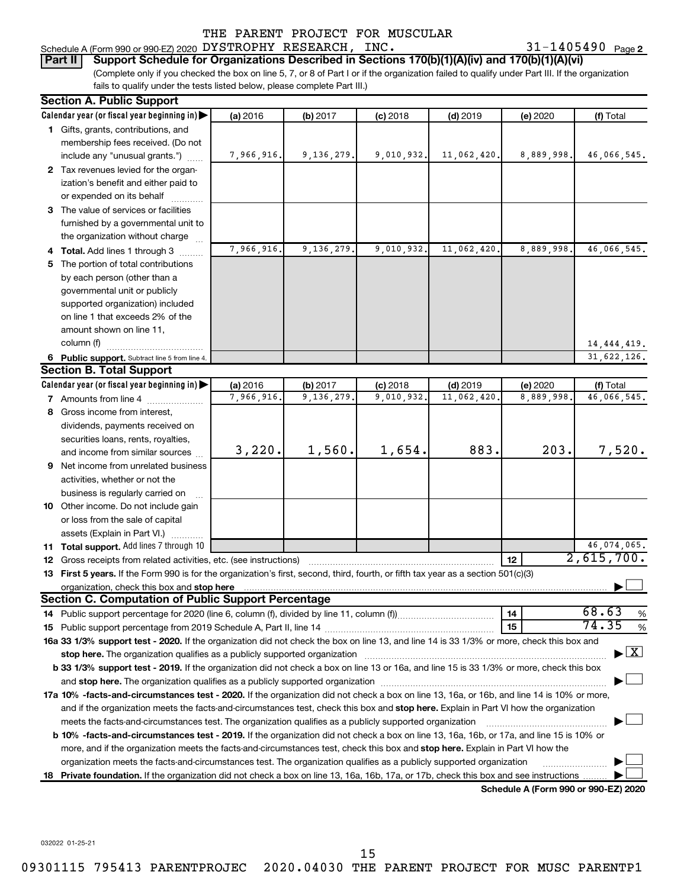THE PARENT PROJECT FOR MUSCULAR

Schedule A (Form 990 or 990-EZ) 2020 DYSTROPHY RESEARCH, INC. 31-1405490 Page 2

**Part II Support Schedule for Organizations Described in Sections 170(b)(1)(A)(iv) and 170(b)(1)(A)(vi)**

(Complete only if you checked the box on line 5, 7, or 8 of Part I or if the organization failed to qualify under Part III. If the organization fails to qualify under the tests listed below, please complete Part III.)

**Section A. Public Support**

| Calendar year (or fiscal year beginning in) | (a) 2016 | (b) 2017 | (c) 2018 | (d) 2019 | (e) 2020 | (f) Total |
|---|---|---|---|---|---|---|
| **1** Gifts, grants, contributions, and membership fees received. (Do not include any "unusual grants.") | 7,966,916. | 9,136,279. | 9,010,932. | 11,062,420. | 8,889,998. | 46,066,545. |
| **2** Tax revenues levied for the organization's benefit and either paid to or expended on its behalf | | | | | | |
| **3** The value of services or facilities furnished by a governmental unit to the organization without charge | | | | | | |
| **4 Total.** Add lines 1 through 3 | 7,966,916. | 9,136,279. | 9,010,932. | 11,062,420. | 8,889,998. | 46,066,545. |
| **5** The portion of total contributions by each person (other than a governmental unit or publicly supported organization) included on line 1 that exceeds 2% of the amount shown on line 11, column (f) | | | | | | 14,444,419. |
| **6 Public support.** Subtract line 5 from line 4. | | | | | | 31,622,126. |

**Section B. Total Support**

| Calendar year (or fiscal year beginning in) | (a) 2016 | (b) 2017 | (c) 2018 | (d) 2019 | (e) 2020 | (f) Total |
|---|---|---|---|---|---|---|
| **7** Amounts from line 4 | 7,966,916. | 9,136,279. | 9,010,932. | 11,062,420. | 8,889,998. | 46,066,545. |
| **8** Gross income from interest, dividends, payments received on securities loans, rents, royalties, and income from similar sources | 3,220. | 1,560. | 1,654. | 883. | 203. | 7,520. |
| **9** Net income from unrelated business activities, whether or not the business is regularly carried on | | | | | | |
| **10** Other income. Do not include gain or loss from the sale of capital assets (Explain in Part VI.) | | | | | | |
| **11 Total support.** Add lines 7 through 10 | | | | | | 46,074,065. |

**12** Gross receipts from related activities, etc. (see instructions) **12** 2,615,700.

**13 First 5 years.** If the Form 990 is for the organization's first, second, third, fourth, or fifth tax year as a section 501(c)(3) organization, check this box and **stop here** ☐

**Section C. Computation of Public Support Percentage**

**14** Public support percentage for 2020 (line 6, column (f), divided by line 11, column (f)) **14** 68.63 %

**15** Public support percentage from 2019 Schedule A, Part II, line 14 **15** 74.35 %

**16a 33 1/3% support test - 2020.** If the organization did not check the box on line 13, and line 14 is 33 1/3% or more, check this box and **stop here.** The organization qualifies as a publicly supported organization ☒

**b 33 1/3% support test - 2019.** If the organization did not check a box on line 13 or 16a, and line 15 is 33 1/3% or more, check this box and **stop here.** The organization qualifies as a publicly supported organization ☐

**17a 10% -facts-and-circumstances test - 2020.** If the organization did not check a box on line 13, 16a, or 16b, and line 14 is 10% or more, and if the organization meets the facts-and-circumstances test, check this box and **stop here.** Explain in Part VI how the organization meets the facts-and-circumstances test. The organization qualifies as a publicly supported organization ☐

**b 10% -facts-and-circumstances test - 2019.** If the organization did not check a box on line 13, 16a, 16b, or 17a, and line 15 is 10% or more, and if the organization meets the facts-and-circumstances test, check this box and **stop here.** Explain in Part VI how the organization meets the facts-and-circumstances test. The organization qualifies as a publicly supported organization ☐

**18 Private foundation.** If the organization did not check a box on line 13, 16a, 16b, 17a, or 17b, check this box and see instructions ☐

**Schedule A (Form 990 or 990-EZ) 2020**

032022 01-25-21

09301115 795413 PARENTPROJEC 2020.04030 THE PARENT PROJECT FOR MUSC PARENTP1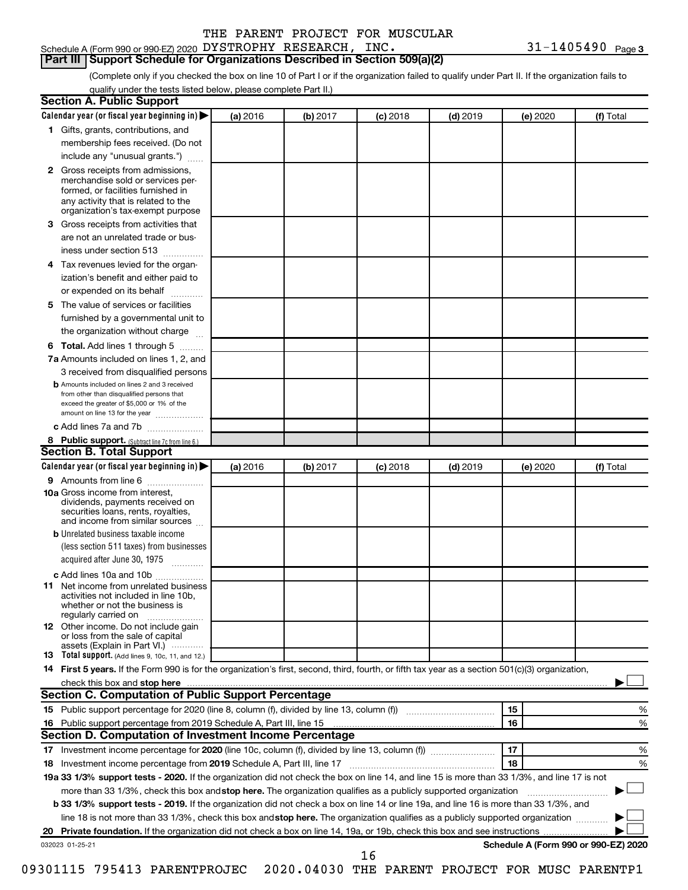THE PARENT PROJECT FOR MUSCULAR DYSTROPHY RESEARCH, INC. 31-1405490

Schedule A (Form 990 or 990-EZ) 2020

**Part III | Support Schedule for Organizations Described in Section 509(a)(2)**

(Complete only if you checked the box on line 10 of Part I or if the organization failed to qualify under Part II. If the organization fails to qualify under the tests listed below, please complete Part II.)

## Section A. Public Support

| Calendar year (or fiscal year beginning in) ▶ | (a) 2016 | (b) 2017 | (c) 2018 | (d) 2019 | (e) 2020 | (f) Total |
|---|---|---|---|---|---|---|
| **1** Gifts, grants, contributions, and membership fees received. (Do not include any "unusual grants.") | | | | | | |
| **2** Gross receipts from admissions, merchandise sold or services performed, or facilities furnished in any activity that is related to the organization's tax-exempt purpose | | | | | | |
| **3** Gross receipts from activities that are not an unrelated trade or business under section 513 | | | | | | |
| **4** Tax revenues levied for the organization's benefit and either paid to or expended on its behalf | | | | | | |
| **5** The value of services or facilities furnished by a governmental unit to the organization without charge | | | | | | |
| **6 Total.** Add lines 1 through 5 | | | | | | |
| **7a** Amounts included on lines 1, 2, and 3 received from disqualified persons | | | | | | |
| **b** Amounts included on lines 2 and 3 received from other than disqualified persons that exceed the greater of $5,000 or 1% of the amount on line 13 for the year | | | | | | |
| **c** Add lines 7a and 7b | | | | | | |
| **8 Public support.** (Subtract line 7c from line 6.) | | | | | | |

## Section B. Total Support

| Calendar year (or fiscal year beginning in) ▶ | (a) 2016 | (b) 2017 | (c) 2018 | (d) 2019 | (e) 2020 | (f) Total |
|---|---|---|---|---|---|---|
| **9** Amounts from line 6 | | | | | | |
| **10a** Gross income from interest, dividends, payments received on securities loans, rents, royalties, and income from similar sources | | | | | | |
| **b** Unrelated business taxable income (less section 511 taxes) from businesses acquired after June 30, 1975 | | | | | | |
| **c** Add lines 10a and 10b | | | | | | |
| **11** Net income from unrelated business activities not included in line 10b, whether or not the business is regularly carried on | | | | | | |
| **12** Other income. Do not include gain or loss from the sale of capital assets (Explain in Part VI.) | | | | | | |
| **13 Total support.** (Add lines 9, 10c, 11, and 12.) | | | | | | |

**14 First 5 years.** If the Form 990 is for the organization's first, second, third, fourth, or fifth tax year as a section 501(c)(3) organization, check this box and **stop here** ▶ ☐

## Section C. Computation of Public Support Percentage

| | | | |
|---|---|---|---|
| **15** Public support percentage for 2020 (line 8, column (f), divided by line 13, column (f)) | 15 | | % |
| **16** Public support percentage from 2019 Schedule A, Part III, line 15 | 16 | | % |

## Section D. Computation of Investment Income Percentage

| | | | |
|---|---|---|---|
| **17** Investment income percentage for **2020** (line 10c, column (f), divided by line 13, column (f)) | 17 | | % |
| **18** Investment income percentage from **2019** Schedule A, Part III, line 17 | 18 | | % |

**19a 33 1/3% support tests - 2020.** If the organization did not check the box on line 14, and line 15 is more than 33 1/3%, and line 17 is not more than 33 1/3%, check this box and **stop here.** The organization qualifies as a publicly supported organization ▶ ☐

**b 33 1/3% support tests - 2019.** If the organization did not check a box on line 14 or line 19a, and line 16 is more than 33 1/3%, and line 18 is not more than 33 1/3%, check this box and **stop here.** The organization qualifies as a publicly supported organization ▶ ☐

**20 Private foundation.** If the organization did not check a box on line 14, 19a, or 19b, check this box and see instructions ▶ ☐

032023 01-25-21

**Schedule A (Form 990 or 990-EZ) 2020**

09301115 795413 PARENTPROJEC 2020.04030 THE PARENT PROJECT FOR MUSC PARENTP1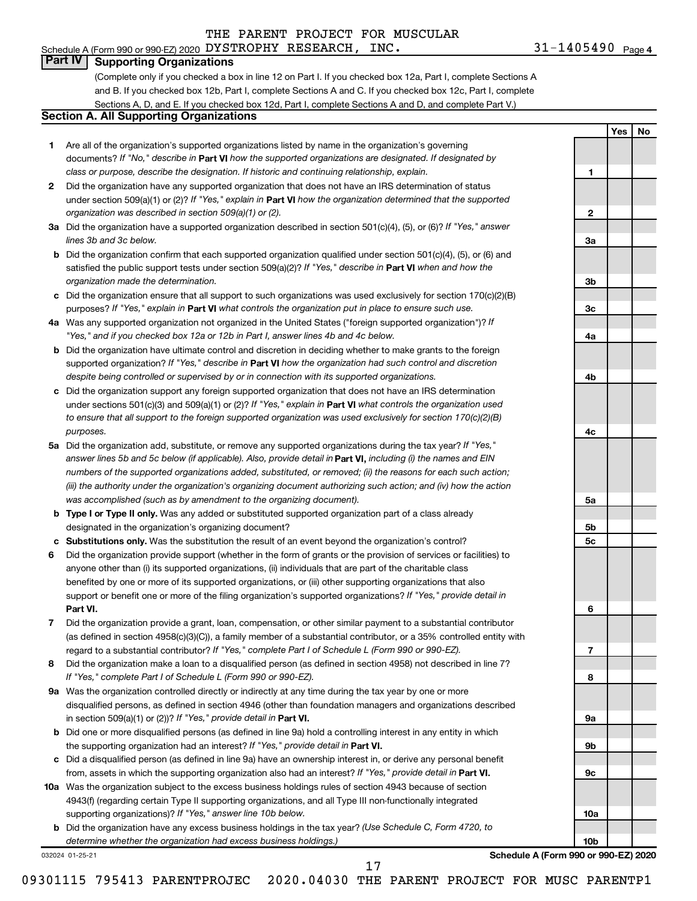Schedule A (Form 990 or 990-EZ) 2020 THE PARENT PROJECT FOR MUSCULAR DYSTROPHY RESEARCH, INC. 31-1405490 Page 4

## Part IV Supporting Organizations

(Complete only if you checked a box in line 12 on Part I. If you checked box 12a, Part I, complete Sections A and B. If you checked box 12b, Part I, complete Sections A and C. If you checked box 12c, Part I, complete Sections A, D, and E. If you checked box 12d, Part I, complete Sections A and D, and complete Part V.)

### Section A. All Supporting Organizations

| | | | Yes | No |
|---|---|---|---|---|
| **1** | Are all of the organization's supported organizations listed by name in the organization's governing documents? *If "No," describe in* **Part VI** *how the supported organizations are designated. If designated by class or purpose, describe the designation. If historic and continuing relationship, explain.* | 1 | | |
| **2** | Did the organization have any supported organization that does not have an IRS determination of status under section 509(a)(1) or (2)? *If "Yes," explain in* **Part VI** *how the organization determined that the supported organization was described in section 509(a)(1) or (2).* | 2 | | |
| **3a** | Did the organization have a supported organization described in section 501(c)(4), (5), or (6)? *If "Yes," answer lines 3b and 3c below.* | 3a | | |
| **b** | Did the organization confirm that each supported organization qualified under section 501(c)(4), (5), or (6) and satisfied the public support tests under section 509(a)(2)? *If "Yes," describe in* **Part VI** *when and how the organization made the determination.* | 3b | | |
| **c** | Did the organization ensure that all support to such organizations was used exclusively for section 170(c)(2)(B) purposes? *If "Yes," explain in* **Part VI** *what controls the organization put in place to ensure such use.* | 3c | | |
| **4a** | Was any supported organization not organized in the United States ("foreign supported organization")? *If "Yes," and if you checked box 12a or 12b in Part I, answer lines 4b and 4c below.* | 4a | | |
| **b** | Did the organization have ultimate control and discretion in deciding whether to make grants to the foreign supported organization? *If "Yes," describe in* **Part VI** *how the organization had such control and discretion despite being controlled or supervised by or in connection with its supported organizations.* | 4b | | |
| **c** | Did the organization support any foreign supported organization that does not have an IRS determination under sections 501(c)(3) and 509(a)(1) or (2)? *If "Yes," explain in* **Part VI** *what controls the organization used to ensure that all support to the foreign supported organization was used exclusively for section 170(c)(2)(B) purposes.* | 4c | | |
| **5a** | Did the organization add, substitute, or remove any supported organizations during the tax year? *If "Yes," answer lines 5b and 5c below (if applicable). Also, provide detail in* **Part VI,** *including (i) the names and EIN numbers of the supported organizations added, substituted, or removed; (ii) the reasons for each such action; (iii) the authority under the organization's organizing document authorizing such action; and (iv) how the action was accomplished (such as by amendment to the organizing document).* | 5a | | |
| **b** | **Type I or Type II only.** Was any added or substituted supported organization part of a class already designated in the organization's organizing document? | 5b | | |
| **c** | **Substitutions only.** Was the substitution the result of an event beyond the organization's control? | 5c | | |
| **6** | Did the organization provide support (whether in the form of grants or the provision of services or facilities) to anyone other than (i) its supported organizations, (ii) individuals that are part of the charitable class benefited by one or more of its supported organizations, or (iii) other supporting organizations that also support or benefit one or more of the filing organization's supported organizations? *If "Yes," provide detail in* **Part VI.** | 6 | | |
| **7** | Did the organization provide a grant, loan, compensation, or other similar payment to a substantial contributor (as defined in section 4958(c)(3)(C)), a family member of a substantial contributor, or a 35% controlled entity with regard to a substantial contributor? *If "Yes," complete Part I of Schedule L (Form 990 or 990-EZ).* | 7 | | |
| **8** | Did the organization make a loan to a disqualified person (as defined in section 4958) not described in line 7? *If "Yes," complete Part I of Schedule L (Form 990 or 990-EZ).* | 8 | | |
| **9a** | Was the organization controlled directly or indirectly at any time during the tax year by one or more disqualified persons, as defined in section 4946 (other than foundation managers and organizations described in section 509(a)(1) or (2))? *If "Yes," provide detail in* **Part VI.** | 9a | | |
| **b** | Did one or more disqualified persons (as defined in line 9a) hold a controlling interest in any entity in which the supporting organization had an interest? *If "Yes," provide detail in* **Part VI.** | 9b | | |
| **c** | Did a disqualified person (as defined in line 9a) have an ownership interest in, or derive any personal benefit from, assets in which the supporting organization also had an interest? *If "Yes," provide detail in* **Part VI.** | 9c | | |
| **10a** | Was the organization subject to the excess business holdings rules of section 4943 because of section 4943(f) (regarding certain Type II supporting organizations, and all Type III non-functionally integrated supporting organizations)? *If "Yes," answer line 10b below.* | 10a | | |
| **b** | Did the organization have any excess business holdings in the tax year? *(Use Schedule C, Form 4720, to determine whether the organization had excess business holdings.)* | 10b | | |

032024 01-25-21 **Schedule A (Form 990 or 990-EZ) 2020**

09301115 795413 PARENTPROJEC 2020.04030 THE PARENT PROJECT FOR MUSC PARENTP1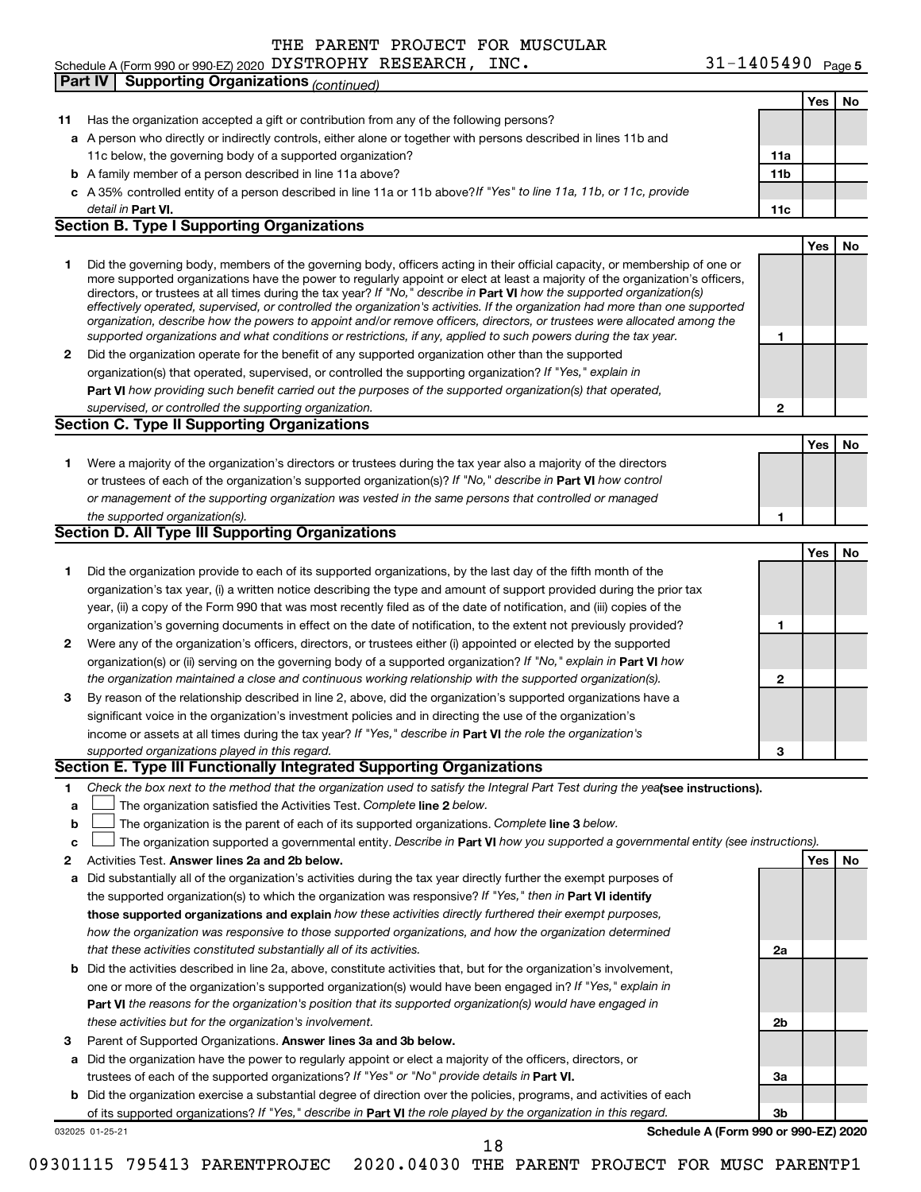THE PARENT PROJECT FOR MUSCULAR

Schedule A (Form 990 or 990-EZ) 2020 DYSTROPHY RESEARCH, INC. 31-1405490 Page 5

**Part IV | Supporting Organizations** *(continued)*

| | | | Yes | No |
|---|---|---|---|---|
| **11** | Has the organization accepted a gift or contribution from any of the following persons? | | | |
| **a** | A person who directly or indirectly controls, either alone or together with persons described in lines 11b and 11c below, the governing body of a supported organization? | **11a** | | |
| **b** | A family member of a person described in line 11a above? | **11b** | | |
| **c** | A 35% controlled entity of a person described in line 11a or 11b above? *If "Yes" to line 11a, 11b, or 11c, provide detail in* **Part VI.** | **11c** | | |

## Section B. Type I Supporting Organizations

| | | | Yes | No |
|---|---|---|---|---|
| **1** | Did the governing body, members of the governing body, officers acting in their official capacity, or membership of one or more supported organizations have the power to regularly appoint or elect at least a majority of the organization's officers, directors, or trustees at all times during the tax year? *If "No," describe in* **Part VI** *how the supported organization(s) effectively operated, supervised, or controlled the organization's activities. If the organization had more than one supported organization, describe how the powers to appoint and/or remove officers, directors, or trustees were allocated among the supported organizations and what conditions or restrictions, if any, applied to such powers during the tax year.* | **1** | | |
| **2** | Did the organization operate for the benefit of any supported organization other than the supported organization(s) that operated, supervised, or controlled the supporting organization? *If "Yes," explain in* **Part VI** *how providing such benefit carried out the purposes of the supported organization(s) that operated, supervised, or controlled the supporting organization.* | **2** | | |

## Section C. Type II Supporting Organizations

| | | | Yes | No |
|---|---|---|---|---|
| **1** | Were a majority of the organization's directors or trustees during the tax year also a majority of the directors or trustees of each of the organization's supported organization(s)? *If "No," describe in* **Part VI** *how control or management of the supporting organization was vested in the same persons that controlled or managed the supported organization(s).* | **1** | | |

## Section D. All Type III Supporting Organizations

| | | | Yes | No |
|---|---|---|---|---|
| **1** | Did the organization provide to each of its supported organizations, by the last day of the fifth month of the organization's tax year, (i) a written notice describing the type and amount of support provided during the prior tax year, (ii) a copy of the Form 990 that was most recently filed as of the date of notification, and (iii) copies of the organization's governing documents in effect on the date of notification, to the extent not previously provided? | **1** | | |
| **2** | Were any of the organization's officers, directors, or trustees either (i) appointed or elected by the supported organization(s) or (ii) serving on the governing body of a supported organization? *If "No," explain in* **Part VI** *how the organization maintained a close and continuous working relationship with the supported organization(s).* | **2** | | |
| **3** | By reason of the relationship described in line 2, above, did the organization's supported organizations have a significant voice in the organization's investment policies and in directing the use of the organization's income or assets at all times during the tax year? *If "Yes," describe in* **Part VI** *the role the organization's supported organizations played in this regard.* | **3** | | |

## Section E. Type III Functionally Integrated Supporting Organizations

**1** *Check the box next to the method that the organization used to satisfy the Integral Part Test during the year* **(see instructions).**

- **a** ☐ The organization satisfied the Activities Test. *Complete* **line 2** *below.*
- **b** ☐ The organization is the parent of each of its supported organizations. *Complete* **line 3** *below.*
- **c** ☐ The organization supported a governmental entity. *Describe in* **Part VI** *how you supported a governmental entity (see instructions).*

| | | | Yes | No |
|---|---|---|---|---|
| **2** | Activities Test. **Answer lines 2a and 2b below.** | | | |
| **a** | Did substantially all of the organization's activities during the tax year directly further the exempt purposes of the supported organization(s) to which the organization was responsive? *If "Yes," then in* **Part VI identify those supported organizations and explain** *how these activities directly furthered their exempt purposes, how the organization was responsive to those supported organizations, and how the organization determined that these activities constituted substantially all of its activities.* | **2a** | | |
| **b** | Did the activities described in line 2a, above, constitute activities that, but for the organization's involvement, one or more of the organization's supported organization(s) would have been engaged in? *If "Yes," explain in* **Part VI** *the reasons for the organization's position that its supported organization(s) would have engaged in these activities but for the organization's involvement.* | **2b** | | |
| **3** | Parent of Supported Organizations. **Answer lines 3a and 3b below.** | | | |
| **a** | Did the organization have the power to regularly appoint or elect a majority of the officers, directors, or trustees of each of the supported organizations? *If "Yes" or "No" provide details in* **Part VI.** | **3a** | | |
| **b** | Did the organization exercise a substantial degree of direction over the policies, programs, and activities of each of its supported organizations? *If "Yes," describe in* **Part VI** *the role played by the organization in this regard.* | **3b** | | |

032025 01-25-21 **Schedule A (Form 990 or 990-EZ) 2020**

09301115 795413 PARENTPROJEC 2020.04030 THE PARENT PROJECT FOR MUSC PARENTP1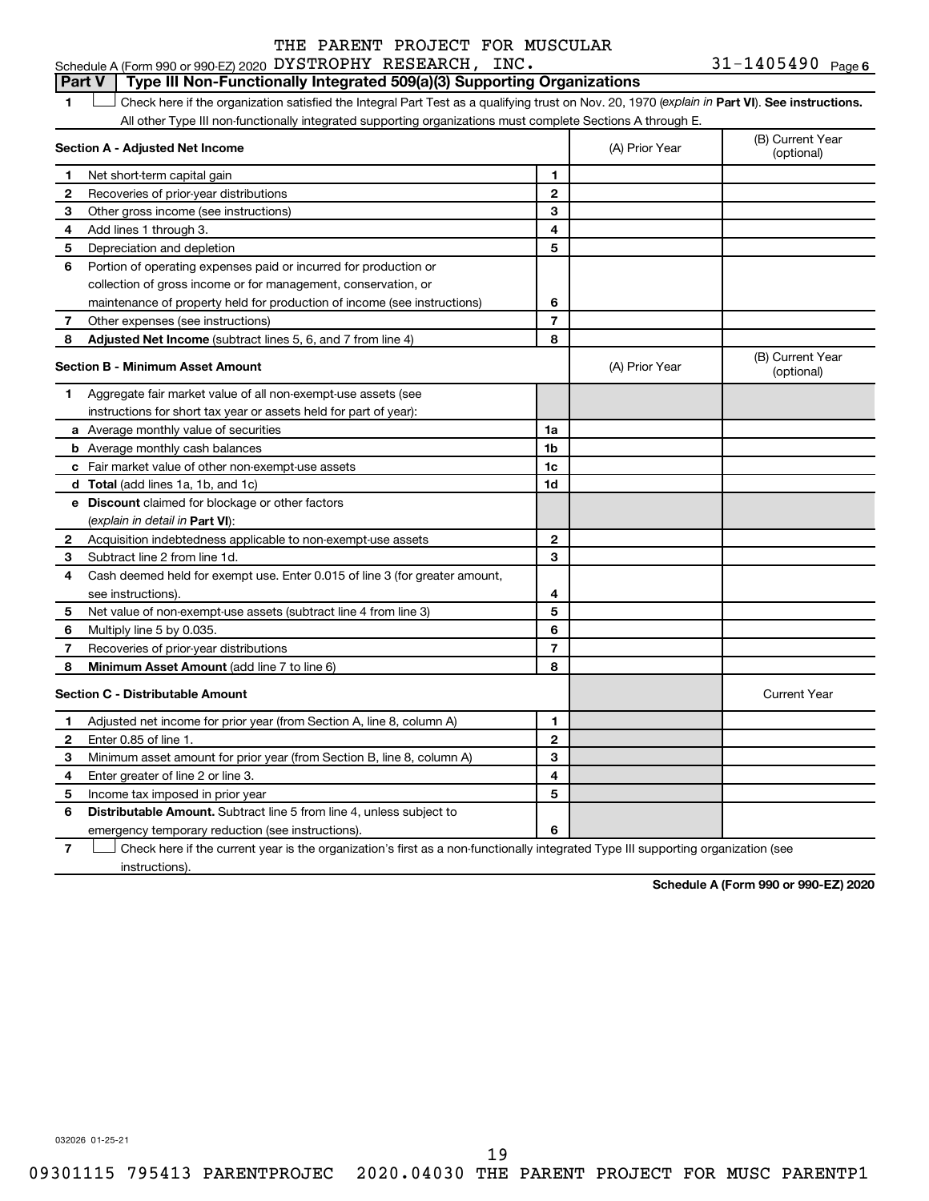THE PARENT PROJECT FOR MUSCULAR

Schedule A (Form 990 or 990-EZ) 2020 DYSTROPHY RESEARCH, INC. 31-1405490 Page 6

## Part V | Type III Non-Functionally Integrated 509(a)(3) Supporting Organizations

1 ☐ Check here if the organization satisfied the Integral Part Test as a qualifying trust on Nov. 20, 1970 (*explain in* **Part VI**). **See instructions.** All other Type III non-functionally integrated supporting organizations must complete Sections A through E.

| **Section A - Adjusted Net Income** | | (A) Prior Year | (B) Current Year (optional) |
|---|---|---|---|
| **1** Net short-term capital gain | 1 | | |
| **2** Recoveries of prior-year distributions | 2 | | |
| **3** Other gross income (see instructions) | 3 | | |
| **4** Add lines 1 through 3. | 4 | | |
| **5** Depreciation and depletion | 5 | | |
| **6** Portion of operating expenses paid or incurred for production or collection of gross income or for management, conservation, or maintenance of property held for production of income (see instructions) | 6 | | |
| **7** Other expenses (see instructions) | 7 | | |
| **8** **Adjusted Net Income** (subtract lines 5, 6, and 7 from line 4) | 8 | | |

| **Section B - Minimum Asset Amount** | | (A) Prior Year | (B) Current Year (optional) |
|---|---|---|---|
| **1** Aggregate fair market value of all non-exempt-use assets (see instructions for short tax year or assets held for part of year): | | | |
| **a** Average monthly value of securities | 1a | | |
| **b** Average monthly cash balances | 1b | | |
| **c** Fair market value of other non-exempt-use assets | 1c | | |
| **d** **Total** (add lines 1a, 1b, and 1c) | 1d | | |
| **e** **Discount** claimed for blockage or other factors (*explain in detail in* **Part VI**): | | | |
| **2** Acquisition indebtedness applicable to non-exempt-use assets | 2 | | |
| **3** Subtract line 2 from line 1d. | 3 | | |
| **4** Cash deemed held for exempt use. Enter 0.015 of line 3 (for greater amount, see instructions). | 4 | | |
| **5** Net value of non-exempt-use assets (subtract line 4 from line 3) | 5 | | |
| **6** Multiply line 5 by 0.035. | 6 | | |
| **7** Recoveries of prior-year distributions | 7 | | |
| **8** **Minimum Asset Amount** (add line 7 to line 6) | 8 | | |

| **Section C - Distributable Amount** | | | Current Year |
|---|---|---|---|
| **1** Adjusted net income for prior year (from Section A, line 8, column A) | 1 | | |
| **2** Enter 0.85 of line 1. | 2 | | |
| **3** Minimum asset amount for prior year (from Section B, line 8, column A) | 3 | | |
| **4** Enter greater of line 2 or line 3. | 4 | | |
| **5** Income tax imposed in prior year | 5 | | |
| **6** **Distributable Amount.** Subtract line 5 from line 4, unless subject to emergency temporary reduction (see instructions). | 6 | | |

7 ☐ Check here if the current year is the organization's first as a non-functionally integrated Type III supporting organization (see instructions).

**Schedule A (Form 990 or 990-EZ) 2020**

032026 01-25-21

09301115 795413 PARENTPROJEC 2020.04030 THE PARENT PROJECT FOR MUSC PARENTP1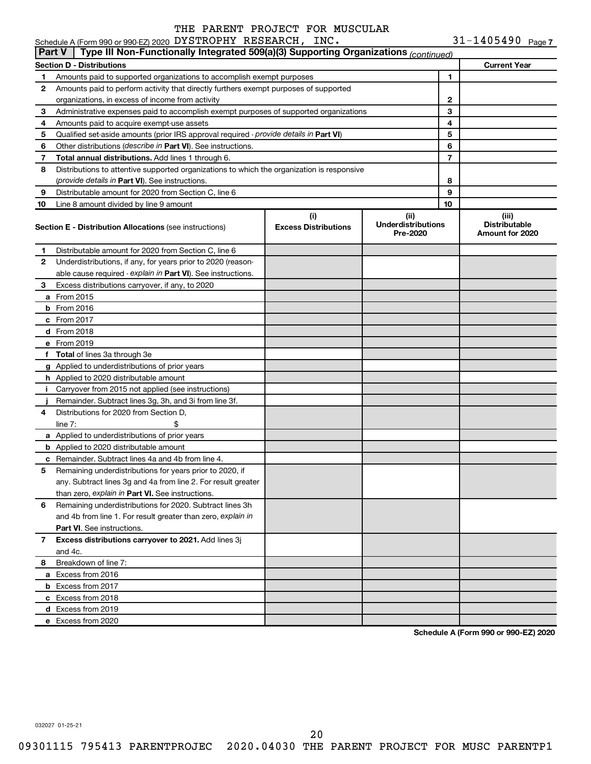THE PARENT PROJECT FOR MUSCULAR

Schedule A (Form 990 or 990-EZ) 2020 DYSTROPHY RESEARCH, INC. 31-1405490 Page 7

## Part V | Type III Non-Functionally Integrated 509(a)(3) Supporting Organizations (continued)

| Section D - Distributions | | | Current Year |
|---|---|---|---|
| 1 | Amounts paid to supported organizations to accomplish exempt purposes | 1 | |
| 2 | Amounts paid to perform activity that directly furthers exempt purposes of supported organizations, in excess of income from activity | 2 | |
| 3 | Administrative expenses paid to accomplish exempt purposes of supported organizations | 3 | |
| 4 | Amounts paid to acquire exempt-use assets | 4 | |
| 5 | Qualified set-aside amounts (prior IRS approval required - *provide details in* **Part VI**) | 5 | |
| 6 | Other distributions (*describe in* **Part VI**). See instructions. | 6 | |
| 7 | **Total annual distributions.** Add lines 1 through 6. | 7 | |
| 8 | Distributions to attentive supported organizations to which the organization is responsive (*provide details in* **Part VI**). See instructions. | 8 | |
| 9 | Distributable amount for 2020 from Section C, line 6 | 9 | |
| 10 | Line 8 amount divided by line 9 amount | 10 | |

| Section E - Distribution Allocations (see instructions) | (i) Excess Distributions | (ii) Underdistributions Pre-2020 | (iii) Distributable Amount for 2020 |
|---|---|---|---|
| **1** Distributable amount for 2020 from Section C, line 6 | | | |
| **2** Underdistributions, if any, for years prior to 2020 (reasonable cause required - *explain in* **Part VI**). See instructions. | | | |
| **3** Excess distributions carryover, if any, to 2020 | | | |
| **a** From 2015 | | | |
| **b** From 2016 | | | |
| **c** From 2017 | | | |
| **d** From 2018 | | | |
| **e** From 2019 | | | |
| **f** **Total** of lines 3a through 3e | | | |
| **g** Applied to underdistributions of prior years | | | |
| **h** Applied to 2020 distributable amount | | | |
| **i** Carryover from 2015 not applied (see instructions) | | | |
| **j** Remainder. Subtract lines 3g, 3h, and 3i from line 3f. | | | |
| **4** Distributions for 2020 from Section D, line 7: $ | | | |
| **a** Applied to underdistributions of prior years | | | |
| **b** Applied to 2020 distributable amount | | | |
| **c** Remainder. Subtract lines 4a and 4b from line 4. | | | |
| **5** Remaining underdistributions for years prior to 2020, if any. Subtract lines 3g and 4a from line 2. For result greater than zero, *explain in* **Part VI.** See instructions. | | | |
| **6** Remaining underdistributions for 2020. Subtract lines 3h and 4b from line 1. For result greater than zero, *explain in* **Part VI**. See instructions. | | | |
| **7** **Excess distributions carryover to 2021.** Add lines 3j and 4c. | | | |
| **8** Breakdown of line 7: | | | |
| **a** Excess from 2016 | | | |
| **b** Excess from 2017 | | | |
| **c** Excess from 2018 | | | |
| **d** Excess from 2019 | | | |
| **e** Excess from 2020 | | | |

**Schedule A (Form 990 or 990-EZ) 2020**

032027 01-25-21

09301115 795413 PARENTPROJEC 2020.04030 THE PARENT PROJECT FOR MUSC PARENTP1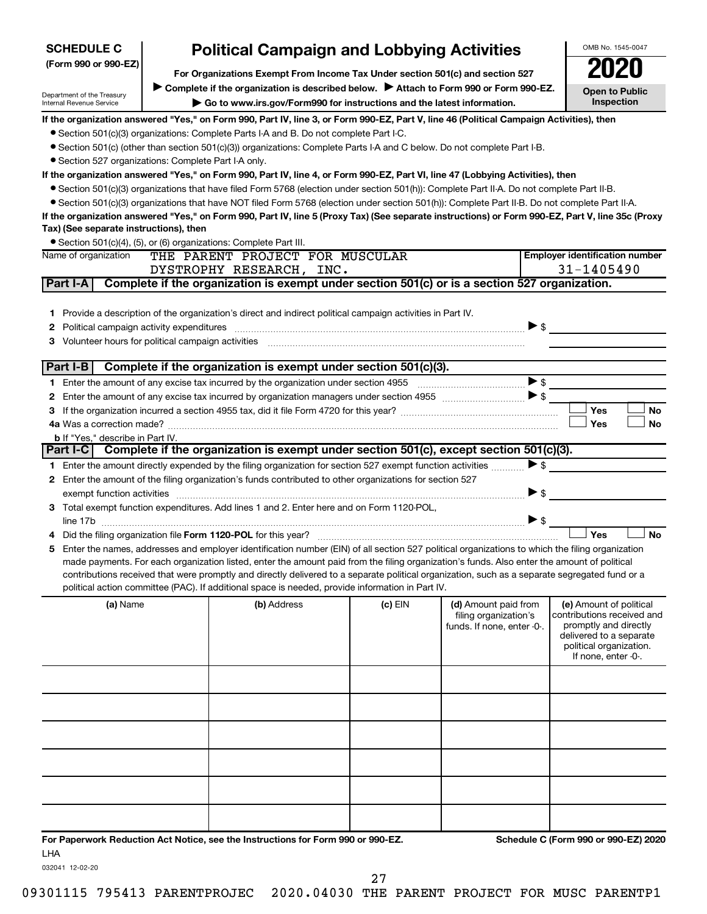# SCHEDULE C (Form 990 or 990-EZ)

Department of the Treasury
Internal Revenue Service

## Political Campaign and Lobbying Activities

**For Organizations Exempt From Income Tax Under section 501(c) and section 527**

▶ Complete if the organization is described below. ▶ Attach to Form 990 or Form 990-EZ.

▶ Go to www.irs.gov/Form990 for instructions and the latest information.

OMB No. 1545-0047

**2020**

**Open to Public Inspection**

**If the organization answered "Yes," on Form 990, Part IV, line 3, or Form 990-EZ, Part V, line 46 (Political Campaign Activities), then**

- Section 501(c)(3) organizations: Complete Parts I-A and B. Do not complete Part I-C.
- Section 501(c) (other than section 501(c)(3)) organizations: Complete Parts I-A and C below. Do not complete Part I-B.
- Section 527 organizations: Complete Part I-A only.

**If the organization answered "Yes," on Form 990, Part IV, line 4, or Form 990-EZ, Part VI, line 47 (Lobbying Activities), then**

- Section 501(c)(3) organizations that have filed Form 5768 (election under section 501(h)): Complete Part II-A. Do not complete Part II-B.
- Section 501(c)(3) organizations that have NOT filed Form 5768 (election under section 501(h)): Complete Part II-B. Do not complete Part II-A.

**If the organization answered "Yes," on Form 990, Part IV, line 5 (Proxy Tax) (See separate instructions) or Form 990-EZ, Part V, line 35c (Proxy Tax) (See separate instructions), then**

- Section 501(c)(4), (5), or (6) organizations: Complete Part III.

| Name of organization | Employer identification number |
|---|---|
| THE PARENT PROJECT FOR MUSCULAR DYSTROPHY RESEARCH, INC. | 31-1405490 |

### Part I-A Complete if the organization is exempt under section 501(c) or is a section 527 organization.

1. Provide a description of the organization's direct and indirect political campaign activities in Part IV.
2. Political campaign activity expenditures ▶ $
3. Volunteer hours for political campaign activities

### Part I-B Complete if the organization is exempt under section 501(c)(3).

1. Enter the amount of any excise tax incurred by the organization under section 4955 ▶ $
2. Enter the amount of any excise tax incurred by organization managers under section 4955 ▶ $
3. If the organization incurred a section 4955 tax, did it file Form 4720 for this year? ☐ Yes ☐ No

4a. Was a correction made? ☐ Yes ☐ No

b. If "Yes," describe in Part IV.

### Part I-C Complete if the organization is exempt under section 501(c), except section 501(c)(3).

1. Enter the amount directly expended by the filing organization for section 527 exempt function activities ▶ $
2. Enter the amount of the filing organization's funds contributed to other organizations for section 527 exempt function activities ▶ $
3. Total exempt function expenditures. Add lines 1 and 2. Enter here and on Form 1120-POL, line 17b ▶ $
4. Did the filing organization file **Form 1120-POL** for this year? ☐ Yes ☐ No
5. Enter the names, addresses and employer identification number (EIN) of all section 527 political organizations to which the filing organization made payments. For each organization listed, enter the amount paid from the filing organization's funds. Also enter the amount of political contributions received that were promptly and directly delivered to a separate political organization, such as a separate segregated fund or a political action committee (PAC). If additional space is needed, provide information in Part IV.

| (a) Name | (b) Address | (c) EIN | (d) Amount paid from filing organization's funds. If none, enter -0-. | (e) Amount of political contributions received and promptly and directly delivered to a separate political organization. If none, enter -0-. |
|---|---|---|---|---|
| | | | | |
| | | | | |
| | | | | |
| | | | | |
| | | | | |
| | | | | |

**For Paperwork Reduction Act Notice, see the Instructions for Form 990 or 990-EZ.** **Schedule C (Form 990 or 990-EZ) 2020**

LHA

032041 12-02-20

09301115 795413 PARENTPROJEC 2020.04030 THE PARENT PROJECT FOR MUSC PARENTP1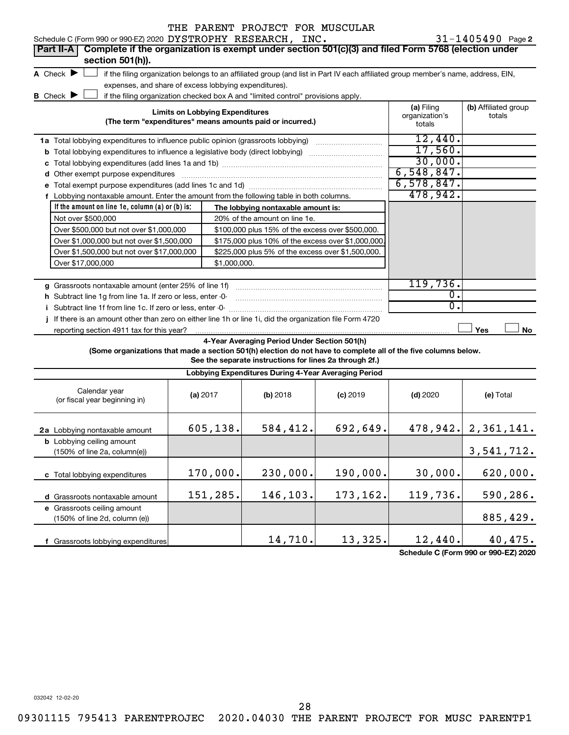THE PARENT PROJECT FOR MUSCULAR

Schedule C (Form 990 or 990-EZ) 2020 DYSTROPHY RESEARCH, INC. 31-1405490 Page 2

**Part II-A** Complete if the organization is exempt under section 501(c)(3) and filed Form 5768 (election under section 501(h)).

A Check ▶ ☐ if the filing organization belongs to an affiliated group (and list in Part IV each affiliated group member's name, address, EIN, expenses, and share of excess lobbying expenditures).

B Check ▶ ☐ if the filing organization checked box A and "limited control" provisions apply.

| Limits on Lobbying Expenditures (The term "expenditures" means amounts paid or incurred.) | (a) Filing organization's totals | (b) Affiliated group totals |
|---|---|---|
| 1a Total lobbying expenditures to influence public opinion (grassroots lobbying) | 12,440. | |
| b Total lobbying expenditures to influence a legislative body (direct lobbying) | 17,560. | |
| c Total lobbying expenditures (add lines 1a and 1b) | 30,000. | |
| d Other exempt purpose expenditures | 6,548,847. | |
| e Total exempt purpose expenditures (add lines 1c and 1d) | 6,578,847. | |
| f Lobbying nontaxable amount. Enter the amount from the following table in both columns. | 478,942. | |

| If the amount on line 1e, column (a) or (b) is: | The lobbying nontaxable amount is: |
|---|---|
| Not over $500,000 | 20% of the amount on line 1e. |
| Over $500,000 but not over $1,000,000 | $100,000 plus 15% of the excess over $500,000. |
| Over $1,000,000 but not over $1,500,000 | $175,000 plus 10% of the excess over $1,000,000. |
| Over $1,500,000 but not over $17,000,000 | $225,000 plus 5% of the excess over $1,500,000. |
| Over $17,000,000 | $1,000,000. |

| | (a) Filing organization's totals | (b) Affiliated group totals |
|---|---|---|
| g Grassroots nontaxable amount (enter 25% of line 1f) | 119,736. | |
| h Subtract line 1g from line 1a. If zero or less, enter -0- | 0. | |
| i Subtract line 1f from line 1c. If zero or less, enter -0- | 0. | |
| j If there is an amount other than zero on either line 1h or line 1i, did the organization file Form 4720 reporting section 4911 tax for this year? | ☐ Yes | ☐ No |

**4-Year Averaging Period Under Section 501(h)**

**(Some organizations that made a section 501(h) election do not have to complete all of the five columns below. See the separate instructions for lines 2a through 2f.)**

| Lobbying Expenditures During 4-Year Averaging Period | | | | | |
|---|---|---|---|---|---|
| Calendar year (or fiscal year beginning in) | (a) 2017 | (b) 2018 | (c) 2019 | (d) 2020 | (e) Total |
| 2a Lobbying nontaxable amount | 605,138. | 584,412. | 692,649. | 478,942. | 2,361,141. |
| b Lobbying ceiling amount (150% of line 2a, column(e)) | | | | | 3,541,712. |
| c Total lobbying expenditures | 170,000. | 230,000. | 190,000. | 30,000. | 620,000. |
| d Grassroots nontaxable amount | 151,285. | 146,103. | 173,162. | 119,736. | 590,286. |
| e Grassroots ceiling amount (150% of line 2d, column (e)) | | | | | 885,429. |
| f Grassroots lobbying expenditures | | 14,710. | 13,325. | 12,440. | 40,475. |

Schedule C (Form 990 or 990-EZ) 2020

032042 12-02-20

09301115 795413 PARENTPROJEC 2020.04030 THE PARENT PROJECT FOR MUSC PARENTP1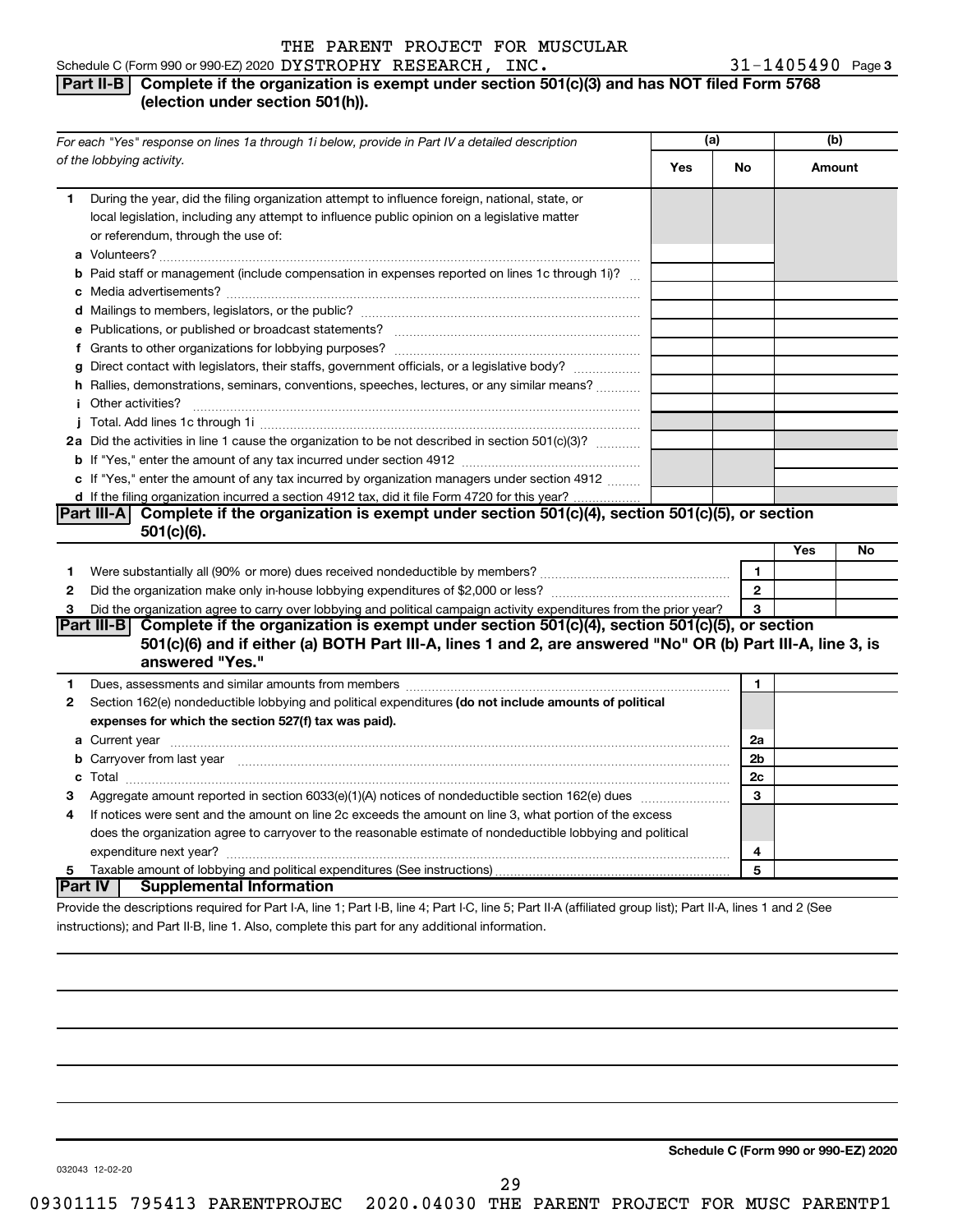Schedule C (Form 990 or 990-EZ) 2020 THE PARENT PROJECT FOR MUSCULAR DYSTROPHY RESEARCH, INC. 31-1405490 Page 3

## Part II-B Complete if the organization is exempt under section 501(c)(3) and has NOT filed Form 5768 (election under section 501(h)).

| For each "Yes" response on lines 1a through 1i below, provide in Part IV a detailed description of the lobbying activity. | (a) Yes | (a) No | (b) Amount |
|---|---|---|---|
| **1** During the year, did the filing organization attempt to influence foreign, national, state, or local legislation, including any attempt to influence public opinion on a legislative matter or referendum, through the use of: | | | |
| **a** Volunteers? | | | |
| **b** Paid staff or management (include compensation in expenses reported on lines 1c through 1i)? | | | |
| **c** Media advertisements? | | | |
| **d** Mailings to members, legislators, or the public? | | | |
| **e** Publications, or published or broadcast statements? | | | |
| **f** Grants to other organizations for lobbying purposes? | | | |
| **g** Direct contact with legislators, their staffs, government officials, or a legislative body? | | | |
| **h** Rallies, demonstrations, seminars, conventions, speeches, lectures, or any similar means? | | | |
| **i** Other activities? | | | |
| **j** Total. Add lines 1c through 1i | | | |
| **2a** Did the activities in line 1 cause the organization to be not described in section 501(c)(3)? | | | |
| **b** If "Yes," enter the amount of any tax incurred under section 4912 | | | |
| **c** If "Yes," enter the amount of any tax incurred by organization managers under section 4912 | | | |
| **d** If the filing organization incurred a section 4912 tax, did it file Form 4720 for this year? | | | |

## Part III-A Complete if the organization is exempt under section 501(c)(4), section 501(c)(5), or section 501(c)(6).

| | | Yes | No |
|---|---|---|---|
| **1** Were substantially all (90% or more) dues received nondeductible by members? | 1 | | |
| **2** Did the organization make only in-house lobbying expenditures of $2,000 or less? | 2 | | |
| **3** Did the organization agree to carry over lobbying and political campaign activity expenditures from the prior year? | 3 | | |

## Part III-B Complete if the organization is exempt under section 501(c)(4), section 501(c)(5), or section 501(c)(6) and if either (a) BOTH Part III-A, lines 1 and 2, are answered "No" OR (b) Part III-A, line 3, is answered "Yes."

| | | |
|---|---|---|
| **1** Dues, assessments and similar amounts from members | 1 | |
| **2** Section 162(e) nondeductible lobbying and political expenditures **(do not include amounts of political expenses for which the section 527(f) tax was paid).** | | |
| **a** Current year | 2a | |
| **b** Carryover from last year | 2b | |
| **c** Total | 2c | |
| **3** Aggregate amount reported in section 6033(e)(1)(A) notices of nondeductible section 162(e) dues | 3 | |
| **4** If notices were sent and the amount on line 2c exceeds the amount on line 3, what portion of the excess does the organization agree to carryover to the reasonable estimate of nondeductible lobbying and political expenditure next year? | 4 | |
| **5** Taxable amount of lobbying and political expenditures (See instructions) | 5 | |

## Part IV Supplemental Information

Provide the descriptions required for Part I-A, line 1; Part I-B, line 4; Part I-C, line 5; Part II-A (affiliated group list); Part II-A, lines 1 and 2 (See instructions); and Part II-B, line 1. Also, complete this part for any additional information.

032043 12-02-20

**Schedule C (Form 990 or 990-EZ) 2020**

09301115 795413 PARENTPROJEC 2020.04030 THE PARENT PROJECT FOR MUSC PARENTP1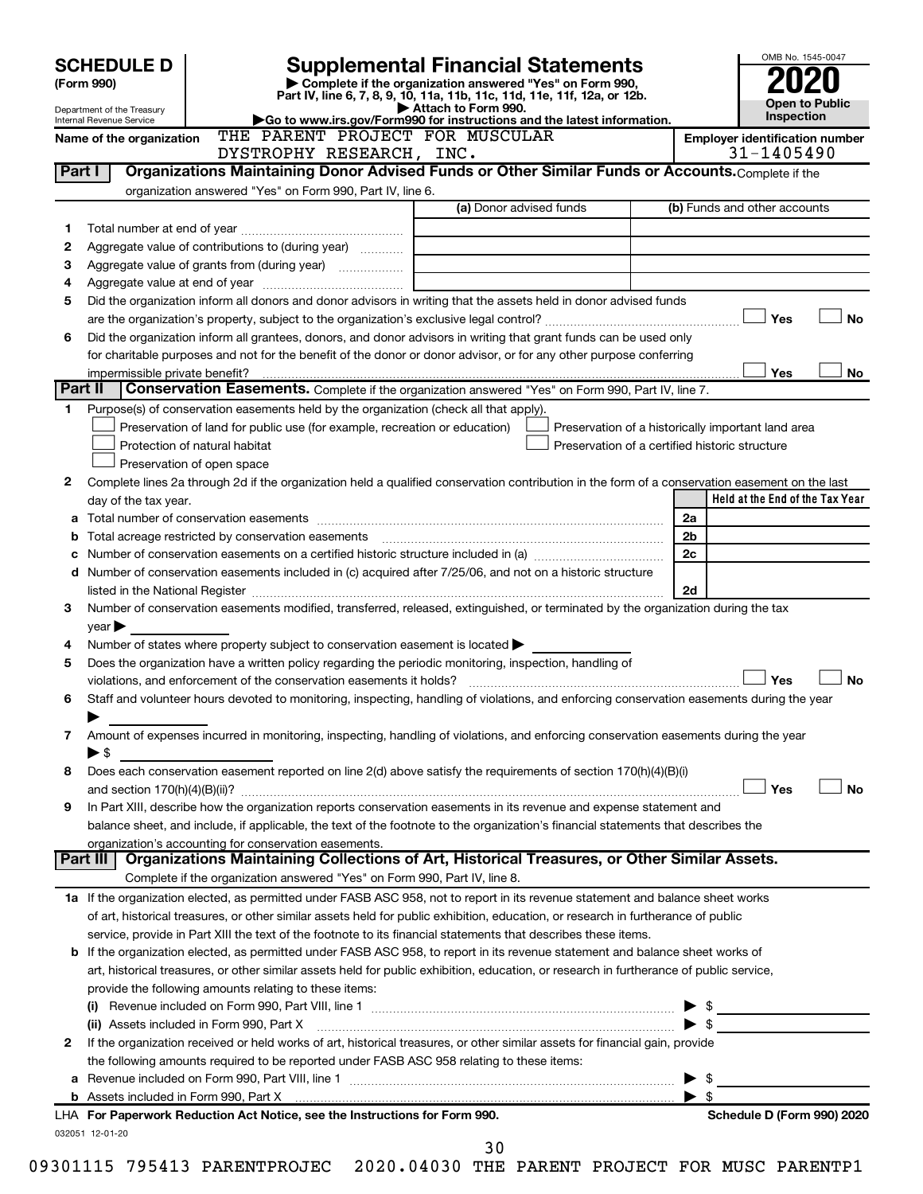# SCHEDULE D (Form 990)

Department of the Treasury
Internal Revenue Service

## Supplemental Financial Statements

▶ Complete if the organization answered "Yes" on Form 990, Part IV, line 6, 7, 8, 9, 10, 11a, 11b, 11c, 11d, 11e, 11f, 12a, or 12b.
▶ Attach to Form 990.
▶Go to www.irs.gov/Form990 for instructions and the latest information.

OMB No. 1545-0047
**2020**
**Open to Public Inspection**

**Name of the organization** THE PARENT PROJECT FOR MUSCULAR DYSTROPHY RESEARCH, INC.

**Employer identification number** 31-1405490

**Part I — Organizations Maintaining Donor Advised Funds or Other Similar Funds or Accounts.** Complete if the organization answered "Yes" on Form 990, Part IV, line 6.

| | | (a) Donor advised funds | (b) Funds and other accounts |
|---|---|---|---|
| 1 | Total number at end of year | | |
| 2 | Aggregate value of contributions to (during year) | | |
| 3 | Aggregate value of grants from (during year) | | |
| 4 | Aggregate value at end of year | | |

5 Did the organization inform all donors and donor advisors in writing that the assets held in donor advised funds are the organization's property, subject to the organization's exclusive legal control? ☐ Yes ☐ No

6 Did the organization inform all grantees, donors, and donor advisors in writing that grant funds can be used only for charitable purposes and not for the benefit of the donor or donor advisor, or for any other purpose conferring impermissible private benefit? ☐ Yes ☐ No

**Part II — Conservation Easements.** Complete if the organization answered "Yes" on Form 990, Part IV, line 7.

1 Purpose(s) of conservation easements held by the organization (check all that apply).
- ☐ Preservation of land for public use (for example, recreation or education)
- ☐ Protection of natural habitat
- ☐ Preservation of open space
- ☐ Preservation of a historically important land area
- ☐ Preservation of a certified historic structure

2 Complete lines 2a through 2d if the organization held a qualified conservation contribution in the form of a conservation easement on the last day of the tax year.

| | | | Held at the End of the Tax Year |
|---|---|---|---|
| a | Total number of conservation easements | 2a | |
| b | Total acreage restricted by conservation easements | 2b | |
| c | Number of conservation easements on a certified historic structure included in (a) | 2c | |
| d | Number of conservation easements included in (c) acquired after 7/25/06, and not on a historic structure listed in the National Register | 2d | |

3 Number of conservation easements modified, transferred, released, extinguished, or terminated by the organization during the tax year ▶

4 Number of states where property subject to conservation easement is located ▶

5 Does the organization have a written policy regarding the periodic monitoring, inspection, handling of violations, and enforcement of the conservation easements it holds? ☐ Yes ☐ No

6 Staff and volunteer hours devoted to monitoring, inspecting, handling of violations, and enforcing conservation easements during the year ▶

7 Amount of expenses incurred in monitoring, inspecting, handling of violations, and enforcing conservation easements during the year ▶ $

8 Does each conservation easement reported on line 2(d) above satisfy the requirements of section 170(h)(4)(B)(i) and section 170(h)(4)(B)(ii)? ☐ Yes ☐ No

9 In Part XIII, describe how the organization reports conservation easements in its revenue and expense statement and balance sheet, and include, if applicable, the text of the footnote to the organization's financial statements that describes the organization's accounting for conservation easements.

**Part III — Organizations Maintaining Collections of Art, Historical Treasures, or Other Similar Assets.** Complete if the organization answered "Yes" on Form 990, Part IV, line 8.

1a If the organization elected, as permitted under FASB ASC 958, not to report in its revenue statement and balance sheet works of art, historical treasures, or other similar assets held for public exhibition, education, or research in furtherance of public service, provide in Part XIII the text of the footnote to its financial statements that describes these items.

b If the organization elected, as permitted under FASB ASC 958, to report in its revenue statement and balance sheet works of art, historical treasures, or other similar assets held for public exhibition, education, or research in furtherance of public service, provide the following amounts relating to these items:

(i) Revenue included on Form 990, Part VIII, line 1 ▶ $

(ii) Assets included in Form 990, Part X ▶ $

2 If the organization received or held works of art, historical treasures, or other similar assets for financial gain, provide the following amounts required to be reported under FASB ASC 958 relating to these items:

a Revenue included on Form 990, Part VIII, line 1 ▶ $

b Assets included in Form 990, Part X ▶ $

LHA **For Paperwork Reduction Act Notice, see the Instructions for Form 990.** **Schedule D (Form 990) 2020**

032051 12-01-20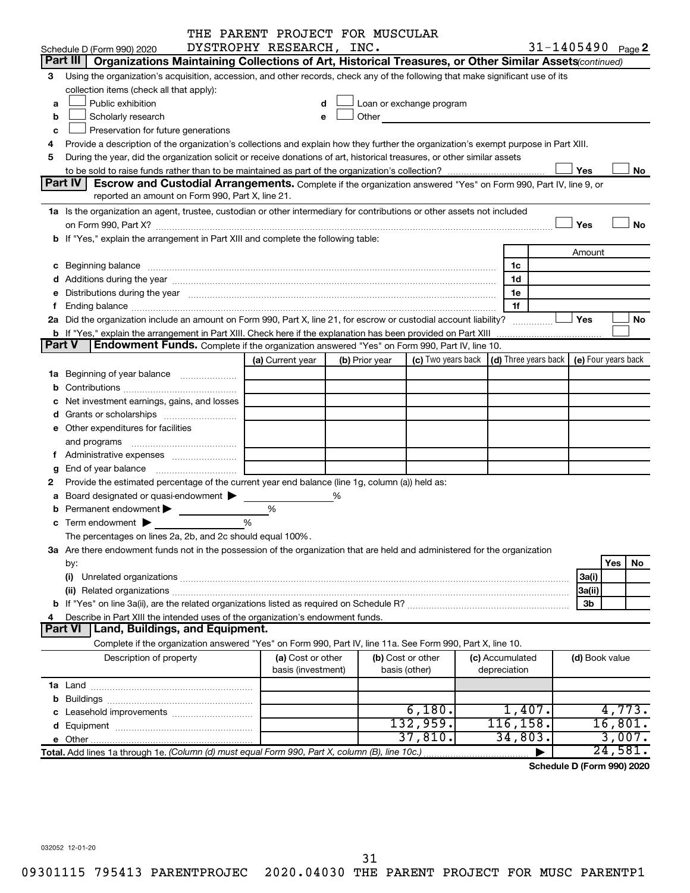THE PARENT PROJECT FOR MUSCULAR DYSTROPHY RESEARCH, INC. 31-1405490

Schedule D (Form 990) 2020 Page 2

## Part III Organizations Maintaining Collections of Art, Historical Treasures, or Other Similar Assets *(continued)*

3 Using the organization's acquisition, accession, and other records, check any of the following that make significant use of its collection items (check all that apply):

- a ☐ Public exhibition
- b ☐ Scholarly research
- c ☐ Preservation for future generations
- d ☐ Loan or exchange program
- e ☐ Other

4 Provide a description of the organization's collections and explain how they further the organization's exempt purpose in Part XIII.

5 During the year, did the organization solicit or receive donations of art, historical treasures, or other similar assets to be sold to raise funds rather than to be maintained as part of the organization's collection? ☐ Yes ☐ No

## Part IV Escrow and Custodial Arrangements.

Complete if the organization answered "Yes" on Form 990, Part IV, line 9, or reported an amount on Form 990, Part X, line 21.

1a Is the organization an agent, trustee, custodian or other intermediary for contributions or other assets not included on Form 990, Part X? ☐ Yes ☐ No

b If "Yes," explain the arrangement in Part XIII and complete the following table:

| | | Amount |
|---|---|---|
| c Beginning balance | 1c | |
| d Additions during the year | 1d | |
| e Distributions during the year | 1e | |
| f Ending balance | 1f | |

2a Did the organization include an amount on Form 990, Part X, line 21, for escrow or custodial account liability? ☐ Yes ☐ No

b If "Yes," explain the arrangement in Part XIII. Check here if the explanation has been provided on Part XIII ☐

## Part V Endowment Funds.

Complete if the organization answered "Yes" on Form 990, Part IV, line 10.

| | (a) Current year | (b) Prior year | (c) Two years back | (d) Three years back | (e) Four years back |
|---|---|---|---|---|---|
| 1a Beginning of year balance | | | | | |
| b Contributions | | | | | |
| c Net investment earnings, gains, and losses | | | | | |
| d Grants or scholarships | | | | | |
| e Other expenditures for facilities and programs | | | | | |
| f Administrative expenses | | | | | |
| g End of year balance | | | | | |

2 Provide the estimated percentage of the current year end balance (line 1g, column (a)) held as:

- a Board designated or quasi-endowment ▶ %
- b Permanent endowment ▶ %
- c Term endowment ▶ %

The percentages on lines 2a, 2b, and 2c should equal 100%.

3a Are there endowment funds not in the possession of the organization that are held and administered for the organization by:

| | | Yes | No |
|---|---|---|---|
| (i) Unrelated organizations | 3a(i) | | |
| (ii) Related organizations | 3a(ii) | | |
| b If "Yes" on line 3a(ii), are the related organizations listed as required on Schedule R? | 3b | | |

4 Describe in Part XIII the intended uses of the organization's endowment funds.

## Part VI Land, Buildings, and Equipment.

Complete if the organization answered "Yes" on Form 990, Part IV, line 11a. See Form 990, Part X, line 10.

| Description of property | (a) Cost or other basis (investment) | (b) Cost or other basis (other) | (c) Accumulated depreciation | (d) Book value |
|---|---|---|---|---|
| 1a Land | | | | |
| b Buildings | | | | |
| c Leasehold improvements | | 6,180. | 1,407. | 4,773. |
| d Equipment | | 132,959. | 116,158. | 16,801. |
| e Other | | 37,810. | 34,803. | 3,007. |
| Total. Add lines 1a through 1e. *(Column (d) must equal Form 990, Part X, column (B), line 10c.)* | | | ▶ | 24,581. |

Schedule D (Form 990) 2020

032052 12-01-20

09301115 795413 PARENTPROJEC 2020.04030 THE PARENT PROJECT FOR MUSC PARENTP1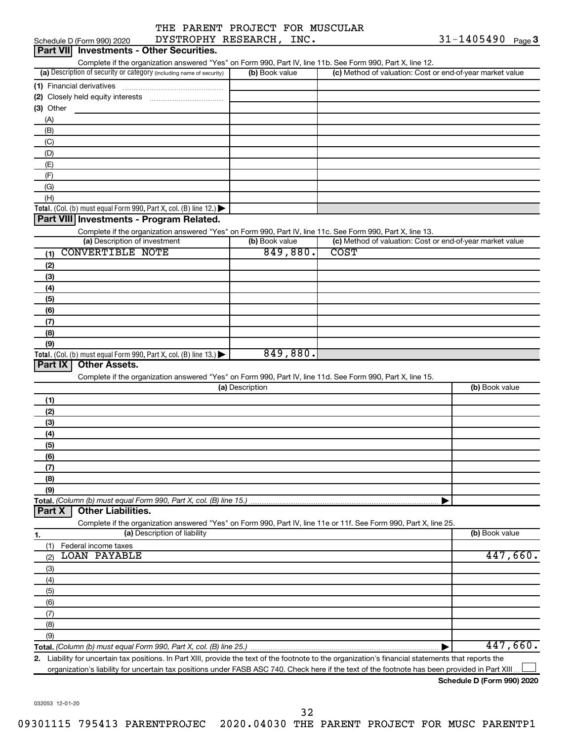Schedule D (Form 990) 2020 THE PARENT PROJECT FOR MUSCULAR DYSTROPHY RESEARCH, INC. 31-1405490 Page 3

## Part VII Investments - Other Securities.

Complete if the organization answered "Yes" on Form 990, Part IV, line 11b. See Form 990, Part X, line 12.

| (a) Description of security or category (including name of security) | (b) Book value | (c) Method of valuation: Cost or end-of-year market value |
|---|---|---|
| (1) Financial derivatives | | |
| (2) Closely held equity interests | | |
| (3) Other | | |
| (A) | | |
| (B) | | |
| (C) | | |
| (D) | | |
| (E) | | |
| (F) | | |
| (G) | | |
| (H) | | |
| **Total.** (Col. (b) must equal Form 990, Part X, col. (B) line 12.) | | |

## Part VIII Investments - Program Related.

Complete if the organization answered "Yes" on Form 990, Part IV, line 11c. See Form 990, Part X, line 13.

| (a) Description of investment | (b) Book value | (c) Method of valuation: Cost or end-of-year market value |
|---|---|---|
| (1) CONVERTIBLE NOTE | 849,880. | COST |
| (2) | | |
| (3) | | |
| (4) | | |
| (5) | | |
| (6) | | |
| (7) | | |
| (8) | | |
| (9) | | |
| **Total.** (Col. (b) must equal Form 990, Part X, col. (B) line 13.) | 849,880. | |

## Part IX Other Assets.

Complete if the organization answered "Yes" on Form 990, Part IV, line 11d. See Form 990, Part X, line 15.

| (a) Description | (b) Book value |
|---|---|
| (1) | |
| (2) | |
| (3) | |
| (4) | |
| (5) | |
| (6) | |
| (7) | |
| (8) | |
| (9) | |
| **Total.** *(Column (b) must equal Form 990, Part X, col. (B) line 15.)* | |

## Part X Other Liabilities.

Complete if the organization answered "Yes" on Form 990, Part IV, line 11e or 11f. See Form 990, Part X, line 25.

| 1. (a) Description of liability | (b) Book value |
|---|---|
| (1) Federal income taxes | |
| (2) LOAN PAYABLE | 447,660. |
| (3) | |
| (4) | |
| (5) | |
| (6) | |
| (7) | |
| (8) | |
| (9) | |
| **Total.** *(Column (b) must equal Form 990, Part X, col. (B) line 25.)* | 447,660. |

**2.** Liability for uncertain tax positions. In Part XIII, provide the text of the footnote to the organization's financial statements that reports the organization's liability for uncertain tax positions under FASB ASC 740. Check here if the text of the footnote has been provided in Part XIII ☐

**Schedule D (Form 990) 2020**

032053 12-01-20

09301115 795413 PARENTPROJEC 2020.04030 THE PARENT PROJECT FOR MUSC PARENTP1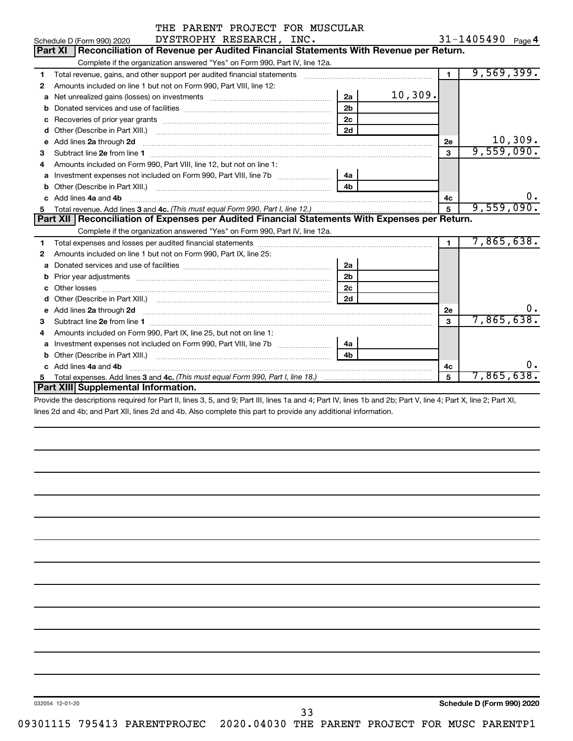THE PARENT PROJECT FOR MUSCULAR DYSTROPHY RESEARCH, INC.

Schedule D (Form 990) 2020 — 31-1405490 — Page 4

## Part XI Reconciliation of Revenue per Audited Financial Statements With Revenue per Return.

Complete if the organization answered "Yes" on Form 990, Part IV, line 12a.

| Line | Description | Sub-line | Sub-amount | Line | Amount |
|---|---|---|---|---|---|
| 1 | Total revenue, gains, and other support per audited financial statements | | | 1 | 9,569,399. |
| 2 | Amounts included on line 1 but not on Form 990, Part VIII, line 12: | | | | |
| a | Net unrealized gains (losses) on investments | 2a | 10,309. | | |
| b | Donated services and use of facilities | 2b | | | |
| c | Recoveries of prior year grants | 2c | | | |
| d | Other (Describe in Part XIII.) | 2d | | | |
| e | Add lines 2a through 2d | | | 2e | 10,309. |
| 3 | Subtract line 2e from line 1 | | | 3 | 9,559,090. |
| 4 | Amounts included on Form 990, Part VIII, line 12, but not on line 1: | | | | |
| a | Investment expenses not included on Form 990, Part VIII, line 7b | 4a | | | |
| b | Other (Describe in Part XIII.) | 4b | | | |
| c | Add lines 4a and 4b | | | 4c | 0. |
| 5 | Total revenue. Add lines 3 and 4c. *(This must equal Form 990, Part I, line 12.)* | | | 5 | 9,559,090. |

## Part XII Reconciliation of Expenses per Audited Financial Statements With Expenses per Return.

Complete if the organization answered "Yes" on Form 990, Part IV, line 12a.

| Line | Description | Sub-line | Sub-amount | Line | Amount |
|---|---|---|---|---|---|
| 1 | Total expenses and losses per audited financial statements | | | 1 | 7,865,638. |
| 2 | Amounts included on line 1 but not on Form 990, Part IX, line 25: | | | | |
| a | Donated services and use of facilities | 2a | | | |
| b | Prior year adjustments | 2b | | | |
| c | Other losses | 2c | | | |
| d | Other (Describe in Part XIII.) | 2d | | | |
| e | Add lines 2a through 2d | | | 2e | 0. |
| 3 | Subtract line 2e from line 1 | | | 3 | 7,865,638. |
| 4 | Amounts included on Form 990, Part IX, line 25, but not on line 1: | | | | |
| a | Investment expenses not included on Form 990, Part VIII, line 7b | 4a | | | |
| b | Other (Describe in Part XIII.) | 4b | | | |
| c | Add lines 4a and 4b | | | 4c | 0. |
| 5 | Total expenses. Add lines 3 and 4c. *(This must equal Form 990, Part I, line 18.)* | | | 5 | 7,865,638. |

## Part XIII Supplemental Information.

Provide the descriptions required for Part II, lines 3, 5, and 9; Part III, lines 1a and 4; Part IV, lines 1b and 2b; Part V, line 4; Part X, line 2; Part XI, lines 2d and 4b; and Part XII, lines 2d and 4b. Also complete this part to provide any additional information.

032054 12-01-20

Schedule D (Form 990) 2020

09301115 795413 PARENTPROJEC 2020.04030 THE PARENT PROJECT FOR MUSC PARENTP1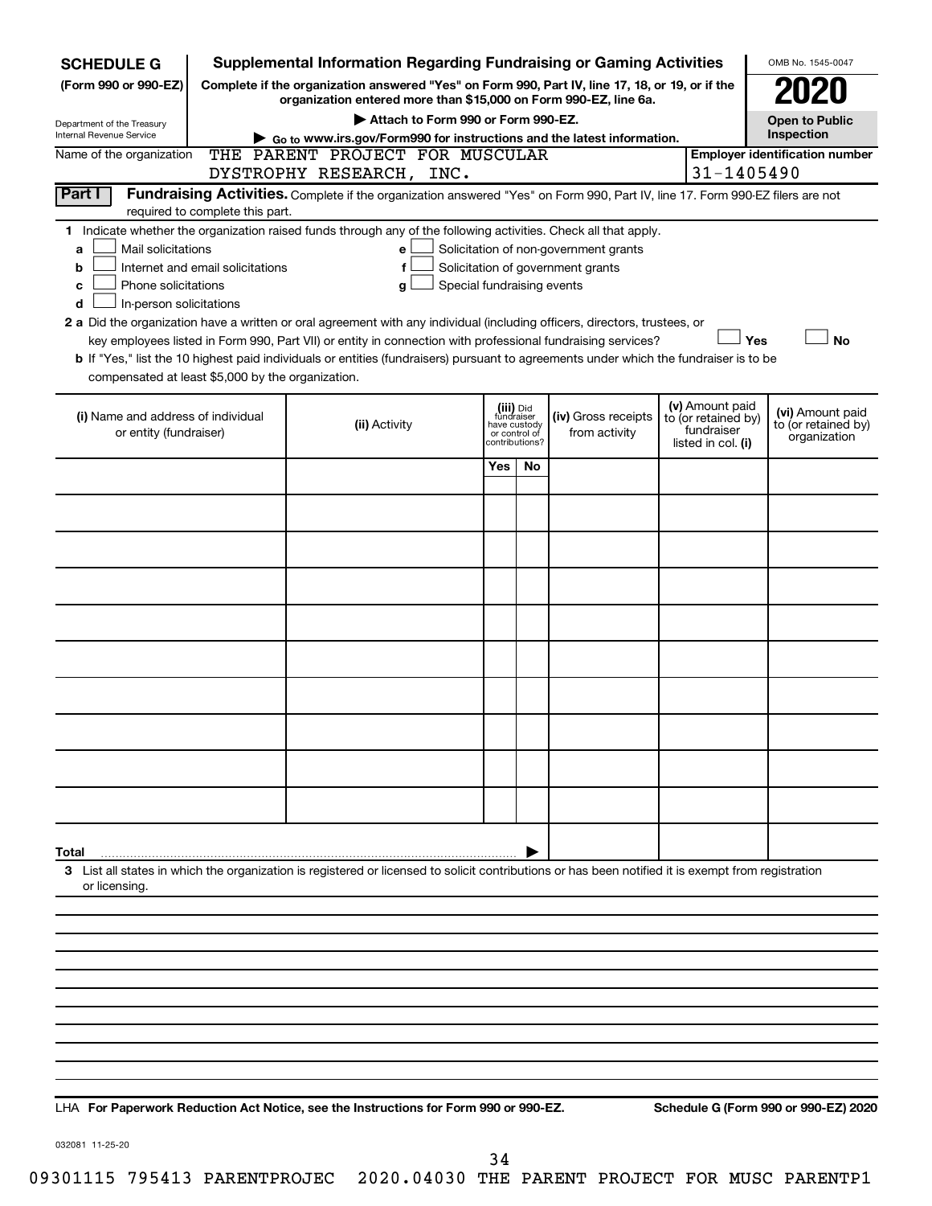**SCHEDULE G**
**(Form 990 or 990-EZ)**

Department of the Treasury
Internal Revenue Service

# Supplemental Information Regarding Fundraising or Gaming Activities

**Complete if the organization answered "Yes" on Form 990, Part IV, line 17, 18, or 19, or if the organization entered more than $15,000 on Form 990-EZ, line 6a.**

▶ **Attach to Form 990 or Form 990-EZ.**

▶ **Go to www.irs.gov/Form990 for instructions and the latest information.**

OMB No. 1545-0047

**2020**

**Open to Public Inspection**

Name of the organization: THE PARENT PROJECT FOR MUSCULAR DYSTROPHY RESEARCH, INC.

**Employer identification number:** 31-1405490

**Part I** **Fundraising Activities.** Complete if the organization answered "Yes" on Form 990, Part IV, line 17. Form 990-EZ filers are not required to complete this part.

**1** Indicate whether the organization raised funds through any of the following activities. Check all that apply.

- **a** ☐ Mail solicitations
- **b** ☐ Internet and email solicitations
- **c** ☐ Phone solicitations
- **d** ☐ In-person solicitations
- **e** ☐ Solicitation of non-government grants
- **f** ☐ Solicitation of government grants
- **g** ☐ Special fundraising events

**2 a** Did the organization have a written or oral agreement with any individual (including officers, directors, trustees, or key employees listed in Form 990, Part VII) or entity in connection with professional fundraising services? ☐ **Yes** ☐ **No**

**b** If "Yes," list the 10 highest paid individuals or entities (fundraisers) pursuant to agreements under which the fundraiser is to be compensated at least $5,000 by the organization.

| (i) Name and address of individual or entity (fundraiser) | (ii) Activity | (iii) Did fundraiser have custody or control of contributions? Yes | No | (iv) Gross receipts from activity | (v) Amount paid to (or retained by) fundraiser listed in col. (i) | (vi) Amount paid to (or retained by) organization |
|---|---|---|---|---|---|---|
| | | | | | | |
| | | | | | | |
| | | | | | | |
| | | | | | | |
| | | | | | | |
| | | | | | | |
| | | | | | | |
| | | | | | | |
| | | | | | | |
| | | | | | | |
| **Total** | | | ▶ | | | |

**3** List all states in which the organization is registered or licensed to solicit contributions or has been notified it is exempt from registration or licensing.

LHA **For Paperwork Reduction Act Notice, see the Instructions for Form 990 or 990-EZ.** **Schedule G (Form 990 or 990-EZ) 2020**

032081 11-25-20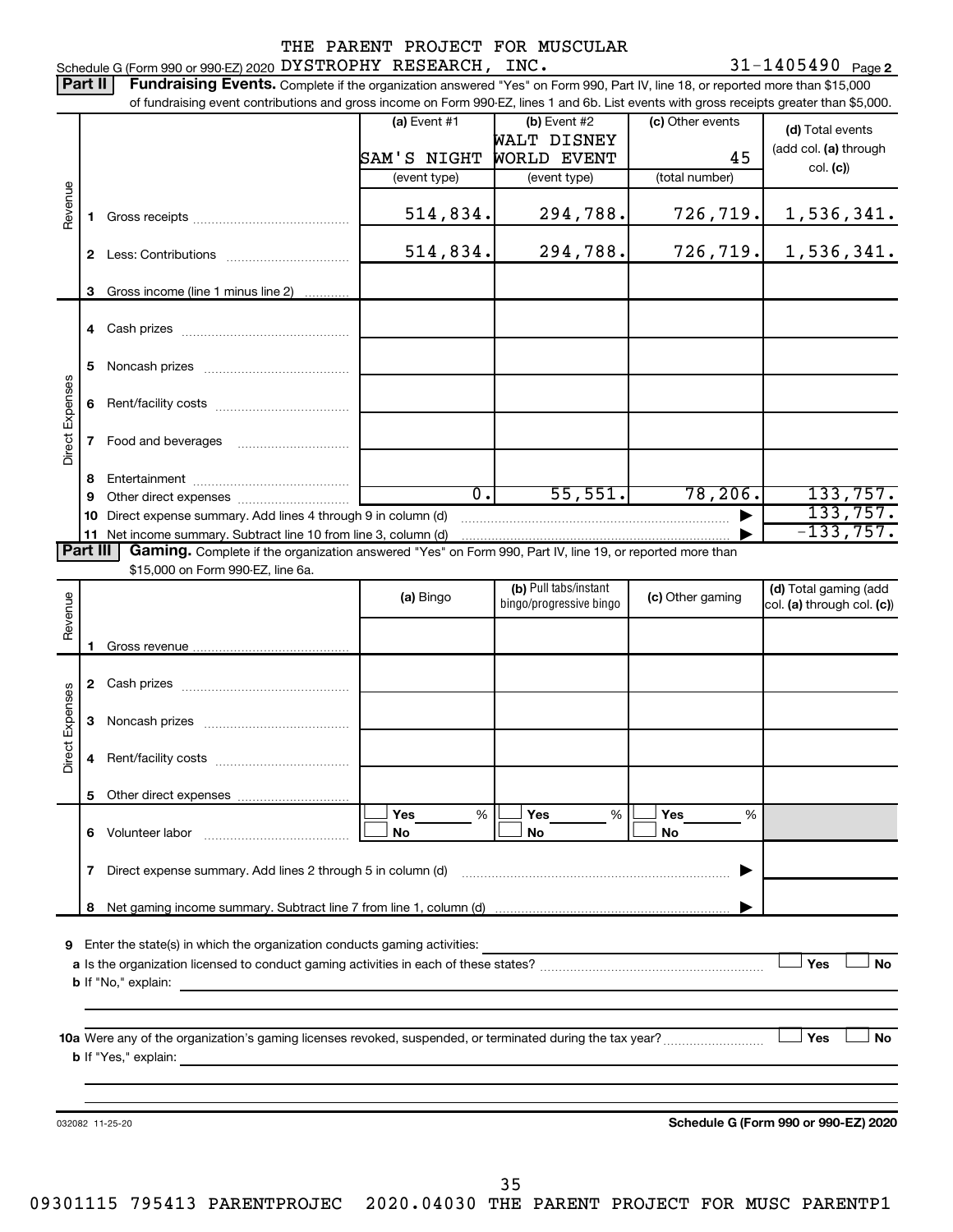THE PARENT PROJECT FOR MUSCULAR

Schedule G (Form 990 or 990-EZ) 2020 DYSTROPHY RESEARCH, INC. 31-1405490 Page 2

**Part II** **Fundraising Events.** Complete if the organization answered "Yes" on Form 990, Part IV, line 18, or reported more than $15,000 of fundraising event contributions and gross income on Form 990-EZ, lines 1 and 6b. List events with gross receipts greater than $5,000.

| | | (a) Event #1 | (b) Event #2 | (c) Other events | (d) Total events (add col. (a) through col. (c)) |
|---|---|---|---|---|---|
| | | SAM'S NIGHT | WALT DISNEY WORLD EVENT | 45 | |
| | | (event type) | (event type) | (total number) | |
| Revenue | 1 Gross receipts | 514,834. | 294,788. | 726,719. | 1,536,341. |
| | 2 Less: Contributions | 514,834. | 294,788. | 726,719. | 1,536,341. |
| | 3 Gross income (line 1 minus line 2) | | | | |
| Direct Expenses | 4 Cash prizes | | | | |
| | 5 Noncash prizes | | | | |
| | 6 Rent/facility costs | | | | |
| | 7 Food and beverages | | | | |
| | 8 Entertainment | | | | |
| | 9 Other direct expenses | 0. | 55,551. | 78,206. | 133,757. |
| | 10 Direct expense summary. Add lines 4 through 9 in column (d) | | | | 133,757. |
| | 11 Net income summary. Subtract line 10 from line 3, column (d) | | | | -133,757. |

**Part III** **Gaming.** Complete if the organization answered "Yes" on Form 990, Part IV, line 19, or reported more than $15,000 on Form 990-EZ, line 6a.

| | | (a) Bingo | (b) Pull tabs/instant bingo/progressive bingo | (c) Other gaming | (d) Total gaming (add col. (a) through col. (c)) |
|---|---|---|---|---|---|
| Revenue | 1 Gross revenue | | | | |
| Direct Expenses | 2 Cash prizes | | | | |
| | 3 Noncash prizes | | | | |
| | 4 Rent/facility costs | | | | |
| | 5 Other direct expenses | | | | |
| | 6 Volunteer labor | ☐ Yes ___ % ☐ No | ☐ Yes ___ % ☐ No | ☐ Yes ___ % ☐ No | |
| | 7 Direct expense summary. Add lines 2 through 5 in column (d) | | | | |
| | 8 Net gaming income summary. Subtract line 7 from line 1, column (d) | | | | |

9 Enter the state(s) in which the organization conducts gaming activities:

a Is the organization licensed to conduct gaming activities in each of these states? ☐ Yes ☐ No

b If "No," explain:

10a Were any of the organization's gaming licenses revoked, suspended, or terminated during the tax year? ☐ Yes ☐ No

b If "Yes," explain:

032082 11-25-20 **Schedule G (Form 990 or 990-EZ) 2020**

09301115 795413 PARENTPROJEC 2020.04030 THE PARENT PROJECT FOR MUSC PARENTP1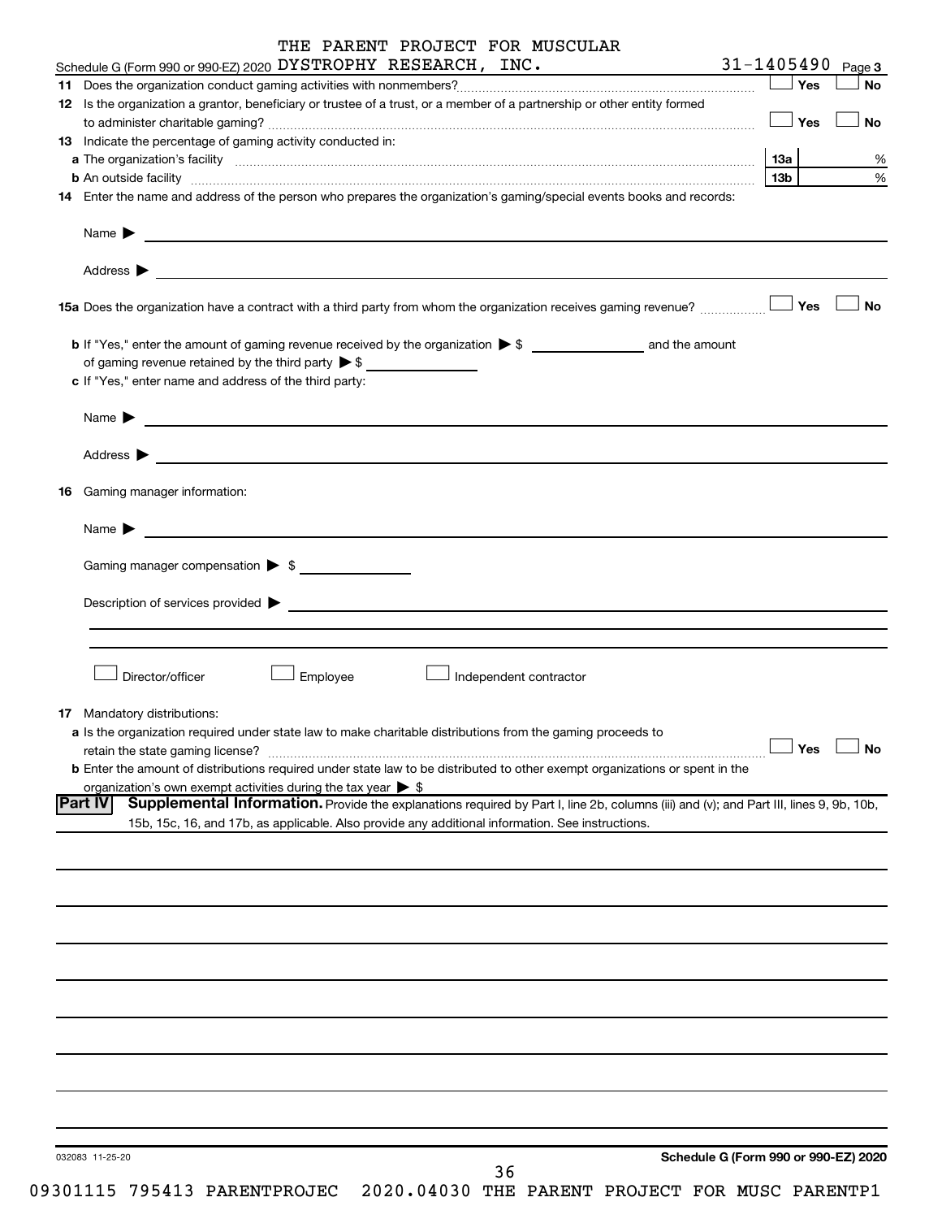THE PARENT PROJECT FOR MUSCULAR

Schedule G (Form 990 or 990-EZ) 2020 DYSTROPHY RESEARCH, INC. 31-1405490 Page 3

**11** Does the organization conduct gaming activities with nonmembers? ☐ Yes ☐ No

**12** Is the organization a grantor, beneficiary or trustee of a trust, or a member of a partnership or other entity formed to administer charitable gaming? ☐ Yes ☐ No

**13** Indicate the percentage of gaming activity conducted in:

**a** The organization's facility **13a** %

**b** An outside facility **13b** %

**14** Enter the name and address of the person who prepares the organization's gaming/special events books and records:

Name ▶

Address ▶

**15a** Does the organization have a contract with a third party from whom the organization receives gaming revenue? ☐ Yes ☐ No

**b** If "Yes," enter the amount of gaming revenue received by the organization ▶ $ _______ and the amount of gaming revenue retained by the third party ▶ $ _______

**c** If "Yes," enter name and address of the third party:

Name ▶

Address ▶

**16** Gaming manager information:

Name ▶

Gaming manager compensation ▶ $

Description of services provided ▶

☐ Director/officer ☐ Employee ☐ Independent contractor

**17** Mandatory distributions:

**a** Is the organization required under state law to make charitable distributions from the gaming proceeds to retain the state gaming license? ☐ Yes ☐ No

**b** Enter the amount of distributions required under state law to be distributed to other exempt organizations or spent in the organization's own exempt activities during the tax year ▶ $

**Part IV** **Supplemental Information.** Provide the explanations required by Part I, line 2b, columns (iii) and (v); and Part III, lines 9, 9b, 10b, 15b, 15c, 16, and 17b, as applicable. Also provide any additional information. See instructions.

032083 11-25-20 **Schedule G (Form 990 or 990-EZ) 2020**

09301115 795413 PARENTPROJEC 2020.04030 THE PARENT PROJECT FOR MUSC PARENTP1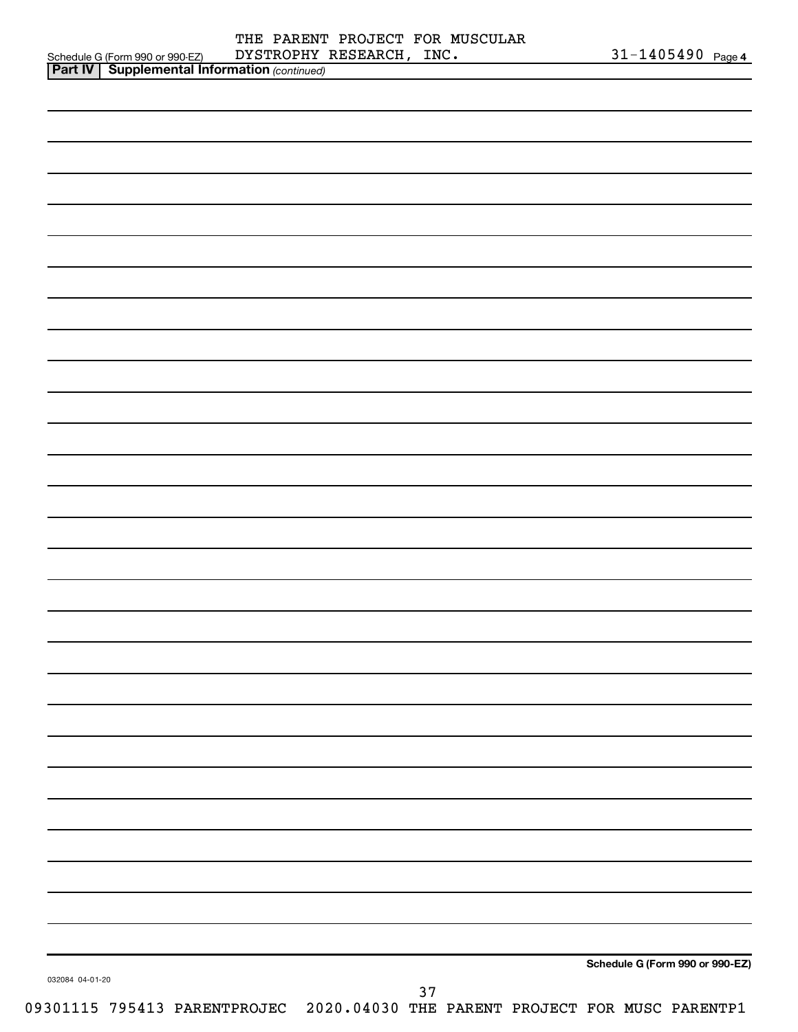Schedule G (Form 990 or 990-EZ) THE PARENT PROJECT FOR MUSCULAR DYSTROPHY RESEARCH, INC. 31-1405490 Page 4

**Part IV | Supplemental Information** *(continued)*

**Schedule G (Form 990 or 990-EZ)**

032084 04-01-20

09301115 795413 PARENTPROJEC 2020.04030 THE PARENT PROJECT FOR MUSC PARENTP1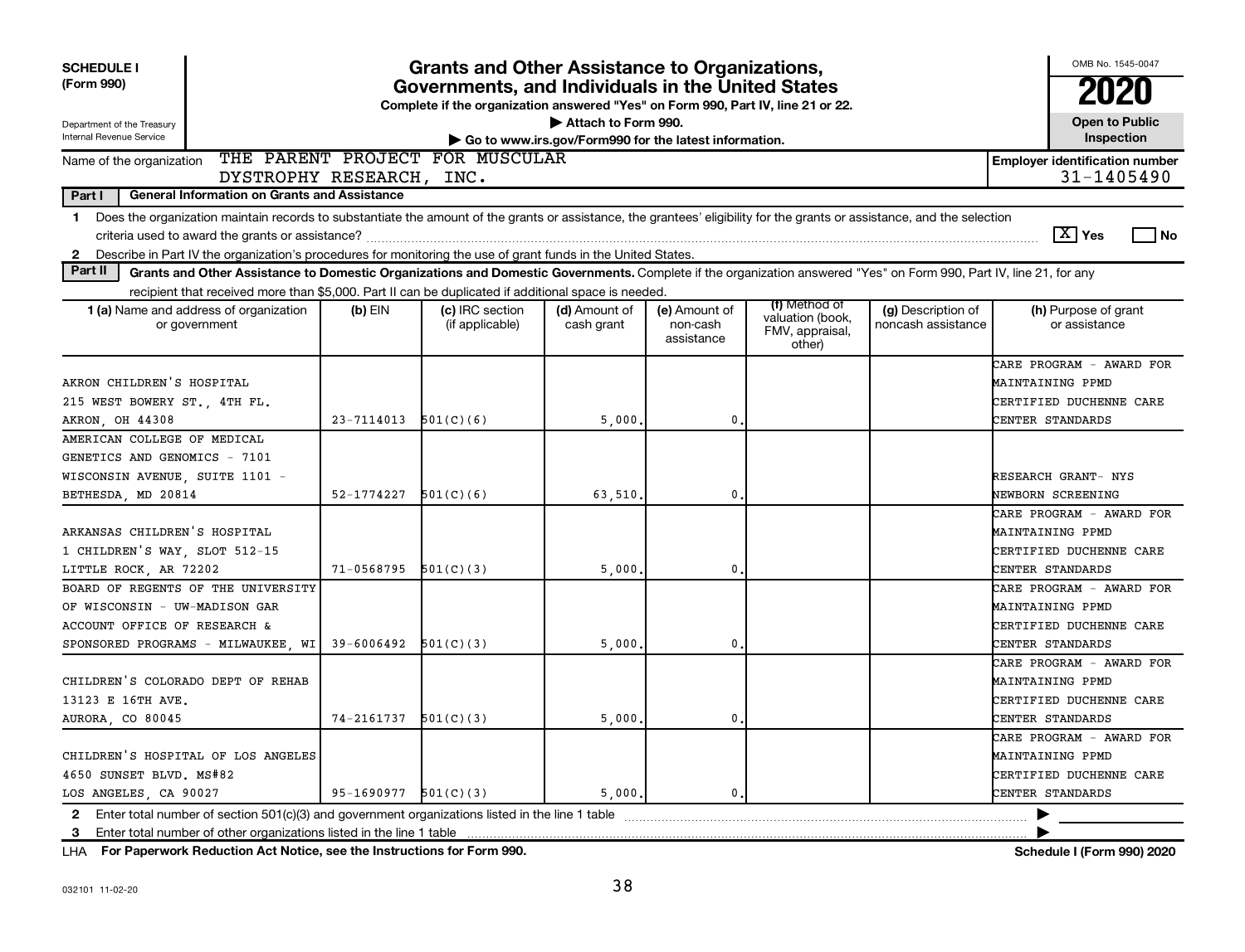**SCHEDULE I (Form 990)**

Department of the Treasury
Internal Revenue Service

# Grants and Other Assistance to Organizations, Governments, and Individuals in the United States

**Complete if the organization answered "Yes" on Form 990, Part IV, line 21 or 22.**

▶ Attach to Form 990.

▶ Go to www.irs.gov/Form990 for the latest information.

OMB No. 1545-0047

**2020**

**Open to Public Inspection**

Name of the organization: THE PARENT PROJECT FOR MUSCULAR DYSTROPHY RESEARCH, INC.

**Employer identification number** 31-1405490

**Part I — General Information on Grants and Assistance**

1 Does the organization maintain records to substantiate the amount of the grants or assistance, the grantees' eligibility for the grants or assistance, and the selection criteria used to award the grants or assistance? [X] Yes [ ] No

2 Describe in Part IV the organization's procedures for monitoring the use of grant funds in the United States.

**Part II — Grants and Other Assistance to Domestic Organizations and Domestic Governments.** Complete if the organization answered "Yes" on Form 990, Part IV, line 21, for any recipient that received more than $5,000. Part II can be duplicated if additional space is needed.

| 1 (a) Name and address of organization or government | (b) EIN | (c) IRC section (if applicable) | (d) Amount of cash grant | (e) Amount of non-cash assistance | (f) Method of valuation (book, FMV, appraisal, other) | (g) Description of noncash assistance | (h) Purpose of grant or assistance |
|---|---|---|---|---|---|---|---|
| AKRON CHILDREN'S HOSPITAL 215 WEST BOWERY ST., 4TH FL. AKRON, OH 44308 | 23-7114013 | 501(C)(6) | 5,000. | 0. | | | CARE PROGRAM - AWARD FOR MAINTAINING PPMD CERTIFIED DUCHENNE CARE CENTER STANDARDS |
| AMERICAN COLLEGE OF MEDICAL GENETICS AND GENOMICS - 7101 WISCONSIN AVENUE, SUITE 1101 - BETHESDA, MD 20814 | 52-1774227 | 501(C)(6) | 63,510. | 0. | | | RESEARCH GRANT- NYS NEWBORN SCREENING |
| ARKANSAS CHILDREN'S HOSPITAL 1 CHILDREN'S WAY, SLOT 512-15 LITTLE ROCK, AR 72202 | 71-0568795 | 501(C)(3) | 5,000. | 0. | | | CARE PROGRAM - AWARD FOR MAINTAINING PPMD CERTIFIED DUCHENNE CARE CENTER STANDARDS |
| BOARD OF REGENTS OF THE UNIVERSITY OF WISCONSIN - UW-MADISON GAR ACCOUNT OFFICE OF RESEARCH & SPONSORED PROGRAMS - MILWAUKEE, WI | 39-6006492 | 501(C)(3) | 5,000. | 0. | | | CARE PROGRAM - AWARD FOR MAINTAINING PPMD CERTIFIED DUCHENNE CARE CENTER STANDARDS |
| CHILDREN'S COLORADO DEPT OF REHAB 13123 E 16TH AVE. AURORA, CO 80045 | 74-2161737 | 501(C)(3) | 5,000. | 0. | | | CARE PROGRAM - AWARD FOR MAINTAINING PPMD CERTIFIED DUCHENNE CARE CENTER STANDARDS |
| CHILDREN'S HOSPITAL OF LOS ANGELES 4650 SUNSET BLVD. MS#82 LOS ANGELES, CA 90027 | 95-1690977 | 501(C)(3) | 5,000. | 0. | | | CARE PROGRAM - AWARD FOR MAINTAINING PPMD CERTIFIED DUCHENNE CARE CENTER STANDARDS |

2 Enter total number of section 501(c)(3) and government organizations listed in the line 1 table ▶

3 Enter total number of other organizations listed in the line 1 table ▶

LHA **For Paperwork Reduction Act Notice, see the Instructions for Form 990.** **Schedule I (Form 990) 2020**

032101 11-02-20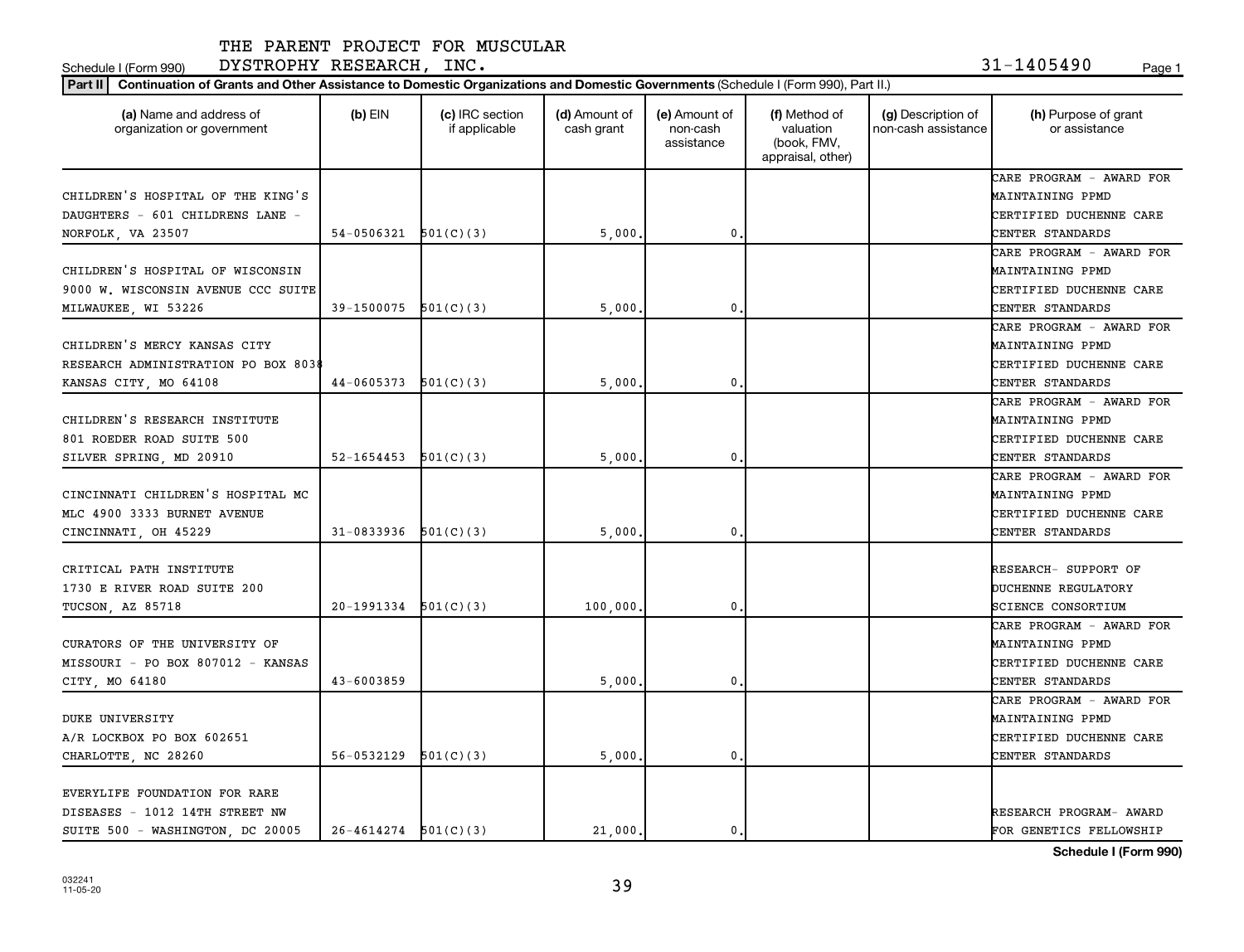THE PARENT PROJECT FOR MUSCULAR DYSTROPHY RESEARCH, INC.

Schedule I (Form 990) 31-1405490

**Part II** **Continuation of Grants and Other Assistance to Domestic Organizations and Domestic Governments** (Schedule I (Form 990), Part II.)

| (a) Name and address of organization or government | (b) EIN | (c) IRC section if applicable | (d) Amount of cash grant | (e) Amount of non-cash assistance | (f) Method of valuation (book, FMV, appraisal, other) | (g) Description of non-cash assistance | (h) Purpose of grant or assistance |
|---|---|---|---|---|---|---|---|
| CHILDREN'S HOSPITAL OF THE KING'S DAUGHTERS - 601 CHILDRENS LANE - NORFOLK, VA 23507 | 54-0506321 | 501(C)(3) | 5,000. | 0. | | | CARE PROGRAM - AWARD FOR MAINTAINING PPMD CERTIFIED DUCHENNE CARE CENTER STANDARDS |
| CHILDREN'S HOSPITAL OF WISCONSIN 9000 W. WISCONSIN AVENUE CCC SUITE MILWAUKEE, WI 53226 | 39-1500075 | 501(C)(3) | 5,000. | 0. | | | CARE PROGRAM - AWARD FOR MAINTAINING PPMD CERTIFIED DUCHENNE CARE CENTER STANDARDS |
| CHILDREN'S MERCY KANSAS CITY RESEARCH ADMINISTRATION PO BOX 8038 KANSAS CITY, MO 64108 | 44-0605373 | 501(C)(3) | 5,000. | 0. | | | CARE PROGRAM - AWARD FOR MAINTAINING PPMD CERTIFIED DUCHENNE CARE CENTER STANDARDS |
| CHILDREN'S RESEARCH INSTITUTE 801 ROEDER ROAD SUITE 500 SILVER SPRING, MD 20910 | 52-1654453 | 501(C)(3) | 5,000. | 0. | | | CARE PROGRAM - AWARD FOR MAINTAINING PPMD CERTIFIED DUCHENNE CARE CENTER STANDARDS |
| CINCINNATI CHILDREN'S HOSPITAL MC MLC 4900 3333 BURNET AVENUE CINCINNATI, OH 45229 | 31-0833936 | 501(C)(3) | 5,000. | 0. | | | CARE PROGRAM - AWARD FOR MAINTAINING PPMD CERTIFIED DUCHENNE CARE CENTER STANDARDS |
| CRITICAL PATH INSTITUTE 1730 E RIVER ROAD SUITE 200 TUCSON, AZ 85718 | 20-1991334 | 501(C)(3) | 100,000. | 0. | | | RESEARCH- SUPPORT OF DUCHENNE REGULATORY SCIENCE CONSORTIUM |
| CURATORS OF THE UNIVERSITY OF MISSOURI - PO BOX 807012 - KANSAS CITY, MO 64180 | 43-6003859 | | 5,000. | 0. | | | CARE PROGRAM - AWARD FOR MAINTAINING PPMD CERTIFIED DUCHENNE CARE CENTER STANDARDS |
| DUKE UNIVERSITY A/R LOCKBOX PO BOX 602651 CHARLOTTE, NC 28260 | 56-0532129 | 501(C)(3) | 5,000. | 0. | | | CARE PROGRAM - AWARD FOR MAINTAINING PPMD CERTIFIED DUCHENNE CARE CENTER STANDARDS |
| EVERYLIFE FOUNDATION FOR RARE DISEASES - 1012 14TH STREET NW SUITE 500 - WASHINGTON, DC 20005 | 26-4614274 | 501(C)(3) | 21,000. | 0. | | | RESEARCH PROGRAM- AWARD FOR GENETICS FELLOWSHIP |

**Schedule I (Form 990)**

032241 11-05-20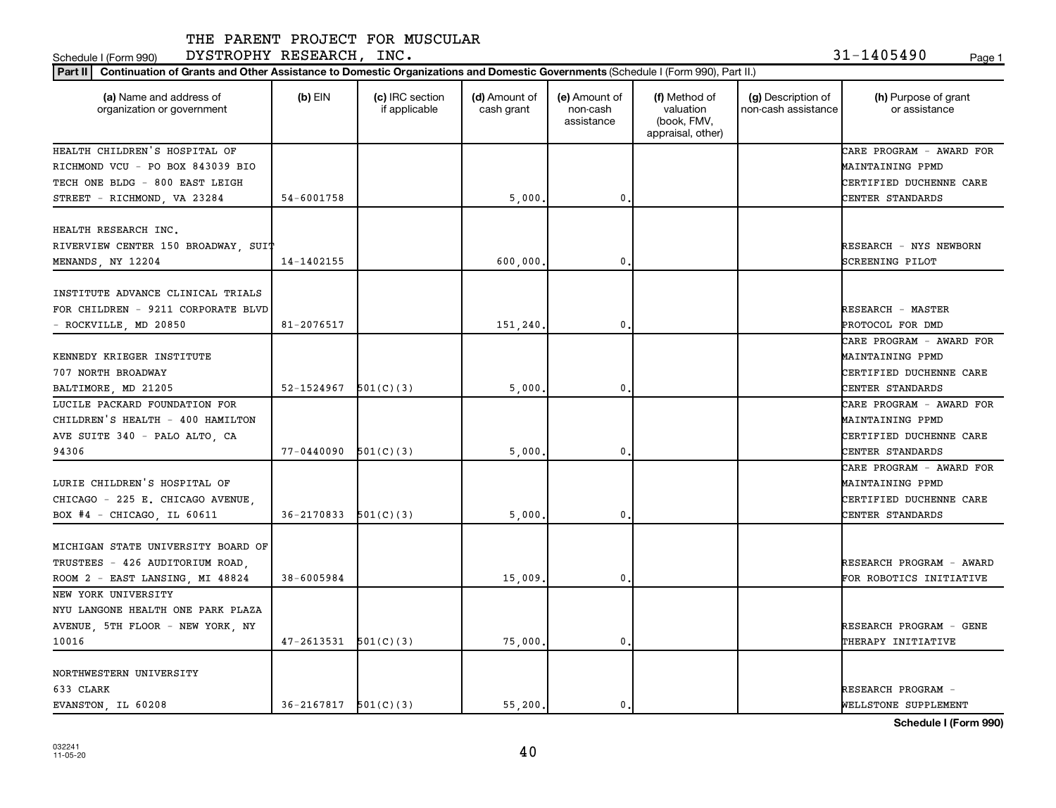THE PARENT PROJECT FOR MUSCULAR DYSTROPHY RESEARCH, INC.

Schedule I (Form 990) 31-1405490

**Part II** **Continuation of Grants and Other Assistance to Domestic Organizations and Domestic Governments** (Schedule I (Form 990), Part II.)

| (a) Name and address of organization or government | (b) EIN | (c) IRC section if applicable | (d) Amount of cash grant | (e) Amount of non-cash assistance | (f) Method of valuation (book, FMV, appraisal, other) | (g) Description of non-cash assistance | (h) Purpose of grant or assistance |
|---|---|---|---|---|---|---|---|
| HEALTH CHILDREN'S HOSPITAL OF RICHMOND VCU - PO BOX 843039 BIO TECH ONE BLDG - 800 EAST LEIGH STREET - RICHMOND, VA 23284 | 54-6001758 | | 5,000. | 0. | | | CARE PROGRAM - AWARD FOR MAINTAINING PPMD CERTIFIED DUCHENNE CARE CENTER STANDARDS |
| HEALTH RESEARCH INC. RIVERVIEW CENTER 150 BROADWAY, SUIT MENANDS, NY 12204 | 14-1402155 | | 600,000. | 0. | | | RESEARCH - NYS NEWBORN SCREENING PILOT |
| INSTITUTE ADVANCE CLINICAL TRIALS FOR CHILDREN - 9211 CORPORATE BLVD - ROCKVILLE, MD 20850 | 81-2076517 | | 151,240. | 0. | | | RESEARCH - MASTER PROTOCOL FOR DMD |
| KENNEDY KRIEGER INSTITUTE 707 NORTH BROADWAY BALTIMORE, MD 21205 | 52-1524967 | 501(C)(3) | 5,000. | 0. | | | CARE PROGRAM - AWARD FOR MAINTAINING PPMD CERTIFIED DUCHENNE CARE CENTER STANDARDS |
| LUCILE PACKARD FOUNDATION FOR CHILDREN'S HEALTH - 400 HAMILTON AVE SUITE 340 - PALO ALTO, CA 94306 | 77-0440090 | 501(C)(3) | 5,000. | 0. | | | CARE PROGRAM - AWARD FOR MAINTAINING PPMD CERTIFIED DUCHENNE CARE CENTER STANDARDS |
| LURIE CHILDREN'S HOSPITAL OF CHICAGO - 225 E. CHICAGO AVENUE, BOX #4 - CHICAGO, IL 60611 | 36-2170833 | 501(C)(3) | 5,000. | 0. | | | CARE PROGRAM - AWARD FOR MAINTAINING PPMD CERTIFIED DUCHENNE CARE CENTER STANDARDS |
| MICHIGAN STATE UNIVERSITY BOARD OF TRUSTEES - 426 AUDITORIUM ROAD, ROOM 2 - EAST LANSING, MI 48824 | 38-6005984 | | 15,009. | 0. | | | RESEARCH PROGRAM - AWARD FOR ROBOTICS INITIATIVE |
| NEW YORK UNIVERSITY NYU LANGONE HEALTH ONE PARK PLAZA AVENUE, 5TH FLOOR - NEW YORK, NY 10016 | 47-2613531 | 501(C)(3) | 75,000. | 0. | | | RESEARCH PROGRAM - GENE THERAPY INITIATIVE |
| NORTHWESTERN UNIVERSITY 633 CLARK EVANSTON, IL 60208 | 36-2167817 | 501(C)(3) | 55,200. | 0. | | | RESEARCH PROGRAM - WELLSTONE SUPPLEMENT |

**Schedule I (Form 990)**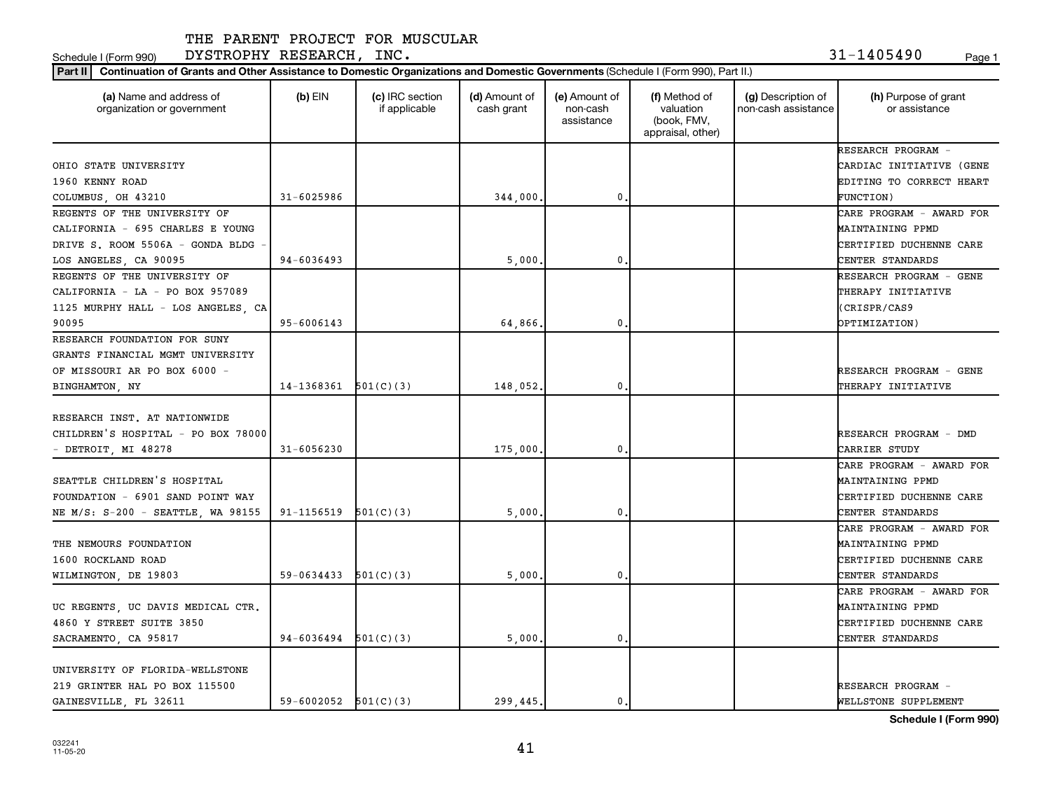THE PARENT PROJECT FOR MUSCULAR DYSTROPHY RESEARCH, INC.

Schedule I (Form 990) 31-1405490

**Part II** **Continuation of Grants and Other Assistance to Domestic Organizations and Domestic Governments** (Schedule I (Form 990), Part II.)

| (a) Name and address of organization or government | (b) EIN | (c) IRC section if applicable | (d) Amount of cash grant | (e) Amount of non-cash assistance | (f) Method of valuation (book, FMV, appraisal, other) | (g) Description of non-cash assistance | (h) Purpose of grant or assistance |
|---|---|---|---|---|---|---|---|
| OHIO STATE UNIVERSITY 1960 KENNY ROAD COLUMBUS, OH 43210 | 31-6025986 | | 344,000. | 0. | | | RESEARCH PROGRAM - CARDIAC INITIATIVE (GENE EDITING TO CORRECT HEART FUNCTION) |
| REGENTS OF THE UNIVERSITY OF CALIFORNIA - 695 CHARLES E YOUNG DRIVE S. ROOM 5506A - GONDA BLDG - LOS ANGELES, CA 90095 | 94-6036493 | | 5,000. | 0. | | | CARE PROGRAM - AWARD FOR MAINTAINING PPMD CERTIFIED DUCHENNE CARE CENTER STANDARDS |
| REGENTS OF THE UNIVERSITY OF CALIFORNIA - LA - PO BOX 957089 1125 MURPHY HALL - LOS ANGELES, CA 90095 | 95-6006143 | | 64,866. | 0. | | | RESEARCH PROGRAM - GENE THERAPY INITIATIVE (CRISPR/CAS9 OPTIMIZATION) |
| RESEARCH FOUNDATION FOR SUNY GRANTS FINANCIAL MGMT UNIVERSITY OF MISSOURI AR PO BOX 6000 - BINGHAMTON, NY | 14-1368361 | 501(C)(3) | 148,052. | 0. | | | RESEARCH PROGRAM - GENE THERAPY INITIATIVE |
| RESEARCH INST. AT NATIONWIDE CHILDREN'S HOSPITAL - PO BOX 78000 - DETROIT, MI 48278 | 31-6056230 | | 175,000. | 0. | | | RESEARCH PROGRAM - DMD CARRIER STUDY |
| SEATTLE CHILDREN'S HOSPITAL FOUNDATION - 6901 SAND POINT WAY NE M/S: S-200 - SEATTLE, WA 98155 | 91-1156519 | 501(C)(3) | 5,000. | 0. | | | CARE PROGRAM - AWARD FOR MAINTAINING PPMD CERTIFIED DUCHENNE CARE CENTER STANDARDS |
| THE NEMOURS FOUNDATION 1600 ROCKLAND ROAD WILMINGTON, DE 19803 | 59-0634433 | 501(C)(3) | 5,000. | 0. | | | CARE PROGRAM - AWARD FOR MAINTAINING PPMD CERTIFIED DUCHENNE CARE CENTER STANDARDS |
| UC REGENTS, UC DAVIS MEDICAL CTR. 4860 Y STREET SUITE 3850 SACRAMENTO, CA 95817 | 94-6036494 | 501(C)(3) | 5,000. | 0. | | | CARE PROGRAM - AWARD FOR MAINTAINING PPMD CERTIFIED DUCHENNE CARE CENTER STANDARDS |
| UNIVERSITY OF FLORIDA-WELLSTONE 219 GRINTER HAL PO BOX 115500 GAINESVILLE, FL 32611 | 59-6002052 | 501(C)(3) | 299,445. | 0. | | | RESEARCH PROGRAM - WELLSTONE SUPPLEMENT |

032241 11-05-20

**Schedule I (Form 990)**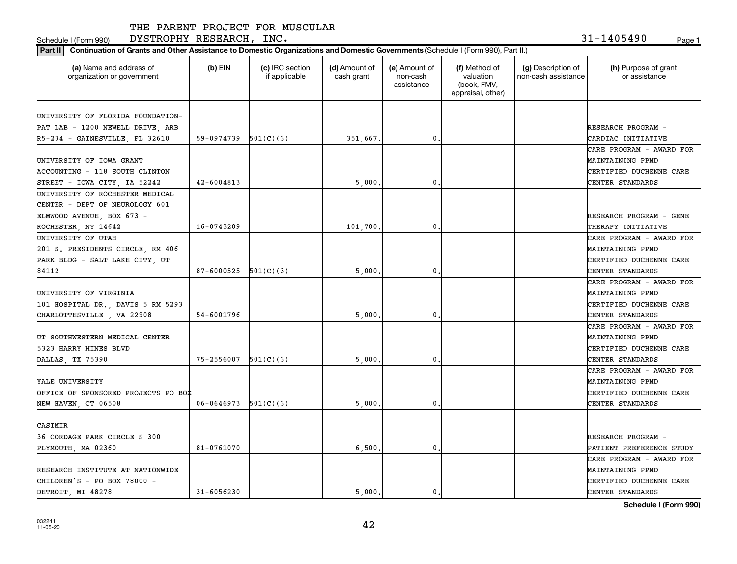THE PARENT PROJECT FOR MUSCULAR DYSTROPHY RESEARCH, INC.

Schedule I (Form 990) 31-1405490

**Part II** **Continuation of Grants and Other Assistance to Domestic Organizations and Domestic Governments** (Schedule I (Form 990), Part II.)

| (a) Name and address of organization or government | (b) EIN | (c) IRC section if applicable | (d) Amount of cash grant | (e) Amount of non-cash assistance | (f) Method of valuation (book, FMV, appraisal, other) | (g) Description of non-cash assistance | (h) Purpose of grant or assistance |
|---|---|---|---|---|---|---|---|
| UNIVERSITY OF FLORIDA FOUNDATION- PAT LAB - 1200 NEWELL DRIVE, ARB R5-234 - GAINESVILLE, FL 32610 | 59-0974739 | 501(C)(3) | 351,667. | 0. | | | RESEARCH PROGRAM - CARDIAC INITIATIVE |
| UNIVERSITY OF IOWA GRANT ACCOUNTING - 118 SOUTH CLINTON STREET - IOWA CITY, IA 52242 | 42-6004813 | | 5,000. | 0. | | | CARE PROGRAM - AWARD FOR MAINTAINING PPMD CERTIFIED DUCHENNE CARE CENTER STANDARDS |
| UNIVERSITY OF ROCHESTER MEDICAL CENTER - DEPT OF NEUROLOGY 601 ELMWOOD AVENUE, BOX 673 - ROCHESTER, NY 14642 | 16-0743209 | | 101,700. | 0. | | | RESEARCH PROGRAM - GENE THERAPY INITIATIVE |
| UNIVERSITY OF UTAH 201 S. PRESIDENTS CIRCLE, RM 406 PARK BLDG - SALT LAKE CITY, UT 84112 | 87-6000525 | 501(C)(3) | 5,000. | 0. | | | CARE PROGRAM - AWARD FOR MAINTAINING PPMD CERTIFIED DUCHENNE CARE CENTER STANDARDS |
| UNIVERSITY OF VIRGINIA 101 HOSPITAL DR., DAVIS 5 RM 5293 CHARLOTTESVILLE , VA 22908 | 54-6001796 | | 5,000. | 0. | | | CARE PROGRAM - AWARD FOR MAINTAINING PPMD CERTIFIED DUCHENNE CARE CENTER STANDARDS |
| UT SOUTHWESTERN MEDICAL CENTER 5323 HARRY HINES BLVD DALLAS, TX 75390 | 75-2556007 | 501(C)(3) | 5,000. | 0. | | | CARE PROGRAM - AWARD FOR MAINTAINING PPMD CERTIFIED DUCHENNE CARE CENTER STANDARDS |
| YALE UNIVERSITY OFFICE OF SPONSORED PROJECTS PO BOX NEW HAVEN, CT 06508 | 06-0646973 | 501(C)(3) | 5,000. | 0. | | | CARE PROGRAM - AWARD FOR MAINTAINING PPMD CERTIFIED DUCHENNE CARE CENTER STANDARDS |
| CASIMIR 36 CORDAGE PARK CIRCLE S 300 PLYMOUTH, MA 02360 | 81-0761070 | | 6,500. | 0. | | | RESEARCH PROGRAM - PATIENT PREFERENCE STUDY |
| RESEARCH INSTITUTE AT NATIONWIDE CHILDREN'S - PO BOX 78000 - DETROIT, MI 48278 | 31-6056230 | | 5,000. | 0. | | | CARE PROGRAM - AWARD FOR MAINTAINING PPMD CERTIFIED DUCHENNE CARE CENTER STANDARDS |

Schedule I (Form 990)

032241 11-05-20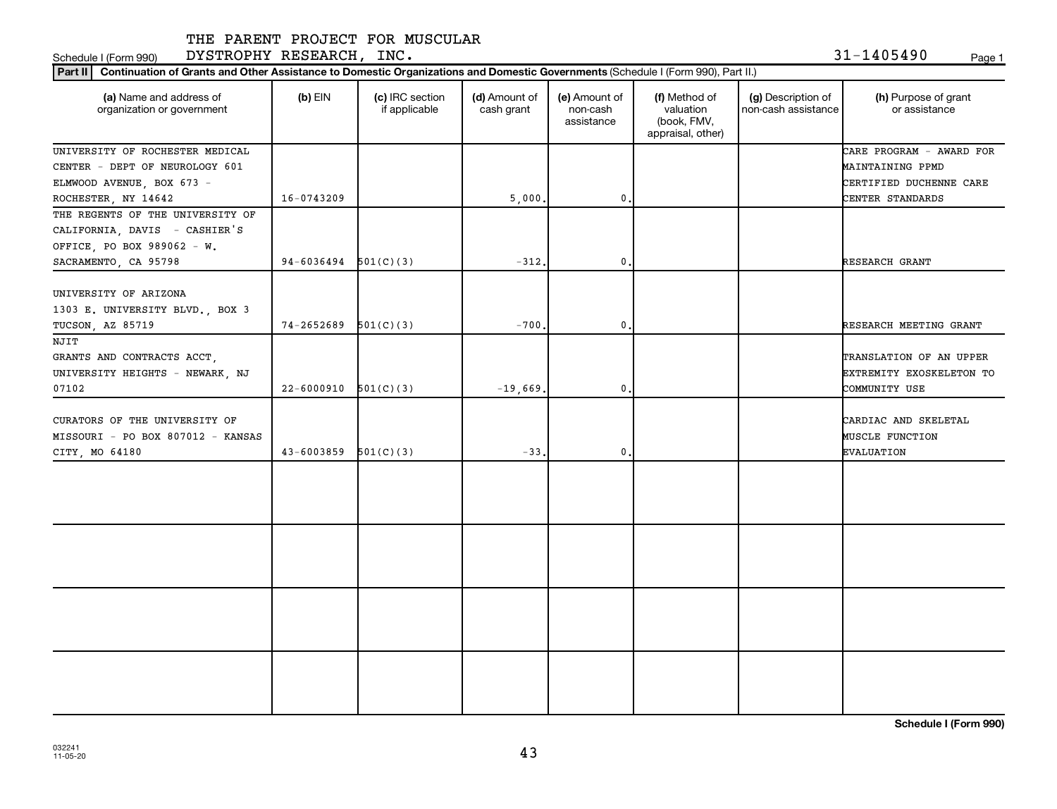THE PARENT PROJECT FOR MUSCULAR DYSTROPHY RESEARCH, INC. 31-1405490

Schedule I (Form 990)

**Part II** **Continuation of Grants and Other Assistance to Domestic Organizations and Domestic Governments** (Schedule I (Form 990), Part II.)

| (a) Name and address of organization or government | (b) EIN | (c) IRC section if applicable | (d) Amount of cash grant | (e) Amount of non-cash assistance | (f) Method of valuation (book, FMV, appraisal, other) | (g) Description of non-cash assistance | (h) Purpose of grant or assistance |
|---|---|---|---|---|---|---|---|
| UNIVERSITY OF ROCHESTER MEDICAL CENTER - DEPT OF NEUROLOGY 601 ELMWOOD AVENUE, BOX 673 - ROCHESTER, NY 14642 | 16-0743209 | | 5,000. | 0. | | | CARE PROGRAM - AWARD FOR MAINTAINING PPMD CERTIFIED DUCHENNE CARE CENTER STANDARDS |
| THE REGENTS OF THE UNIVERSITY OF CALIFORNIA, DAVIS - CASHIER'S OFFICE, PO BOX 989062 - W. SACRAMENTO, CA 95798 | 94-6036494 | 501(C)(3) | -312. | 0. | | | RESEARCH GRANT |
| UNIVERSITY OF ARIZONA 1303 E. UNIVERSITY BLVD., BOX 3 TUCSON, AZ 85719 | 74-2652689 | 501(C)(3) | -700. | 0. | | | RESEARCH MEETING GRANT |
| NJIT GRANTS AND CONTRACTS ACCT, UNIVERSITY HEIGHTS - NEWARK, NJ 07102 | 22-6000910 | 501(C)(3) | -19,669. | 0. | | | TRANSLATION OF AN UPPER EXTREMITY EXOSKELETON TO COMMUNITY USE |
| CURATORS OF THE UNIVERSITY OF MISSOURI - PO BOX 807012 - KANSAS CITY, MO 64180 | 43-6003859 | 501(C)(3) | -33. | 0. | | | CARDIAC AND SKELETAL MUSCLE FUNCTION EVALUATION |
| | | | | | | | |
| | | | | | | | |
| | | | | | | | |
| | | | | | | | |

Schedule I (Form 990)

032241 11-05-20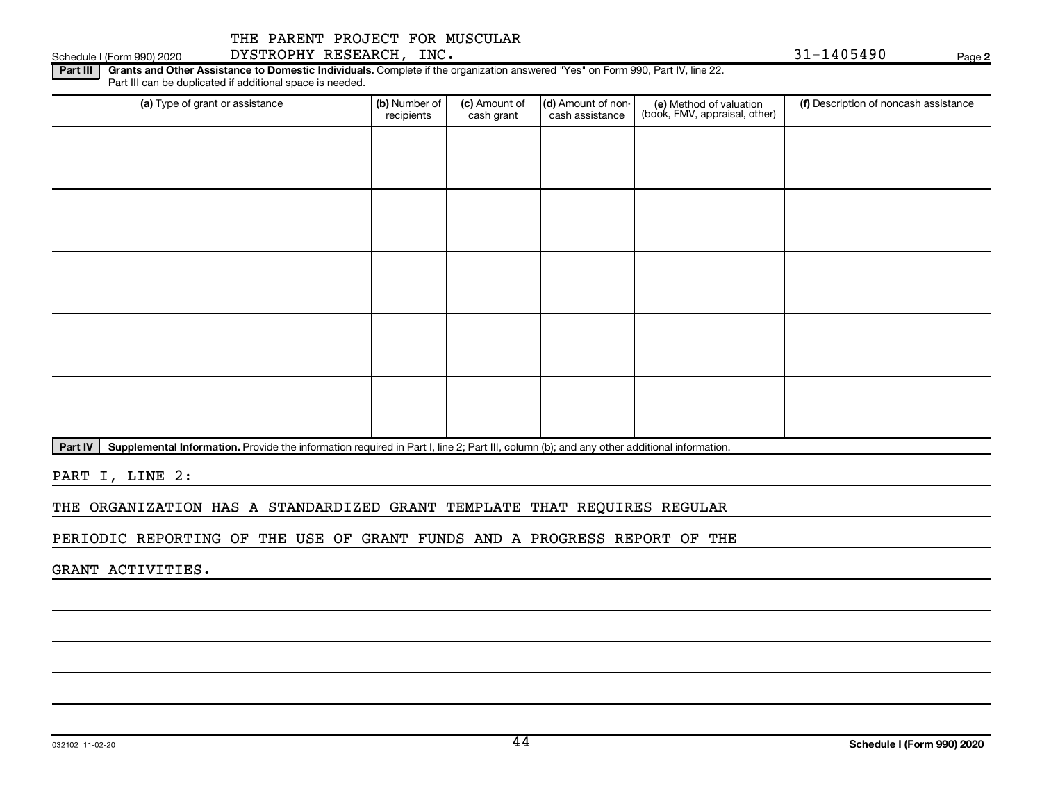THE PARENT PROJECT FOR MUSCULAR DYSTROPHY RESEARCH, INC. 31-1405490

**Part III** **Grants and Other Assistance to Domestic Individuals.** Complete if the organization answered "Yes" on Form 990, Part IV, line 22. Part III can be duplicated if additional space is needed.

| (a) Type of grant or assistance | (b) Number of recipients | (c) Amount of cash grant | (d) Amount of non-cash assistance | (e) Method of valuation (book, FMV, appraisal, other) | (f) Description of noncash assistance |
|---|---|---|---|---|---|
| | | | | | |
| | | | | | |
| | | | | | |
| | | | | | |
| | | | | | |

**Part IV** **Supplemental Information.** Provide the information required in Part I, line 2; Part III, column (b); and any other additional information.

PART I, LINE 2:

THE ORGANIZATION HAS A STANDARDIZED GRANT TEMPLATE THAT REQUIRES REGULAR PERIODIC REPORTING OF THE USE OF GRANT FUNDS AND A PROGRESS REPORT OF THE GRANT ACTIVITIES.

032102 11-02-20 **Schedule I (Form 990) 2020**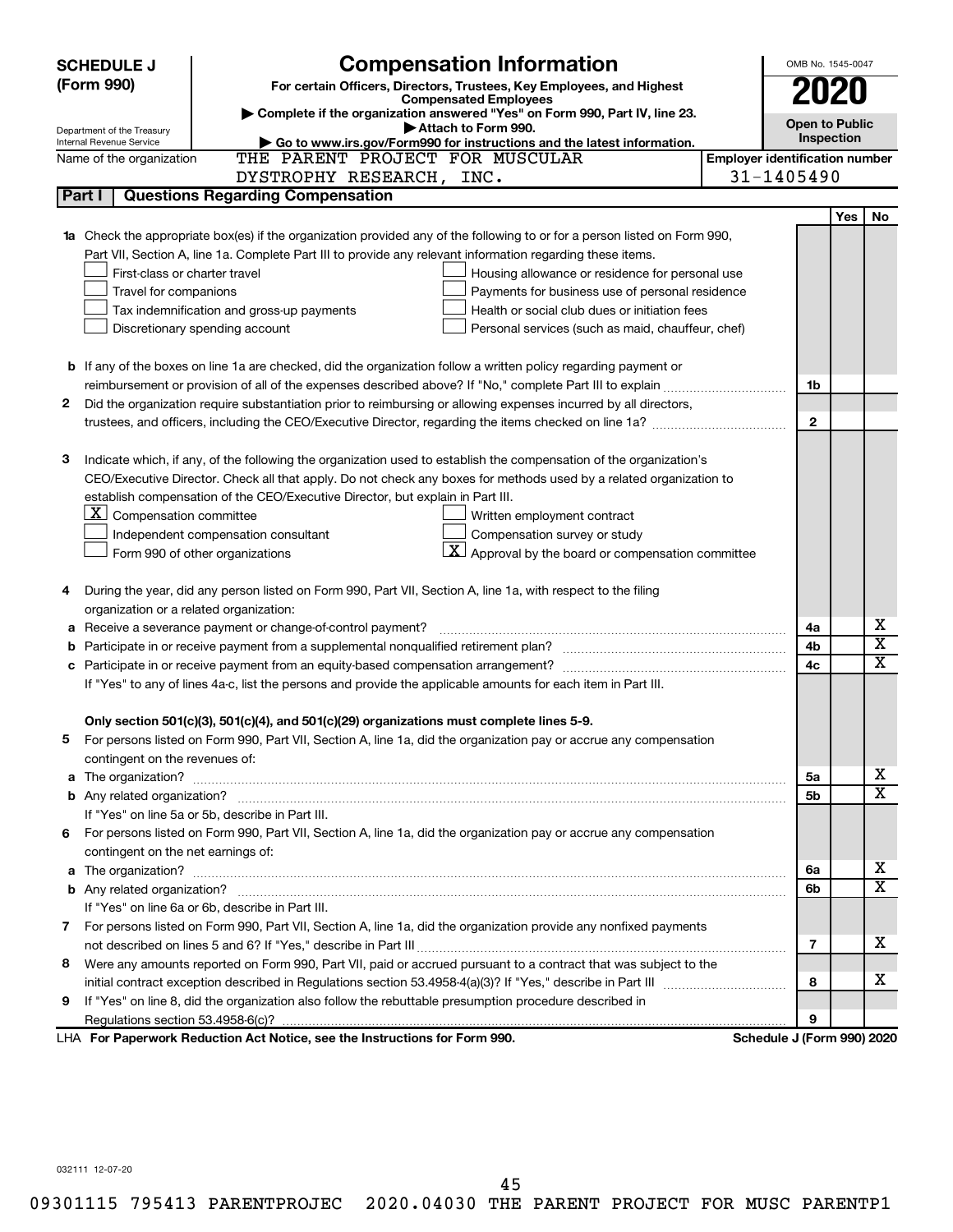# SCHEDULE J (Form 990)

## Compensation Information

**For certain Officers, Directors, Trustees, Key Employees, and Highest Compensated Employees**

▶ Complete if the organization answered "Yes" on Form 990, Part IV, line 23.
▶ Attach to Form 990.
▶ Go to www.irs.gov/Form990 for instructions and the latest information.

Department of the Treasury
Internal Revenue Service

OMB No. 1545-0047

**2020**

**Open to Public Inspection**

Name of the organization: THE PARENT PROJECT FOR MUSCULAR DYSTROPHY RESEARCH, INC.

Employer identification number: 31-1405490

## Part I | Questions Regarding Compensation

| | | | Yes | No |
|---|---|---|---|---|
| **1a** | Check the appropriate box(es) if the organization provided any of the following to or for a person listed on Form 990, Part VII, Section A, line 1a. Complete Part III to provide any relevant information regarding these items.<br>☐ First-class or charter travel ☐ Housing allowance or residence for personal use<br>☐ Travel for companions ☐ Payments for business use of personal residence<br>☐ Tax indemnification and gross-up payments ☐ Health or social club dues or initiation fees<br>☐ Discretionary spending account ☐ Personal services (such as maid, chauffeur, chef) | | | |
| **b** | If any of the boxes on line 1a are checked, did the organization follow a written policy regarding payment or reimbursement or provision of all of the expenses described above? If "No," complete Part III to explain | 1b | | |
| **2** | Did the organization require substantiation prior to reimbursing or allowing expenses incurred by all directors, trustees, and officers, including the CEO/Executive Director, regarding the items checked on line 1a? | 2 | | |
| **3** | Indicate which, if any, of the following the organization used to establish the compensation of the organization's CEO/Executive Director. Check all that apply. Do not check any boxes for methods used by a related organization to establish compensation of the CEO/Executive Director, but explain in Part III.<br>☒ Compensation committee ☐ Written employment contract<br>☐ Independent compensation consultant ☐ Compensation survey or study<br>☐ Form 990 of other organizations ☒ Approval by the board or compensation committee | | | |
| **4** | During the year, did any person listed on Form 990, Part VII, Section A, line 1a, with respect to the filing organization or a related organization: | | | |
| **a** | Receive a severance payment or change-of-control payment? | 4a | | X |
| **b** | Participate in or receive payment from a supplemental nonqualified retirement plan? | 4b | | X |
| **c** | Participate in or receive payment from an equity-based compensation arrangement? | 4c | | X |
| | If "Yes" to any of lines 4a-c, list the persons and provide the applicable amounts for each item in Part III. | | | |
| | **Only section 501(c)(3), 501(c)(4), and 501(c)(29) organizations must complete lines 5-9.** | | | |
| **5** | For persons listed on Form 990, Part VII, Section A, line 1a, did the organization pay or accrue any compensation contingent on the revenues of: | | | |
| **a** | The organization? | 5a | | X |
| **b** | Any related organization? | 5b | | X |
| | If "Yes" on line 5a or 5b, describe in Part III. | | | |
| **6** | For persons listed on Form 990, Part VII, Section A, line 1a, did the organization pay or accrue any compensation contingent on the net earnings of: | | | |
| **a** | The organization? | 6a | | X |
| **b** | Any related organization? | 6b | | X |
| | If "Yes" on line 6a or 6b, describe in Part III. | | | |
| **7** | For persons listed on Form 990, Part VII, Section A, line 1a, did the organization provide any nonfixed payments not described on lines 5 and 6? If "Yes," describe in Part III | 7 | | X |
| **8** | Were any amounts reported on Form 990, Part VII, paid or accrued pursuant to a contract that was subject to the initial contract exception described in Regulations section 53.4958-4(a)(3)? If "Yes," describe in Part III | 8 | | X |
| **9** | If "Yes" on line 8, did the organization also follow the rebuttable presumption procedure described in Regulations section 53.4958-6(c)? | 9 | | |

LHA **For Paperwork Reduction Act Notice, see the Instructions for Form 990.** **Schedule J (Form 990) 2020**

032111 12-07-20

09301115 795413 PARENTPROJEC 2020.04030 THE PARENT PROJECT FOR MUSC PARENTP1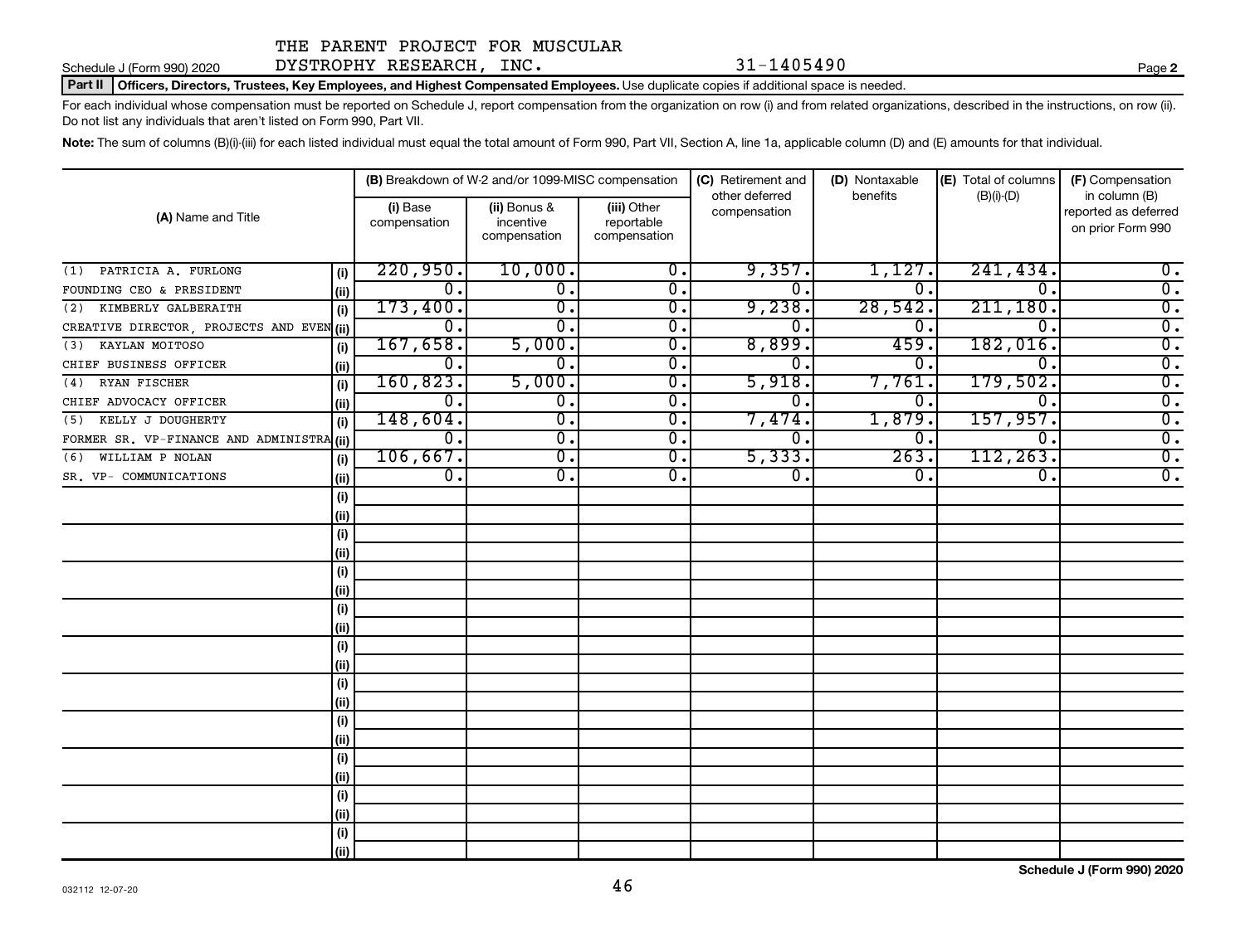THE PARENT PROJECT FOR MUSCULAR DYSTROPHY RESEARCH, INC. 31-1405490

Schedule J (Form 990) 2020

**Part II | Officers, Directors, Trustees, Key Employees, and Highest Compensated Employees.** Use duplicate copies if additional space is needed.

For each individual whose compensation must be reported on Schedule J, report compensation from the organization on row (i) and from related organizations, described in the instructions, on row (ii). Do not list any individuals that aren't listed on Form 990, Part VII.

**Note:** The sum of columns (B)(i)-(iii) for each listed individual must equal the total amount of Form 990, Part VII, Section A, line 1a, applicable column (D) and (E) amounts for that individual.

| (A) Name and Title | | (B) Breakdown of W-2 and/or 1099-MISC compensation | | | (C) Retirement and other deferred compensation | (D) Nontaxable benefits | (E) Total of columns (B)(i)-(D) | (F) Compensation in column (B) reported as deferred on prior Form 990 |
|---|---|---|---|---|---|---|---|---|
| | | (i) Base compensation | (ii) Bonus & incentive compensation | (iii) Other reportable compensation | | | | |
| (1) PATRICIA A. FURLONG | (i) | 220,950. | 10,000. | 0. | 9,357. | 1,127. | 241,434. | 0. |
| FOUNDING CEO & PRESIDENT | (ii) | 0. | 0. | 0. | 0. | 0. | 0. | 0. |
| (2) KIMBERLY GALBERAITH | (i) | 173,400. | 0. | 0. | 9,238. | 28,542. | 211,180. | 0. |
| CREATIVE DIRECTOR, PROJECTS AND EVEN | (ii) | 0. | 0. | 0. | 0. | 0. | 0. | 0. |
| (3) KAYLAN MOITOSO | (i) | 167,658. | 5,000. | 0. | 8,899. | 459. | 182,016. | 0. |
| CHIEF BUSINESS OFFICER | (ii) | 0. | 0. | 0. | 0. | 0. | 0. | 0. |
| (4) RYAN FISCHER | (i) | 160,823. | 5,000. | 0. | 5,918. | 7,761. | 179,502. | 0. |
| CHIEF ADVOCACY OFFICER | (ii) | 0. | 0. | 0. | 0. | 0. | 0. | 0. |
| (5) KELLY J DOUGHERTY | (i) | 148,604. | 0. | 0. | 7,474. | 1,879. | 157,957. | 0. |
| FORMER SR. VP-FINANCE AND ADMINISTRA | (ii) | 0. | 0. | 0. | 0. | 0. | 0. | 0. |
| (6) WILLIAM P NOLAN | (i) | 106,667. | 0. | 0. | 5,333. | 263. | 112,263. | 0. |
| SR. VP- COMMUNICATIONS | (ii) | 0. | 0. | 0. | 0. | 0. | 0. | 0. |

Schedule J (Form 990) 2020

032112 12-07-20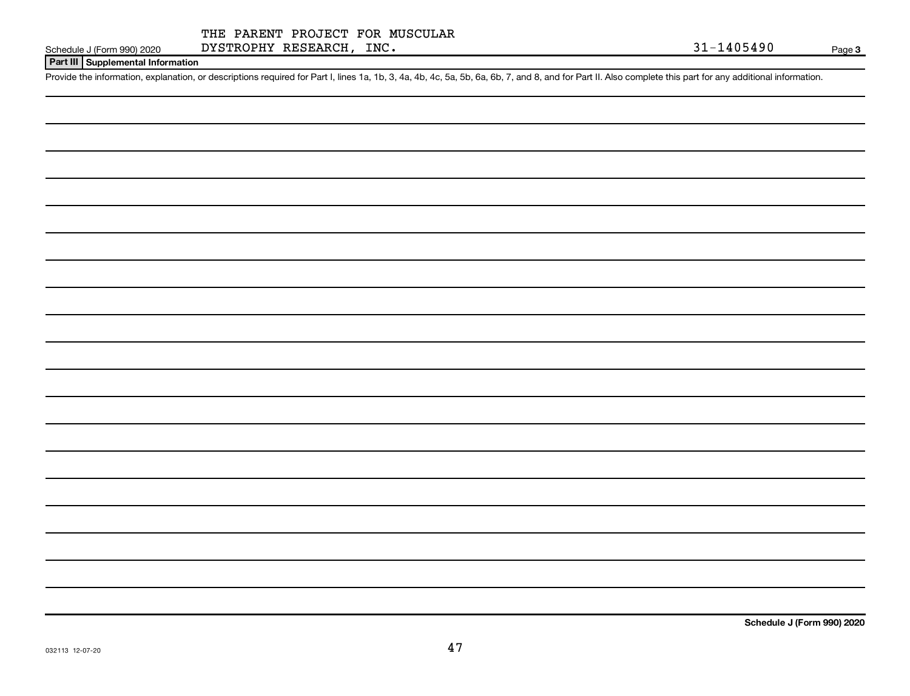THE PARENT PROJECT FOR MUSCULAR DYSTROPHY RESEARCH, INC.

31-1405490

## Part III Supplemental Information

Provide the information, explanation, or descriptions required for Part I, lines 1a, 1b, 3, 4a, 4b, 4c, 5a, 5b, 6a, 6b, 7, and 8, and for Part II. Also complete this part for any additional information.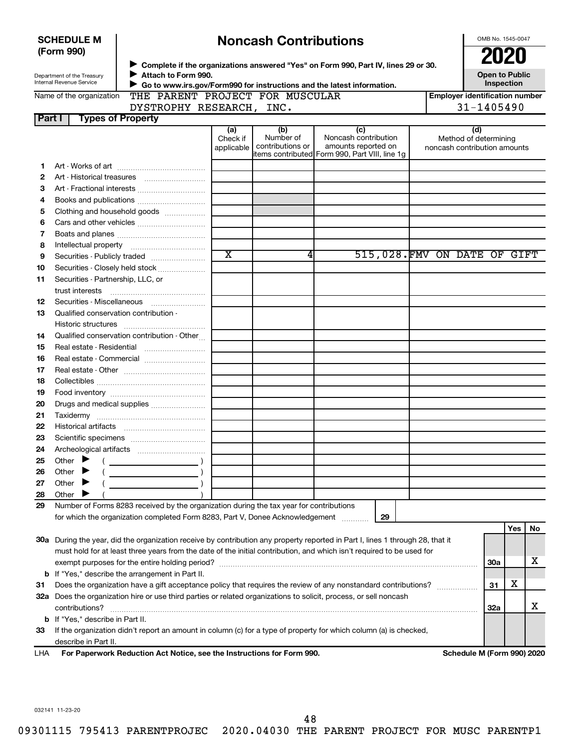**SCHEDULE M (Form 990)**

Department of the Treasury
Internal Revenue Service

# Noncash Contributions

▶ Complete if the organizations answered "Yes" on Form 990, Part IV, lines 29 or 30.
▶ Attach to Form 990.
▶ Go to www.irs.gov/Form990 for instructions and the latest information.

OMB No. 1545-0047

**2020**

**Open to Public Inspection**

Name of the organization: THE PARENT PROJECT FOR MUSCULAR DYSTROPHY RESEARCH, INC.

Employer identification number: 31-1405490

## Part I Types of Property

| | | (a) Check if applicable | (b) Number of contributions or items contributed | (c) Noncash contribution amounts reported on Form 990, Part VIII, line 1g | (d) Method of determining noncash contribution amounts |
|---|---|---|---|---|---|
| 1 | Art - Works of art | | | | |
| 2 | Art - Historical treasures | | | | |
| 3 | Art - Fractional interests | | | | |
| 4 | Books and publications | | | | |
| 5 | Clothing and household goods | | | | |
| 6 | Cars and other vehicles | | | | |
| 7 | Boats and planes | | | | |
| 8 | Intellectual property | | | | |
| 9 | Securities - Publicly traded | X | 4 | 515,028. | FMV ON DATE OF GIFT |
| 10 | Securities - Closely held stock | | | | |
| 11 | Securities - Partnership, LLC, or trust interests | | | | |
| 12 | Securities - Miscellaneous | | | | |
| 13 | Qualified conservation contribution - Historic structures | | | | |
| 14 | Qualified conservation contribution - Other | | | | |
| 15 | Real estate - Residential | | | | |
| 16 | Real estate - Commercial | | | | |
| 17 | Real estate - Other | | | | |
| 18 | Collectibles | | | | |
| 19 | Food inventory | | | | |
| 20 | Drugs and medical supplies | | | | |
| 21 | Taxidermy | | | | |
| 22 | Historical artifacts | | | | |
| 23 | Scientific specimens | | | | |
| 24 | Archeological artifacts | | | | |
| 25 | Other ▶ ( ) | | | | |
| 26 | Other ▶ ( ) | | | | |
| 27 | Other ▶ ( ) | | | | |
| 28 | Other ▶ ( ) | | | | |

29 Number of Forms 8283 received by the organization during the tax year for contributions for which the organization completed Form 8283, Part V, Donee Acknowledgement ..... 29

| | | | Yes | No |
|---|---|---|---|---|
| 30a | During the year, did the organization receive by contribution any property reported in Part I, lines 1 through 28, that it must hold for at least three years from the date of the initial contribution, and which isn't required to be used for exempt purposes for the entire holding period? | 30a | | X |
| b | If "Yes," describe the arrangement in Part II. | | | |
| 31 | Does the organization have a gift acceptance policy that requires the review of any nonstandard contributions? | 31 | X | |
| 32a | Does the organization hire or use third parties or related organizations to solicit, process, or sell noncash contributions? | 32a | | X |
| b | If "Yes," describe in Part II. | | | |
| 33 | If the organization didn't report an amount in column (c) for a type of property for which column (a) is checked, describe in Part II. | | | |

LHA **For Paperwork Reduction Act Notice, see the Instructions for Form 990.** **Schedule M (Form 990) 2020**

032141 11-23-20

09301115 795413 PARENTPROJEC 2020.04030 THE PARENT PROJECT FOR MUSC PARENTP1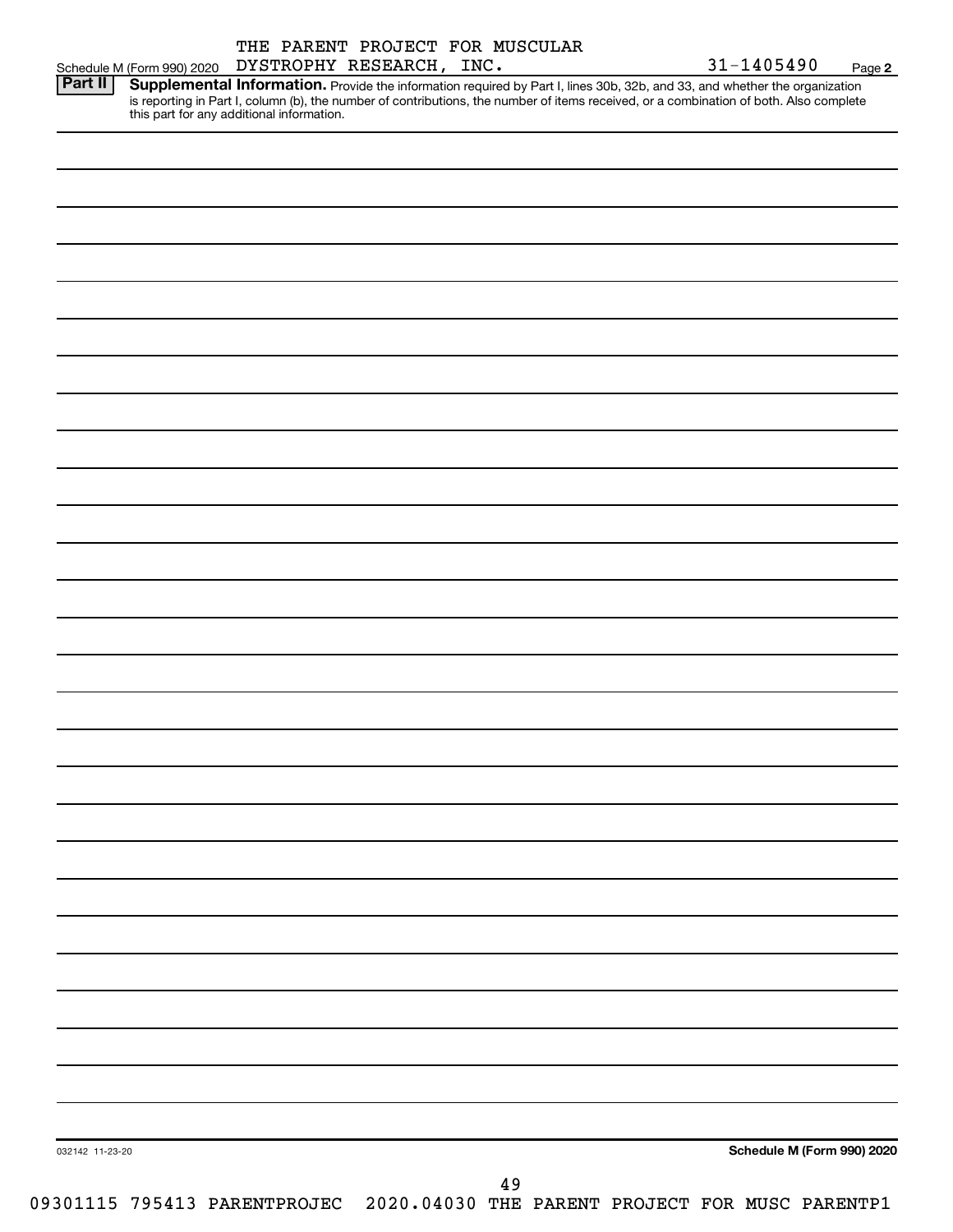Schedule M (Form 990) 2020 THE PARENT PROJECT FOR MUSCULAR DYSTROPHY RESEARCH, INC. 31-1405490 Page 2

**Part II** **Supplemental Information.** Provide the information required by Part I, lines 30b, 32b, and 33, and whether the organization is reporting in Part I, column (b), the number of contributions, the number of items received, or a combination of both. Also complete this part for any additional information.

032142 11-23-20

**Schedule M (Form 990) 2020**

09301115 795413 PARENTPROJEC 2020.04030 THE PARENT PROJECT FOR MUSC PARENTP1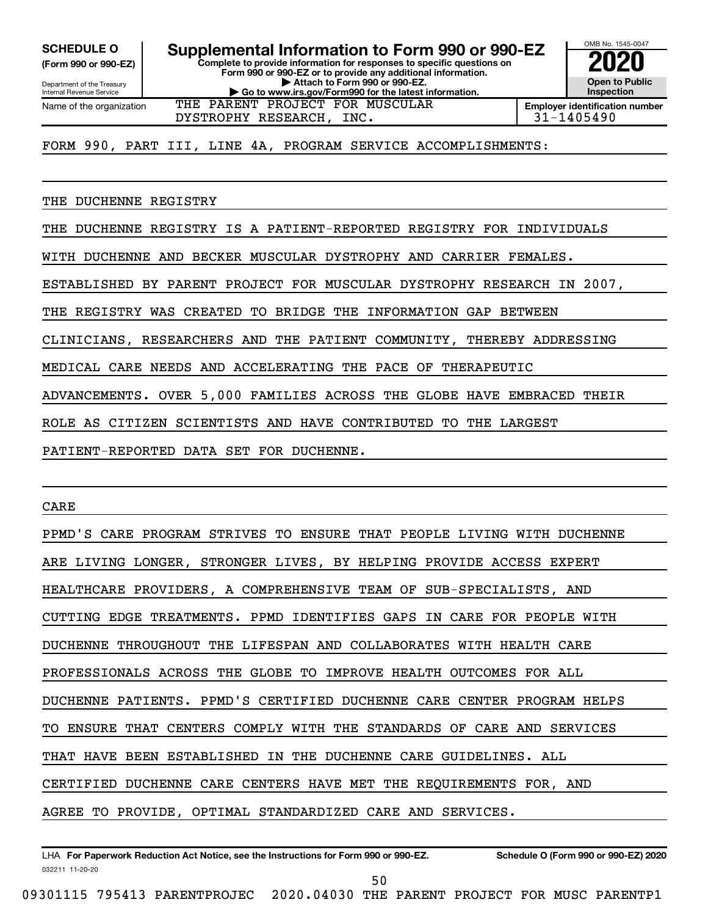**SCHEDULE O**
**(Form 990 or 990-EZ)**

Department of the Treasury
Internal Revenue Service

# Supplemental Information to Form 990 or 990-EZ

**Complete to provide information for responses to specific questions on Form 990 or 990-EZ or to provide any additional information.**
**▶ Attach to Form 990 or 990-EZ.**
**▶ Go to www.irs.gov/Form990 for the latest information.**

OMB No. 1545-0047
**2020**
**Open to Public Inspection**

Name of the organization: THE PARENT PROJECT FOR MUSCULAR DYSTROPHY RESEARCH, INC.

**Employer identification number:** 31-1405490

FORM 990, PART III, LINE 4A, PROGRAM SERVICE ACCOMPLISHMENTS:

THE DUCHENNE REGISTRY

THE DUCHENNE REGISTRY IS A PATIENT-REPORTED REGISTRY FOR INDIVIDUALS WITH DUCHENNE AND BECKER MUSCULAR DYSTROPHY AND CARRIER FEMALES. ESTABLISHED BY PARENT PROJECT FOR MUSCULAR DYSTROPHY RESEARCH IN 2007, THE REGISTRY WAS CREATED TO BRIDGE THE INFORMATION GAP BETWEEN CLINICIANS, RESEARCHERS AND THE PATIENT COMMUNITY, THEREBY ADDRESSING MEDICAL CARE NEEDS AND ACCELERATING THE PACE OF THERAPEUTIC ADVANCEMENTS. OVER 5,000 FAMILIES ACROSS THE GLOBE HAVE EMBRACED THEIR ROLE AS CITIZEN SCIENTISTS AND HAVE CONTRIBUTED TO THE LARGEST PATIENT-REPORTED DATA SET FOR DUCHENNE.

CARE

PPMD'S CARE PROGRAM STRIVES TO ENSURE THAT PEOPLE LIVING WITH DUCHENNE ARE LIVING LONGER, STRONGER LIVES, BY HELPING PROVIDE ACCESS EXPERT HEALTHCARE PROVIDERS, A COMPREHENSIVE TEAM OF SUB-SPECIALISTS, AND CUTTING EDGE TREATMENTS. PPMD IDENTIFIES GAPS IN CARE FOR PEOPLE WITH DUCHENNE THROUGHOUT THE LIFESPAN AND COLLABORATES WITH HEALTH CARE PROFESSIONALS ACROSS THE GLOBE TO IMPROVE HEALTH OUTCOMES FOR ALL DUCHENNE PATIENTS. PPMD'S CERTIFIED DUCHENNE CARE CENTER PROGRAM HELPS TO ENSURE THAT CENTERS COMPLY WITH THE STANDARDS OF CARE AND SERVICES THAT HAVE BEEN ESTABLISHED IN THE DUCHENNE CARE GUIDELINES. ALL CERTIFIED DUCHENNE CARE CENTERS HAVE MET THE REQUIREMENTS FOR, AND AGREE TO PROVIDE, OPTIMAL STANDARDIZED CARE AND SERVICES.

LHA **For Paperwork Reduction Act Notice, see the Instructions for Form 990 or 990-EZ.** **Schedule O (Form 990 or 990-EZ) 2020**
032211 11-20-20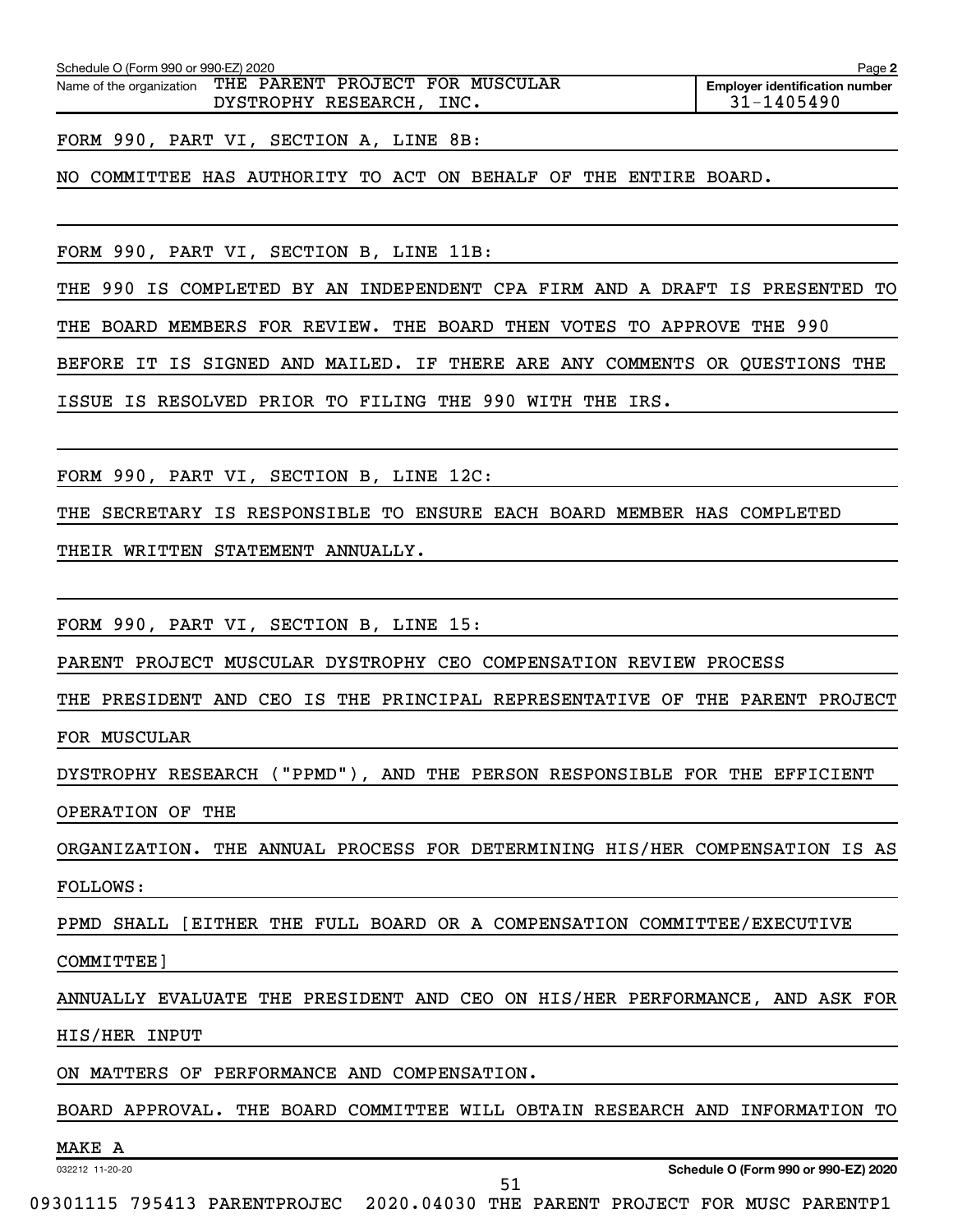Schedule O (Form 990 or 990-EZ) 2020

Name of the organization THE PARENT PROJECT FOR MUSCULAR DYSTROPHY RESEARCH, INC.

Employer identification number 31-1405490

FORM 990, PART VI, SECTION A, LINE 8B:

NO COMMITTEE HAS AUTHORITY TO ACT ON BEHALF OF THE ENTIRE BOARD.

FORM 990, PART VI, SECTION B, LINE 11B:

THE 990 IS COMPLETED BY AN INDEPENDENT CPA FIRM AND A DRAFT IS PRESENTED TO THE BOARD MEMBERS FOR REVIEW. THE BOARD THEN VOTES TO APPROVE THE 990 BEFORE IT IS SIGNED AND MAILED. IF THERE ARE ANY COMMENTS OR QUESTIONS THE ISSUE IS RESOLVED PRIOR TO FILING THE 990 WITH THE IRS.

FORM 990, PART VI, SECTION B, LINE 12C:

THE SECRETARY IS RESPONSIBLE TO ENSURE EACH BOARD MEMBER HAS COMPLETED THEIR WRITTEN STATEMENT ANNUALLY.

FORM 990, PART VI, SECTION B, LINE 15:

PARENT PROJECT MUSCULAR DYSTROPHY CEO COMPENSATION REVIEW PROCESS

THE PRESIDENT AND CEO IS THE PRINCIPAL REPRESENTATIVE OF THE PARENT PROJECT FOR MUSCULAR

DYSTROPHY RESEARCH ("PPMD"), AND THE PERSON RESPONSIBLE FOR THE EFFICIENT OPERATION OF THE

ORGANIZATION. THE ANNUAL PROCESS FOR DETERMINING HIS/HER COMPENSATION IS AS FOLLOWS:

PPMD SHALL [EITHER THE FULL BOARD OR A COMPENSATION COMMITTEE/EXECUTIVE COMMITTEE]

ANNUALLY EVALUATE THE PRESIDENT AND CEO ON HIS/HER PERFORMANCE, AND ASK FOR HIS/HER INPUT

ON MATTERS OF PERFORMANCE AND COMPENSATION.

BOARD APPROVAL. THE BOARD COMMITTEE WILL OBTAIN RESEARCH AND INFORMATION TO MAKE A

032212 11-20-20

Schedule O (Form 990 or 990-EZ) 2020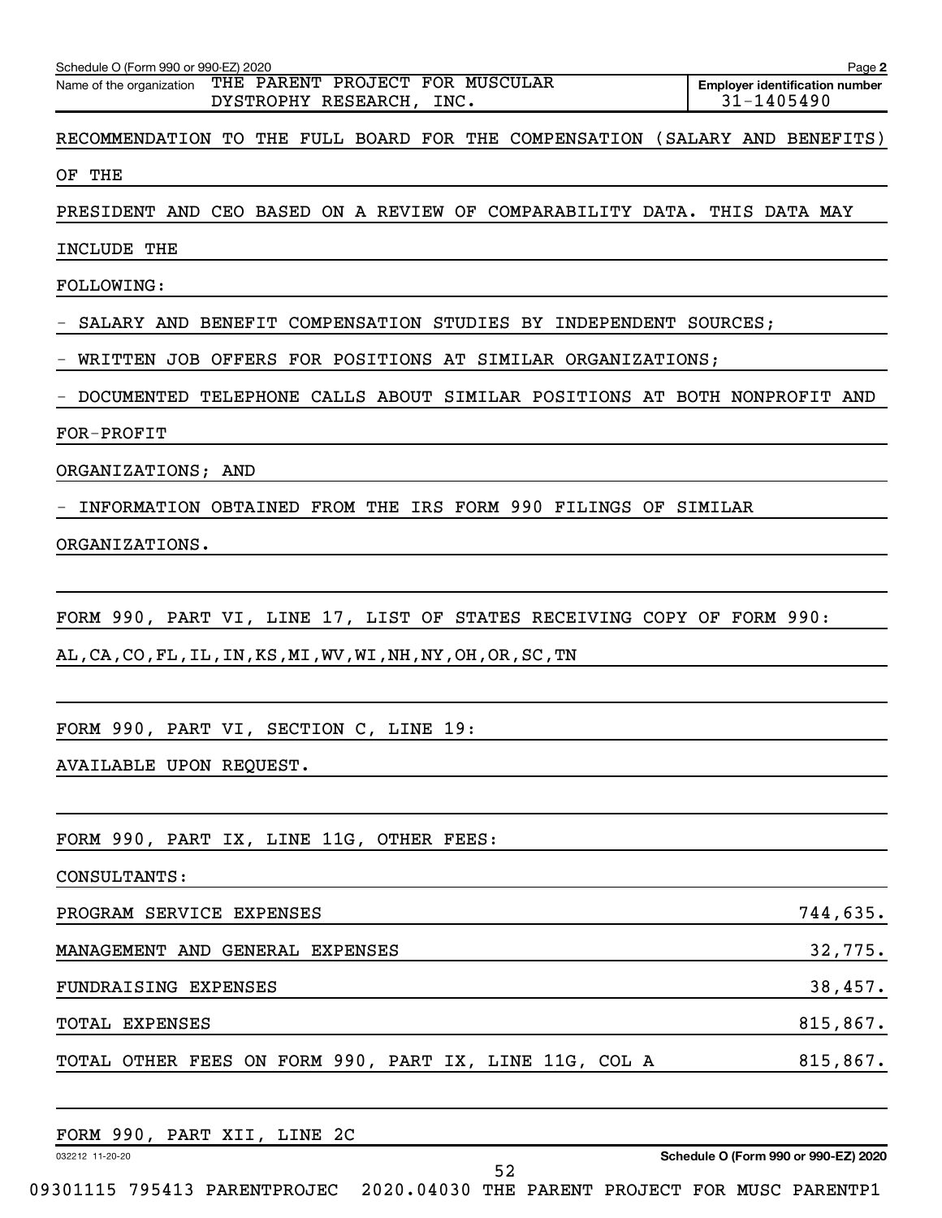Schedule O (Form 990 or 990-EZ) 2020

Name of the organization: THE PARENT PROJECT FOR MUSCULAR DYSTROPHY RESEARCH, INC.

Employer identification number: 31-1405490

RECOMMENDATION TO THE FULL BOARD FOR THE COMPENSATION (SALARY AND BENEFITS) OF THE PRESIDENT AND CEO BASED ON A REVIEW OF COMPARABILITY DATA. THIS DATA MAY INCLUDE THE FOLLOWING:

- SALARY AND BENEFIT COMPENSATION STUDIES BY INDEPENDENT SOURCES;
- WRITTEN JOB OFFERS FOR POSITIONS AT SIMILAR ORGANIZATIONS;
- DOCUMENTED TELEPHONE CALLS ABOUT SIMILAR POSITIONS AT BOTH NONPROFIT AND FOR-PROFIT ORGANIZATIONS; AND
- INFORMATION OBTAINED FROM THE IRS FORM 990 FILINGS OF SIMILAR ORGANIZATIONS.

FORM 990, PART VI, LINE 17, LIST OF STATES RECEIVING COPY OF FORM 990:

AL,CA,CO,FL,IL,IN,KS,MI,WV,WI,NH,NY,OH,OR,SC,TN

FORM 990, PART VI, SECTION C, LINE 19:

AVAILABLE UPON REQUEST.

FORM 990, PART IX, LINE 11G, OTHER FEES:

CONSULTANTS:

| | |
|---|---|
| PROGRAM SERVICE EXPENSES | 744,635. |
| MANAGEMENT AND GENERAL EXPENSES | 32,775. |
| FUNDRAISING EXPENSES | 38,457. |
| TOTAL EXPENSES | 815,867. |
| TOTAL OTHER FEES ON FORM 990, PART IX, LINE 11G, COL A | 815,867. |

FORM 990, PART XII, LINE 2C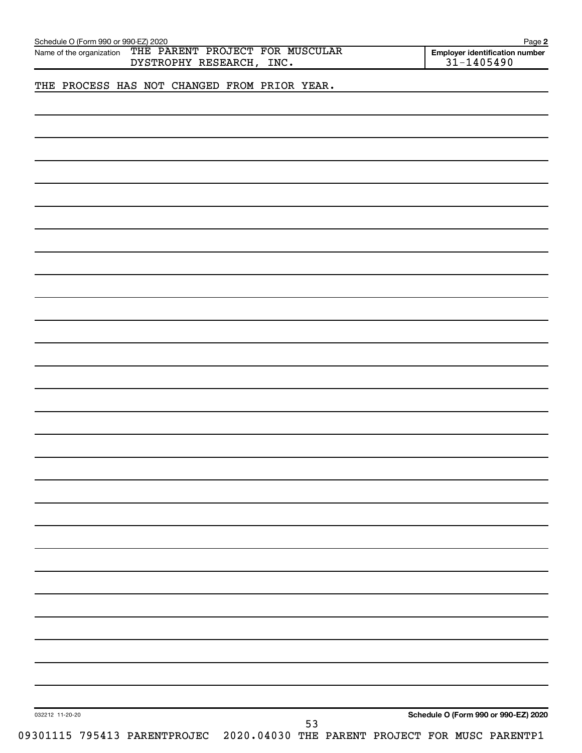Schedule O (Form 990 or 990-EZ) 2020

Name of the organization THE PARENT PROJECT FOR MUSCULAR DYSTROPHY RESEARCH, INC.

**Employer identification number** 31-1405490

THE PROCESS HAS NOT CHANGED FROM PRIOR YEAR.